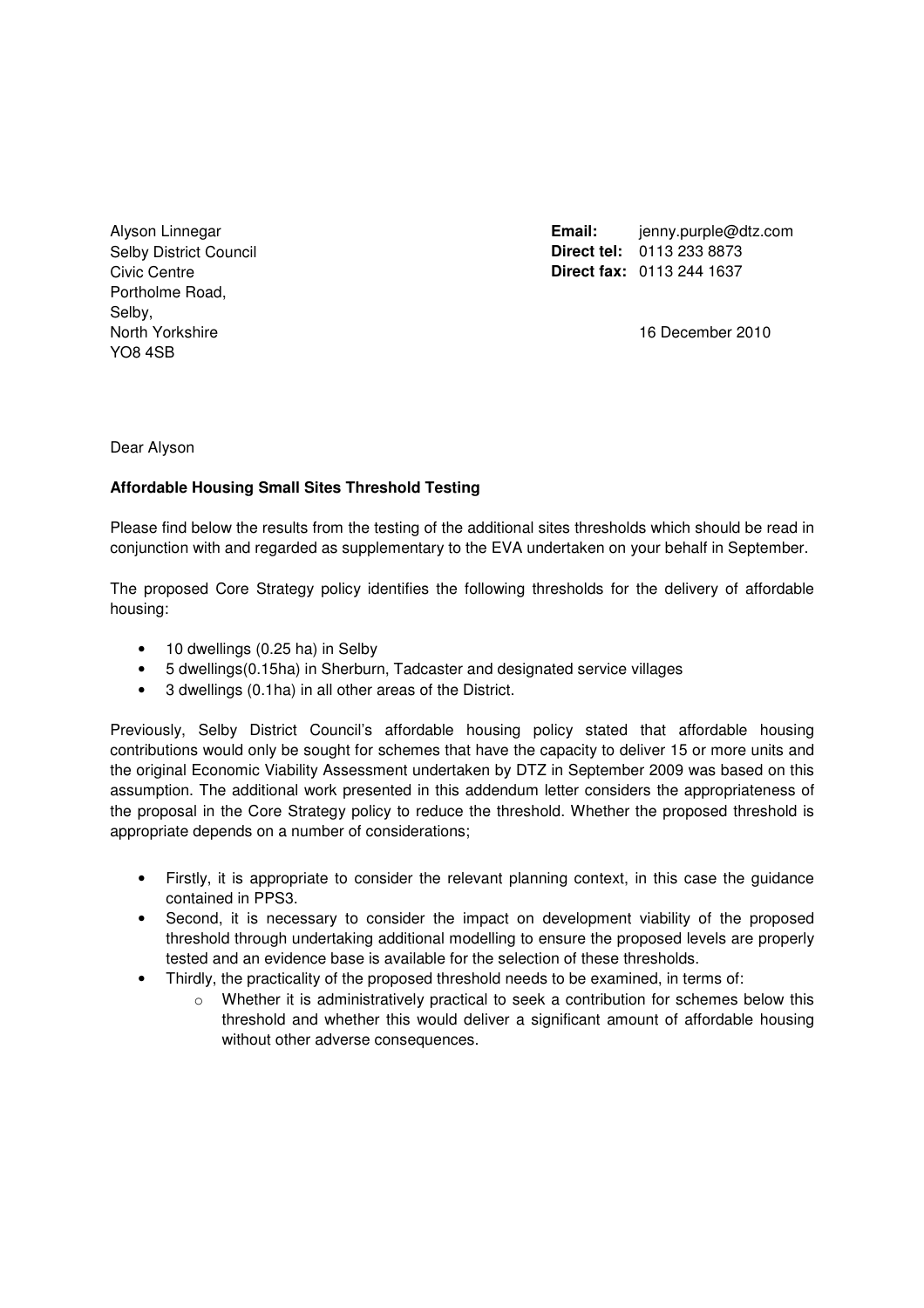Alyson Linnegar
Selby District Council
Civic Centre
Portholme Road,
Selby,
North Yorkshire
YO8 4SB

**Email:** jenny.purple@dtz.com
**Direct tel:** 0113 233 8873
**Direct fax:** 0113 244 1637

16 December 2010

Dear Alyson

**Affordable Housing Small Sites Threshold Testing**

Please find below the results from the testing of the additional sites thresholds which should be read in conjunction with and regarded as supplementary to the EVA undertaken on your behalf in September.

The proposed Core Strategy policy identifies the following thresholds for the delivery of affordable housing:

- 10 dwellings (0.25 ha) in Selby
- 5 dwellings(0.15ha) in Sherburn, Tadcaster and designated service villages
- 3 dwellings (0.1ha) in all other areas of the District.

Previously, Selby District Council's affordable housing policy stated that affordable housing contributions would only be sought for schemes that have the capacity to deliver 15 or more units and the original Economic Viability Assessment undertaken by DTZ in September 2009 was based on this assumption. The additional work presented in this addendum letter considers the appropriateness of the proposal in the Core Strategy policy to reduce the threshold. Whether the proposed threshold is appropriate depends on a number of considerations;

- Firstly, it is appropriate to consider the relevant planning context, in this case the guidance contained in PPS3.
- Second, it is necessary to consider the impact on development viability of the proposed threshold through undertaking additional modelling to ensure the proposed levels are properly tested and an evidence base is available for the selection of these thresholds.
- Thirdly, the practicality of the proposed threshold needs to be examined, in terms of:
  - Whether it is administratively practical to seek a contribution for schemes below this threshold and whether this would deliver a significant amount of affordable housing without other adverse consequences.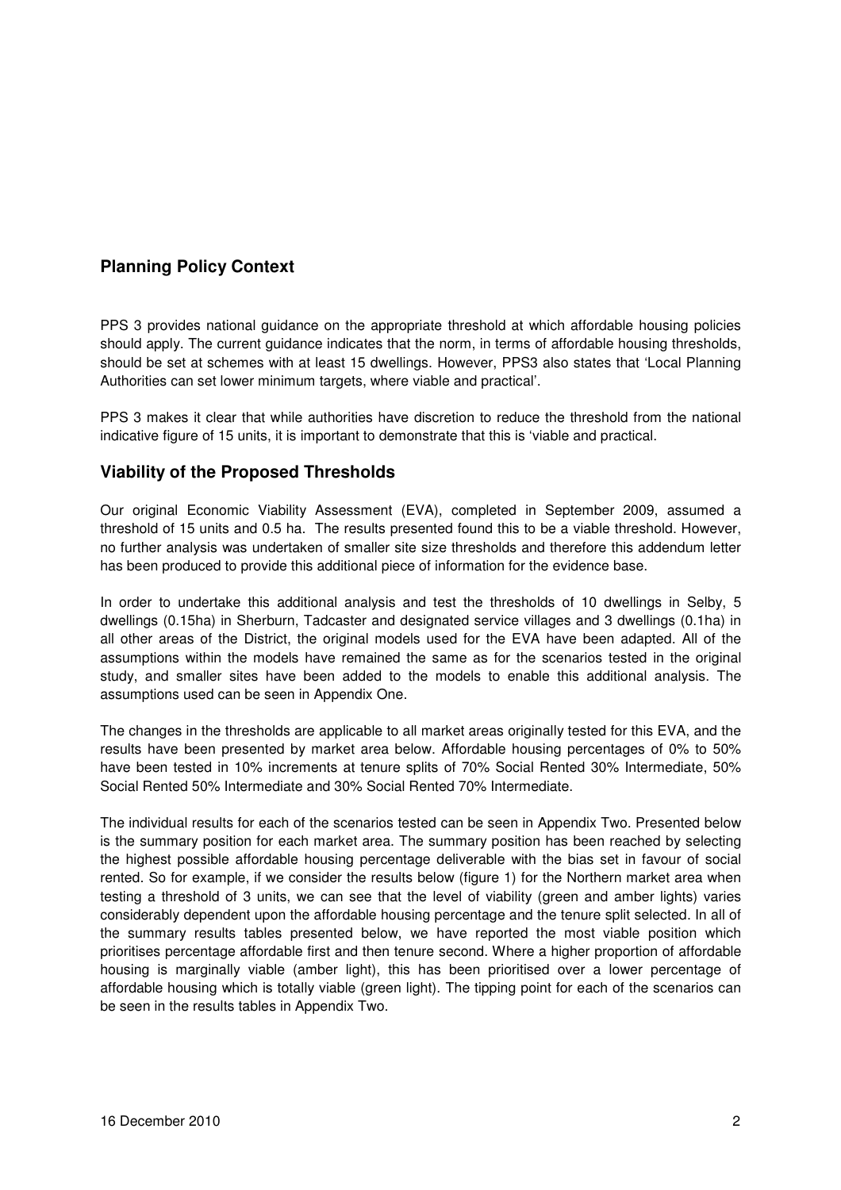## Planning Policy Context

PPS 3 provides national guidance on the appropriate threshold at which affordable housing policies should apply. The current guidance indicates that the norm, in terms of affordable housing thresholds, should be set at schemes with at least 15 dwellings. However, PPS3 also states that 'Local Planning Authorities can set lower minimum targets, where viable and practical'.

PPS 3 makes it clear that while authorities have discretion to reduce the threshold from the national indicative figure of 15 units, it is important to demonstrate that this is 'viable and practical.

## Viability of the Proposed Thresholds

Our original Economic Viability Assessment (EVA), completed in September 2009, assumed a threshold of 15 units and 0.5 ha. The results presented found this to be a viable threshold. However, no further analysis was undertaken of smaller site size thresholds and therefore this addendum letter has been produced to provide this additional piece of information for the evidence base.

In order to undertake this additional analysis and test the thresholds of 10 dwellings in Selby, 5 dwellings (0.15ha) in Sherburn, Tadcaster and designated service villages and 3 dwellings (0.1ha) in all other areas of the District, the original models used for the EVA have been adapted. All of the assumptions within the models have remained the same as for the scenarios tested in the original study, and smaller sites have been added to the models to enable this additional analysis. The assumptions used can be seen in Appendix One.

The changes in the thresholds are applicable to all market areas originally tested for this EVA, and the results have been presented by market area below. Affordable housing percentages of 0% to 50% have been tested in 10% increments at tenure splits of 70% Social Rented 30% Intermediate, 50% Social Rented 50% Intermediate and 30% Social Rented 70% Intermediate.

The individual results for each of the scenarios tested can be seen in Appendix Two. Presented below is the summary position for each market area. The summary position has been reached by selecting the highest possible affordable housing percentage deliverable with the bias set in favour of social rented. So for example, if we consider the results below (figure 1) for the Northern market area when testing a threshold of 3 units, we can see that the level of viability (green and amber lights) varies considerably dependent upon the affordable housing percentage and the tenure split selected. In all of the summary results tables presented below, we have reported the most viable position which prioritises percentage affordable first and then tenure second. Where a higher proportion of affordable housing is marginally viable (amber light), this has been prioritised over a lower percentage of affordable housing which is totally viable (green light). The tipping point for each of the scenarios can be seen in the results tables in Appendix Two.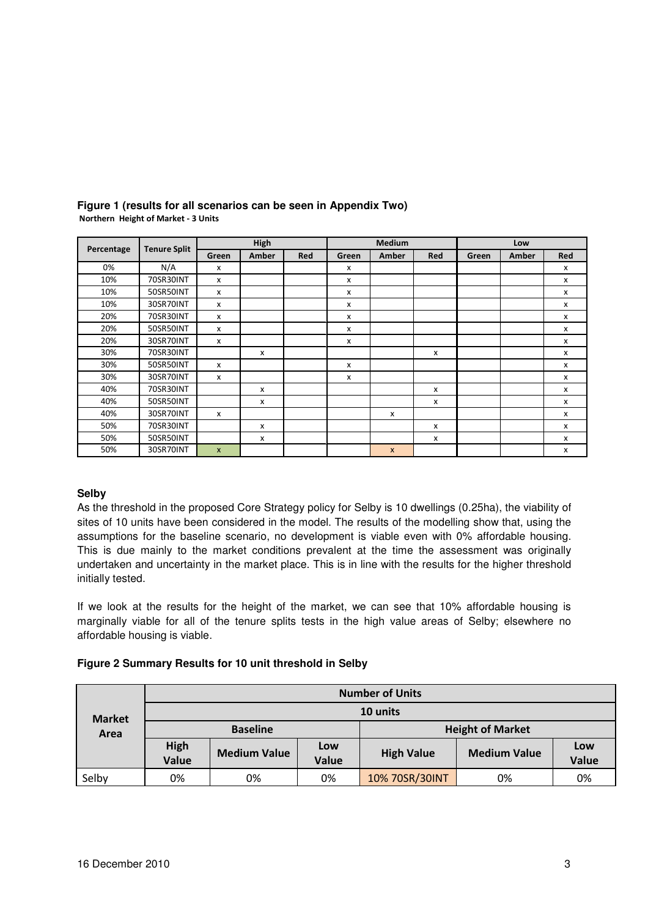**Figure 1 (results for all scenarios can be seen in Appendix Two)**

**Northern Height of Market - 3 Units**

| Percentage | Tenure Split | High | | | Medium | | | Low | | |
|---|---|---|---|---|---|---|---|---|---|---|
| | | Green | Amber | Red | Green | Amber | Red | Green | Amber | Red |
| 0% | N/A | x | | | x | | | | | x |
| 10% | 70SR30INT | x | | | x | | | | | x |
| 10% | 50SR50INT | x | | | x | | | | | x |
| 10% | 30SR70INT | x | | | x | | | | | x |
| 20% | 70SR30INT | x | | | x | | | | | x |
| 20% | 50SR50INT | x | | | x | | | | | x |
| 20% | 30SR70INT | x | | | x | | | | | x |
| 30% | 70SR30INT | | x | | | | x | | | x |
| 30% | 50SR50INT | x | | | x | | | | | x |
| 30% | 30SR70INT | x | | | x | | | | | x |
| 40% | 70SR30INT | | x | | | | x | | | x |
| 40% | 50SR50INT | | x | | | | x | | | x |
| 40% | 30SR70INT | x | | | | x | | | | x |
| 50% | 70SR30INT | | x | | | | x | | | x |
| 50% | 50SR50INT | | x | | | | x | | | x |
| 50% | 30SR70INT | x | | | | x | | | | x |

**Selby**

As the threshold in the proposed Core Strategy policy for Selby is 10 dwellings (0.25ha), the viability of sites of 10 units have been considered in the model. The results of the modelling show that, using the assumptions for the baseline scenario, no development is viable even with 0% affordable housing. This is due mainly to the market conditions prevalent at the time the assessment was originally undertaken and uncertainty in the market place. This is in line with the results for the higher threshold initially tested.

If we look at the results for the height of the market, we can see that 10% affordable housing is marginally viable for all of the tenure splits tests in the high value areas of Selby; elsewhere no affordable housing is viable.

**Figure 2 Summary Results for 10 unit threshold in Selby**

| Market Area | Number of Units | | | | | |
|---|---|---|---|---|---|---|
| | 10 units | | | | | |
| | Baseline | | | Height of Market | | |
| | High Value | Medium Value | Low Value | High Value | Medium Value | Low Value |
| Selby | 0% | 0% | 0% | 10% 70SR/30INT | 0% | 0% |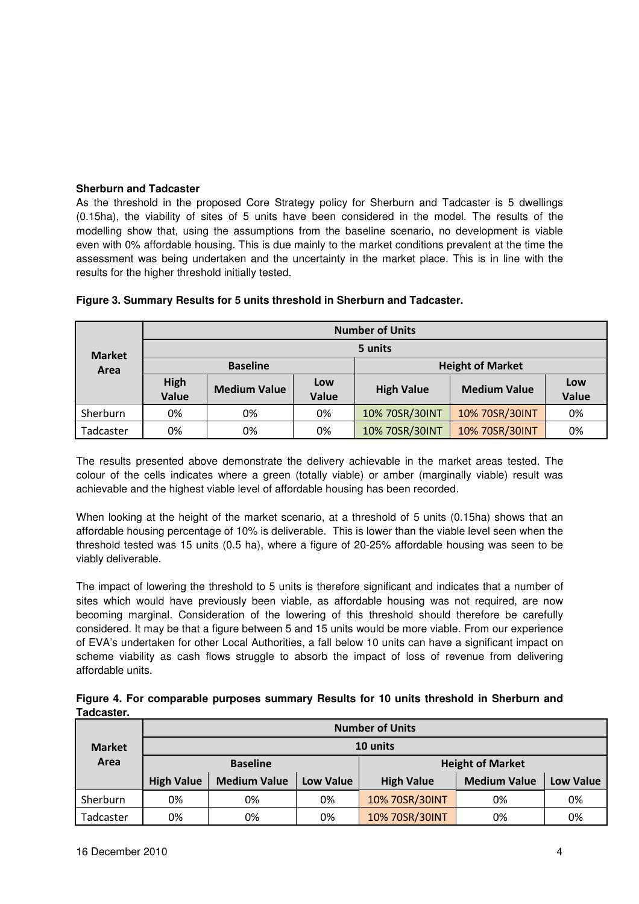**Sherburn and Tadcaster**

As the threshold in the proposed Core Strategy policy for Sherburn and Tadcaster is 5 dwellings (0.15ha), the viability of sites of 5 units have been considered in the model. The results of the modelling show that, using the assumptions from the baseline scenario, no development is viable even with 0% affordable housing. This is due mainly to the market conditions prevalent at the time the assessment was being undertaken and the uncertainty in the market place. This is in line with the results for the higher threshold initially tested.

**Figure 3. Summary Results for 5 units threshold in Sherburn and Tadcaster.**

| Market Area | Number of Units | | | | | |
|---|---|---|---|---|---|---|
| | 5 units | | | | | |
| | Baseline | | | Height of Market | | |
| | High Value | Medium Value | Low Value | High Value | Medium Value | Low Value |
| Sherburn | 0% | 0% | 0% | 10% 70SR/30INT | 10% 70SR/30INT | 0% |
| Tadcaster | 0% | 0% | 0% | 10% 70SR/30INT | 10% 70SR/30INT | 0% |

The results presented above demonstrate the delivery achievable in the market areas tested. The colour of the cells indicates where a green (totally viable) or amber (marginally viable) result was achievable and the highest viable level of affordable housing has been recorded.

When looking at the height of the market scenario, at a threshold of 5 units (0.15ha) shows that an affordable housing percentage of 10% is deliverable. This is lower than the viable level seen when the threshold tested was 15 units (0.5 ha), where a figure of 20-25% affordable housing was seen to be viably deliverable.

The impact of lowering the threshold to 5 units is therefore significant and indicates that a number of sites which would have previously been viable, as affordable housing was not required, are now becoming marginal. Consideration of the lowering of this threshold should therefore be carefully considered. It may be that a figure between 5 and 15 units would be more viable. From our experience of EVA's undertaken for other Local Authorities, a fall below 10 units can have a significant impact on scheme viability as cash flows struggle to absorb the impact of loss of revenue from delivering affordable units.

**Figure 4. For comparable purposes summary Results for 10 units threshold in Sherburn and Tadcaster.**

| Market Area | Number of Units | | | | | |
|---|---|---|---|---|---|---|
| | 10 units | | | | | |
| | Baseline | | | Height of Market | | |
| | High Value | Medium Value | Low Value | High Value | Medium Value | Low Value |
| Sherburn | 0% | 0% | 0% | 10% 70SR/30INT | 0% | 0% |
| Tadcaster | 0% | 0% | 0% | 10% 70SR/30INT | 0% | 0% |

16 December 2010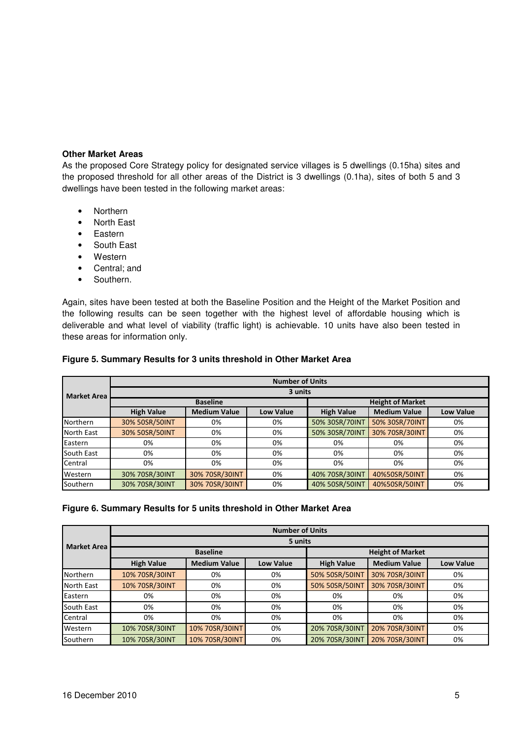**Other Market Areas**

As the proposed Core Strategy policy for designated service villages is 5 dwellings (0.15ha) sites and the proposed threshold for all other areas of the District is 3 dwellings (0.1ha), sites of both 5 and 3 dwellings have been tested in the following market areas:

- Northern
- North East
- Eastern
- South East
- Western
- Central; and
- Southern.

Again, sites have been tested at both the Baseline Position and the Height of the Market Position and the following results can be seen together with the highest level of affordable housing which is deliverable and what level of viability (traffic light) is achievable. 10 units have also been tested in these areas for information only.

**Figure 5. Summary Results for 3 units threshold in Other Market Area**

| Market Area | Number of Units | | | | | |
|---|---|---|---|---|---|---|
| | 3 units | | | | | |
| | Baseline | | | Height of Market | | |
| | High Value | Medium Value | Low Value | High Value | Medium Value | Low Value |
| Northern | 30% 50SR/50INT | 0% | 0% | 50% 30SR/70INT | 50% 30SR/70INT | 0% |
| North East | 30% 50SR/50INT | 0% | 0% | 50% 30SR/70INT | 30% 70SR/30INT | 0% |
| Eastern | 0% | 0% | 0% | 0% | 0% | 0% |
| South East | 0% | 0% | 0% | 0% | 0% | 0% |
| Central | 0% | 0% | 0% | 0% | 0% | 0% |
| Western | 30% 70SR/30INT | 30% 70SR/30INT | 0% | 40% 70SR/30INT | 40%50SR/50INT | 0% |
| Southern | 30% 70SR/30INT | 30% 70SR/30INT | 0% | 40% 50SR/50INT | 40%50SR/50INT | 0% |

**Figure 6. Summary Results for 5 units threshold in Other Market Area**

| Market Area | Number of Units | | | | | |
|---|---|---|---|---|---|---|
| | 5 units | | | | | |
| | Baseline | | | Height of Market | | |
| | High Value | Medium Value | Low Value | High Value | Medium Value | Low Value |
| Northern | 10% 70SR/30INT | 0% | 0% | 50% 50SR/50INT | 30% 70SR/30INT | 0% |
| North East | 10% 70SR/30INT | 0% | 0% | 50% 50SR/50INT | 30% 70SR/30INT | 0% |
| Eastern | 0% | 0% | 0% | 0% | 0% | 0% |
| South East | 0% | 0% | 0% | 0% | 0% | 0% |
| Central | 0% | 0% | 0% | 0% | 0% | 0% |
| Western | 10% 70SR/30INT | 10% 70SR/30INT | 0% | 20% 70SR/30INT | 20% 70SR/30INT | 0% |
| Southern | 10% 70SR/30INT | 10% 70SR/30INT | 0% | 20% 70SR/30INT | 20% 70SR/30INT | 0% |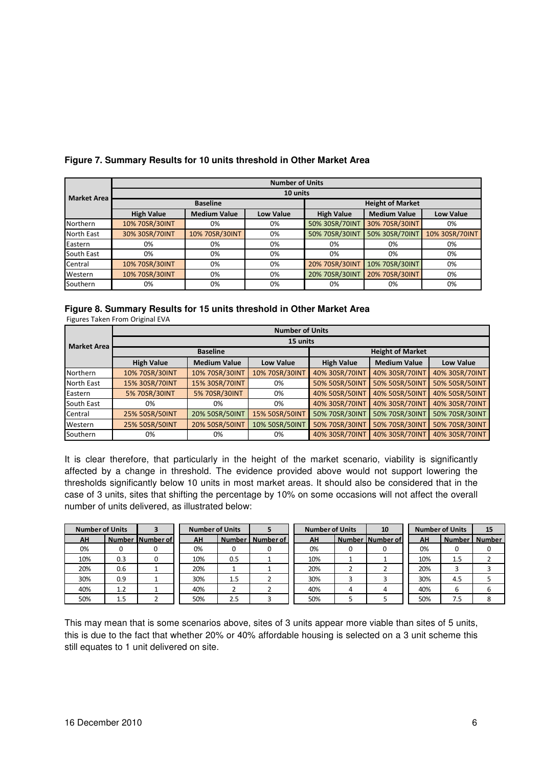**Figure 7. Summary Results for 10 units threshold in Other Market Area**

| Market Area | Number of Units | | | | | |
|---|---|---|---|---|---|---|
| | 10 units | | | | | |
| | Baseline | | | Height of Market | | |
| | High Value | Medium Value | Low Value | High Value | Medium Value | Low Value |
| Northern | 10% 70SR/30INT | 0% | 0% | 50% 30SR/70INT | 30% 70SR/30INT | 0% |
| North East | 30% 30SR/70INT | 10% 70SR/30INT | 0% | 50% 70SR/30INT | 50% 30SR/70INT | 10% 30SR/70INT |
| Eastern | 0% | 0% | 0% | 0% | 0% | 0% |
| South East | 0% | 0% | 0% | 0% | 0% | 0% |
| Central | 10% 70SR/30INT | 0% | 0% | 20% 70SR/30INT | 10% 70SR/30INT | 0% |
| Western | 10% 70SR/30INT | 0% | 0% | 20% 70SR/30INT | 20% 70SR/30INT | 0% |
| Southern | 0% | 0% | 0% | 0% | 0% | 0% |

**Figure 8. Summary Results for 15 units threshold in Other Market Area**

Figures Taken From Original EVA

| Market Area | Number of Units | | | | | |
|---|---|---|---|---|---|---|
| | 15 units | | | | | |
| | Baseline | | | Height of Market | | |
| | High Value | Medium Value | Low Value | High Value | Medium Value | Low Value |
| Northern | 10% 70SR/30INT | 10% 70SR/30INT | 10% 70SR/30INT | 40% 30SR/70INT | 40% 30SR/70INT | 40% 30SR/70INT |
| North East | 15% 30SR/70INT | 15% 30SR/70INT | 0% | 50% 50SR/50INT | 50% 50SR/50INT | 50% 50SR/50INT |
| Eastern | 5% 70SR/30INT | 5% 70SR/30INT | 0% | 40% 50SR/50INT | 40% 50SR/50INT | 40% 50SR/50INT |
| South East | 0% | 0% | 0% | 40% 30SR/70INT | 40% 30SR/70INT | 40% 30SR/70INT |
| Central | 25% 50SR/50INT | 20% 50SR/50INT | 15% 50SR/50INT | 50% 70SR/30INT | 50% 70SR/30INT | 50% 70SR/30INT |
| Western | 25% 50SR/50INT | 20% 50SR/50INT | 10% 50SR/50INT | 50% 70SR/30INT | 50% 70SR/30INT | 50% 70SR/30INT |
| Southern | 0% | 0% | 0% | 40% 30SR/70INT | 40% 30SR/70INT | 40% 30SR/70INT |

It is clear therefore, that particularly in the height of the market scenario, viability is significantly affected by a change in threshold. The evidence provided above would not support lowering the thresholds significantly below 10 units in most market areas. It should also be considered that in the case of 3 units, sites that shifting the percentage by 10% on some occasions will not affect the overall number of units delivered, as illustrated below:

| Number of Units | | 3 |
|---|---|---|
| AH | Number | Number of |
| 0% | 0 | 0 |
| 10% | 0.3 | 0 |
| 20% | 0.6 | 1 |
| 30% | 0.9 | 1 |
| 40% | 1.2 | 1 |
| 50% | 1.5 | 2 |

| Number of Units | | 5 |
|---|---|---|
| AH | Number | Number of |
| 0% | 0 | 0 |
| 10% | 0.5 | 1 |
| 20% | 1 | 1 |
| 30% | 1.5 | 2 |
| 40% | 2 | 2 |
| 50% | 2.5 | 3 |

| Number of Units | | 10 |
|---|---|---|
| AH | Number | Number of |
| 0% | 0 | 0 |
| 10% | 1 | 1 |
| 20% | 2 | 2 |
| 30% | 3 | 3 |
| 40% | 4 | 4 |
| 50% | 5 | 5 |

| Number of Units | | 15 |
|---|---|---|
| AH | Number | Number |
| 0% | 0 | 0 |
| 10% | 1.5 | 2 |
| 20% | 3 | 3 |
| 30% | 4.5 | 5 |
| 40% | 6 | 6 |
| 50% | 7.5 | 8 |

This may mean that is some scenarios above, sites of 3 units appear more viable than sites of 5 units, this is due to the fact that whether 20% or 40% affordable housing is selected on a 3 unit scheme this still equates to 1 unit delivered on site.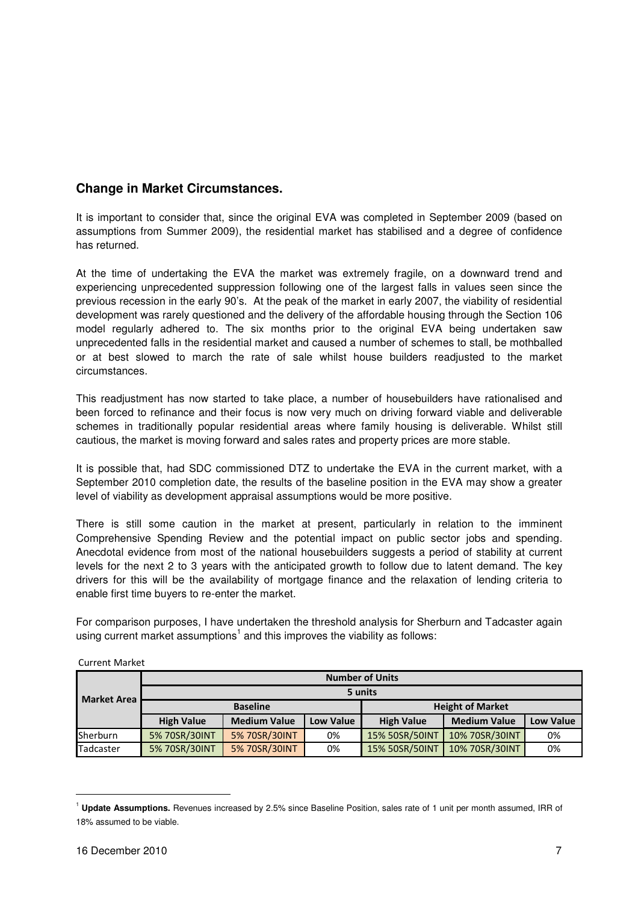## Change in Market Circumstances.

It is important to consider that, since the original EVA was completed in September 2009 (based on assumptions from Summer 2009), the residential market has stabilised and a degree of confidence has returned.

At the time of undertaking the EVA the market was extremely fragile, on a downward trend and experiencing unprecedented suppression following one of the largest falls in values seen since the previous recession in the early 90's. At the peak of the market in early 2007, the viability of residential development was rarely questioned and the delivery of the affordable housing through the Section 106 model regularly adhered to. The six months prior to the original EVA being undertaken saw unprecedented falls in the residential market and caused a number of schemes to stall, be mothballed or at best slowed to march the rate of sale whilst house builders readjusted to the market circumstances.

This readjustment has now started to take place, a number of housebuilders have rationalised and been forced to refinance and their focus is now very much on driving forward viable and deliverable schemes in traditionally popular residential areas where family housing is deliverable. Whilst still cautious, the market is moving forward and sales rates and property prices are more stable.

It is possible that, had SDC commissioned DTZ to undertake the EVA in the current market, with a September 2010 completion date, the results of the baseline position in the EVA may show a greater level of viability as development appraisal assumptions would be more positive.

There is still some caution in the market at present, particularly in relation to the imminent Comprehensive Spending Review and the potential impact on public sector jobs and spending. Anecdotal evidence from most of the national housebuilders suggests a period of stability at current levels for the next 2 to 3 years with the anticipated growth to follow due to latent demand. The key drivers for this will be the availability of mortgage finance and the relaxation of lending criteria to enable first time buyers to re-enter the market.

For comparison purposes, I have undertaken the threshold analysis for Sherburn and Tadcaster again using current market assumptions[1] and this improves the viability as follows:

Current Market

| Market Area | Number of Units | | | | | |
|---|---|---|---|---|---|---|
| | 5 units | | | | | |
| | Baseline | | | Height of Market | | |
| | High Value | Medium Value | Low Value | High Value | Medium Value | Low Value |
| Sherburn | 5% 70SR/30INT | 5% 70SR/30INT | 0% | 15% 50SR/50INT | 10% 70SR/30INT | 0% |
| Tadcaster | 5% 70SR/30INT | 5% 70SR/30INT | 0% | 15% 50SR/50INT | 10% 70SR/30INT | 0% |

[1] **Update Assumptions.** Revenues increased by 2.5% since Baseline Position, sales rate of 1 unit per month assumed, IRR of 18% assumed to be viable.

16 December 2010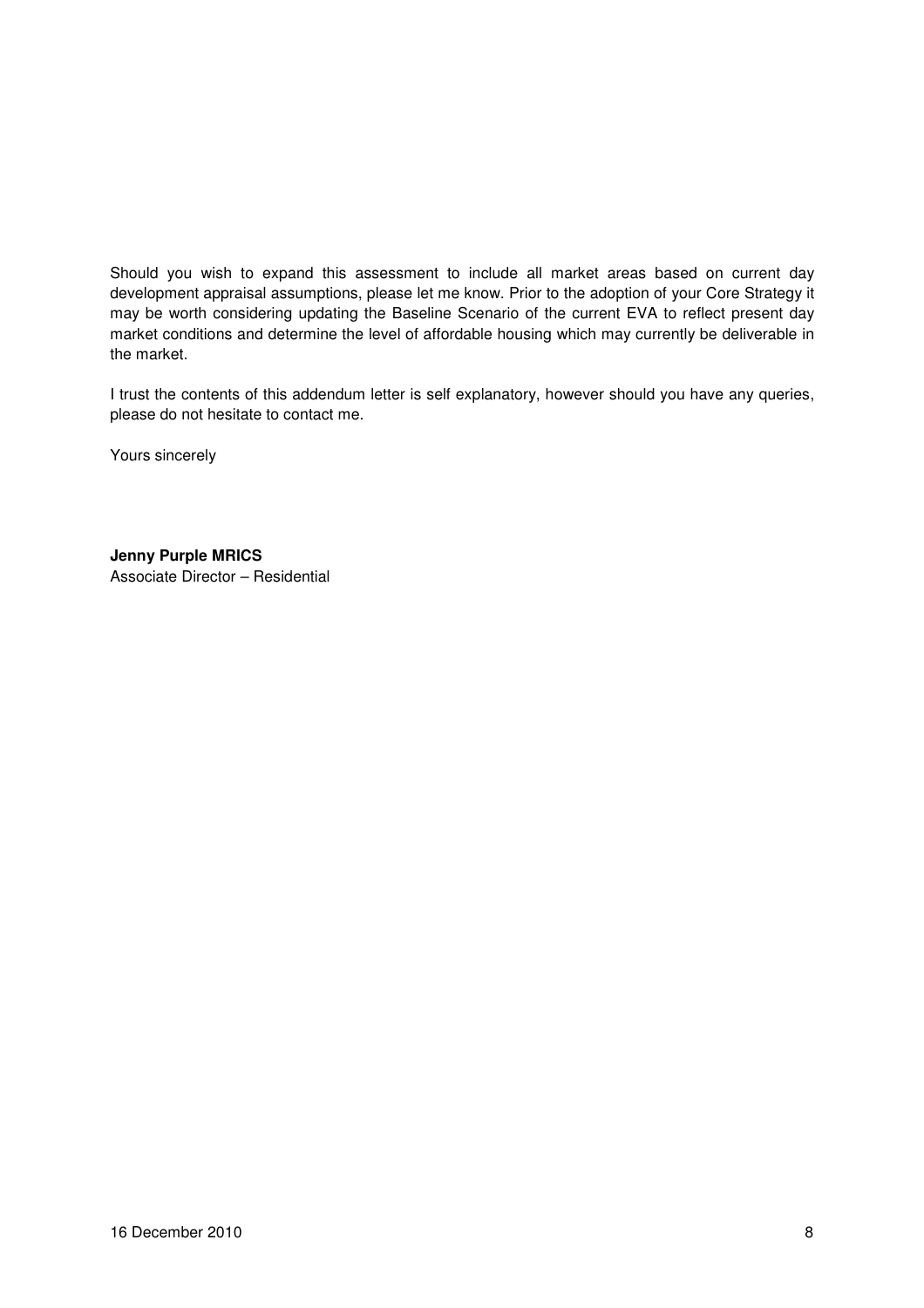Should you wish to expand this assessment to include all market areas based on current day development appraisal assumptions, please let me know. Prior to the adoption of your Core Strategy it may be worth considering updating the Baseline Scenario of the current EVA to reflect present day market conditions and determine the level of affordable housing which may currently be deliverable in the market.

I trust the contents of this addendum letter is self explanatory, however should you have any queries, please do not hesitate to contact me.

Yours sincerely

**Jenny Purple MRICS**
Associate Director – Residential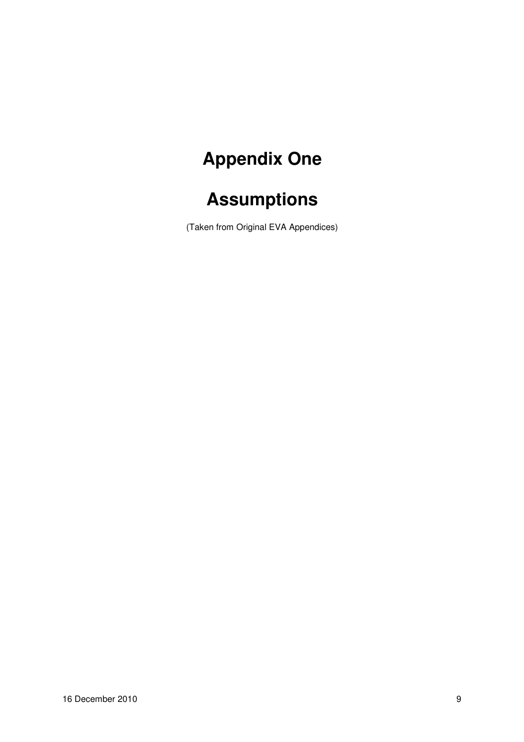# Appendix One

# Assumptions

(Taken from Original EVA Appendices)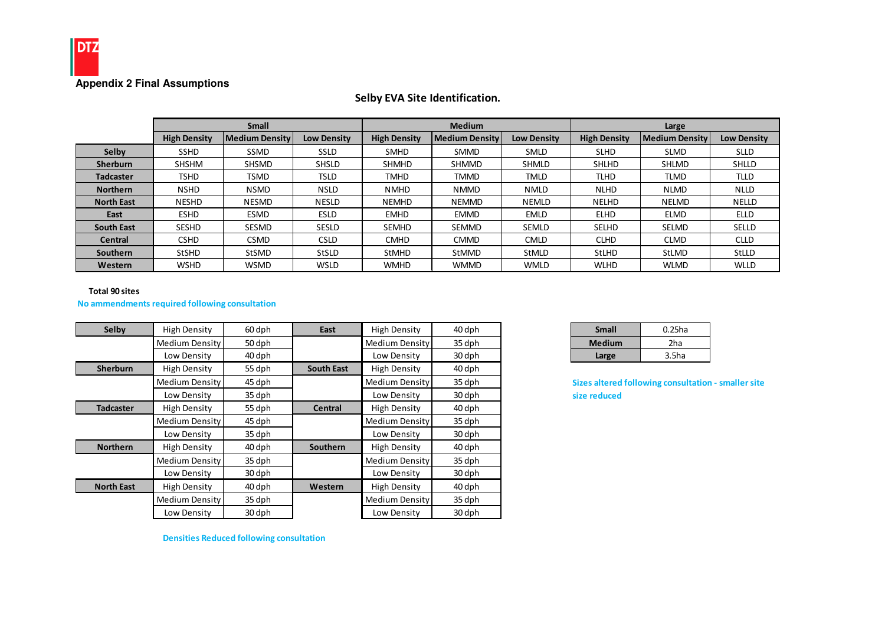DTZ

## Appendix 2 Final Assumptions

### Selby EVA Site Identification.

| | Small | | | Medium | | | Large | | |
|---|---|---|---|---|---|---|---|---|---|
| | High Density | Medium Density | Low Density | High Density | Medium Density | Low Density | High Density | Medium Density | Low Density |
| **Selby** | SSHD | SSMD | SSLD | SMHD | SMMD | SMLD | SLHD | SLMD | SLLD |
| **Sherburn** | SHSHM | SHSMD | SHSLD | SHMHD | SHMMD | SHMLD | SHLHD | SHLMD | SHLLD |
| **Tadcaster** | TSHD | TSMD | TSLD | TMHD | TMMD | TMLD | TLHD | TLMD | TLLD |
| **Northern** | NSHD | NSMD | NSLD | NMHD | NMMD | NMLD | NLHD | NLMD | NLLD |
| **North East** | NESHD | NESMD | NESLD | NEMHD | NEMMD | NEMLD | NELHD | NELMD | NELLD |
| **East** | ESHD | ESMD | ESLD | EMHD | EMMD | EMLD | ELHD | ELMD | ELLD |
| **South East** | SESHD | SESMD | SESLD | SEMHD | SEMMD | SEMLD | SELHD | SELMD | SELLD |
| **Central** | CSHD | CSMD | CSLD | CMHD | CMMD | CMLD | CLHD | CLMD | CLLD |
| **Southern** | StSHD | StSMD | StSLD | StMHD | StMMD | StMLD | StLHD | StLMD | StLLD |
| **Western** | WSHD | WSMD | WSLD | WMHD | WMMD | WMLD | WLHD | WLMD | WLLD |

**Total 90 sites**

No ammendments required following consultation

| | | | | | |
|---|---|---|---|---|---|
| **Selby** | High Density | 60 dph | **East** | High Density | 40 dph |
| | Medium Density | 50 dph | | Medium Density | 35 dph |
| | Low Density | 40 dph | | Low Density | 30 dph |
| **Sherburn** | High Density | 55 dph | **South East** | High Density | 40 dph |
| | Medium Density | 45 dph | | Medium Density | 35 dph |
| | Low Density | 35 dph | | Low Density | 30 dph |
| **Tadcaster** | High Density | 55 dph | **Central** | High Density | 40 dph |
| | Medium Density | 45 dph | | Medium Density | 35 dph |
| | Low Density | 35 dph | | Low Density | 30 dph |
| **Northern** | High Density | 40 dph | **Southern** | High Density | 40 dph |
| | Medium Density | 35 dph | | Medium Density | 35 dph |
| | Low Density | 30 dph | | Low Density | 30 dph |
| **North East** | High Density | 40 dph | **Western** | High Density | 40 dph |
| | Medium Density | 35 dph | | Medium Density | 35 dph |
| | Low Density | 30 dph | | Low Density | 30 dph |

Densities Reduced following consultation

| | |
|---|---|
| **Small** | 0.25ha |
| **Medium** | 2ha |
| **Large** | 3.5ha |

Sizes altered following consultation - smaller site size reduced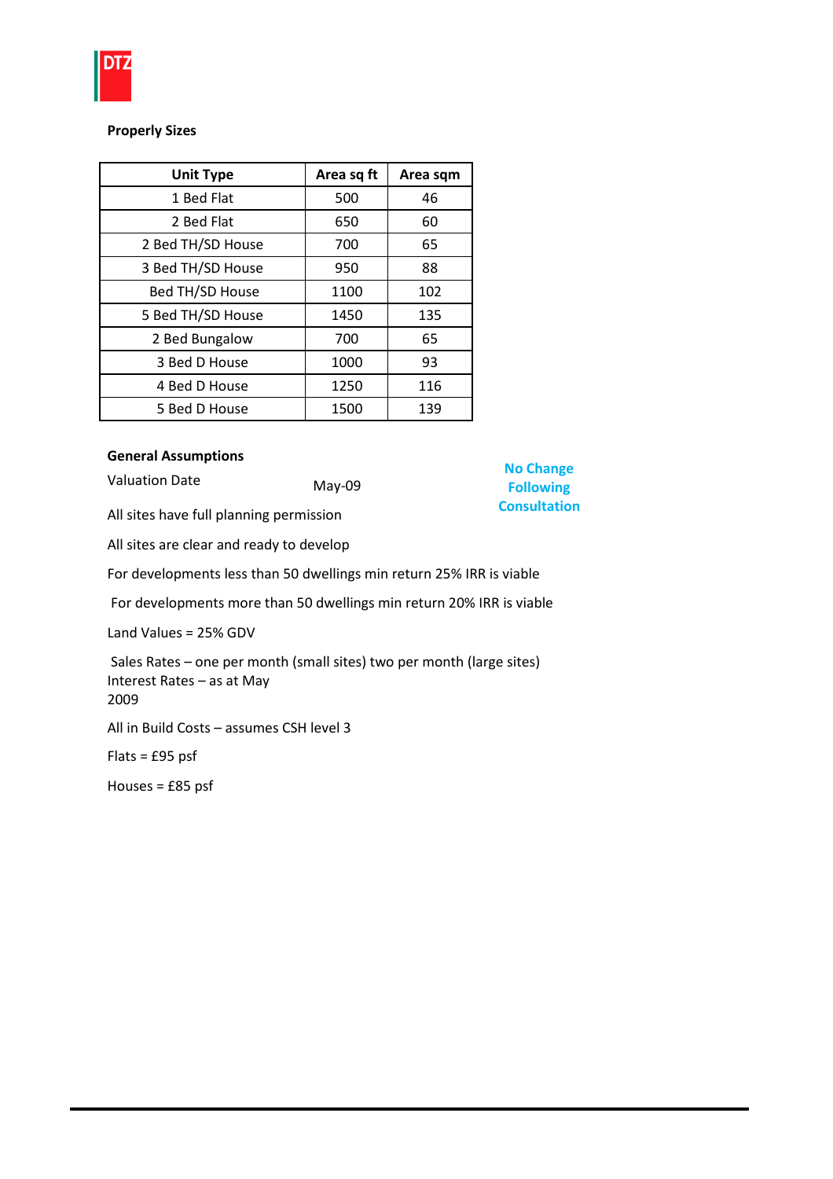DTZ

**Properly Sizes**

| Unit Type | Area sq ft | Area sqm |
|---|---|---|
| 1 Bed Flat | 500 | 46 |
| 2 Bed Flat | 650 | 60 |
| 2 Bed TH/SD House | 700 | 65 |
| 3 Bed TH/SD House | 950 | 88 |
| Bed TH/SD House | 1100 | 102 |
| 5 Bed TH/SD House | 1450 | 135 |
| 2 Bed Bungalow | 700 | 65 |
| 3 Bed D House | 1000 | 93 |
| 4 Bed D House | 1250 | 116 |
| 5 Bed D House | 1500 | 139 |

**General Assumptions**

**No Change Following Consultation**

Valuation Date May-09

All sites have full planning permission

All sites are clear and ready to develop

For developments less than 50 dwellings min return 25% IRR is viable

For developments more than 50 dwellings min return 20% IRR is viable

Land Values = 25% GDV

Sales Rates – one per month (small sites) two per month (large sites)
Interest Rates – as at May 2009

All in Build Costs – assumes CSH level 3

Flats = £95 psf

Houses = £85 psf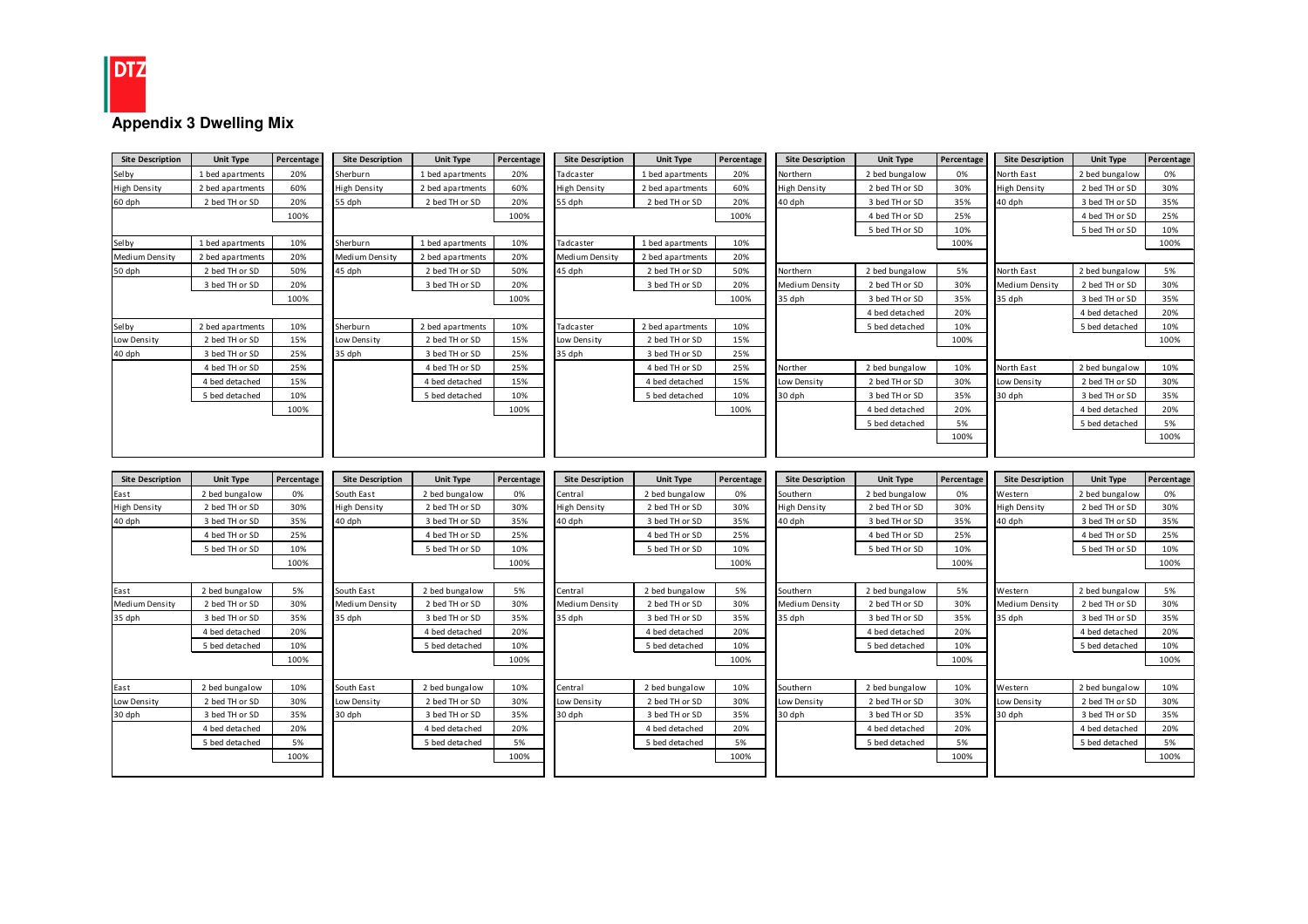DTZ

# Appendix 3 Dwelling Mix

| Site Description | Unit Type | Percentage |
|---|---|---|
| Selby | 1 bed apartments | 20% |
| High Density | 2 bed apartments | 60% |
| 60 dph | 2 bed TH or SD | 20% |
| | | 100% |
| Selby | 1 bed apartments | 10% |
| Medium Density | 2 bed apartments | 20% |
| 50 dph | 2 bed TH or SD | 50% |
| | 3 bed TH or SD | 20% |
| | | 100% |
| Selby | 2 bed apartments | 10% |
| Low Density | 2 bed TH or SD | 15% |
| 40 dph | 3 bed TH or SD | 25% |
| | 4 bed TH or SD | 25% |
| | 4 bed detached | 15% |
| | 5 bed detached | 10% |
| | | 100% |

| Site Description | Unit Type | Percentage |
|---|---|---|
| Sherburn | 1 bed apartments | 20% |
| High Density | 2 bed apartments | 60% |
| 55 dph | 2 bed TH or SD | 20% |
| | | 100% |
| Sherburn | 1 bed apartments | 10% |
| Medium Density | 2 bed apartments | 20% |
| 45 dph | 2 bed TH or SD | 50% |
| | 3 bed TH or SD | 20% |
| | | 100% |
| Sherburn | 2 bed apartments | 10% |
| Low Density | 2 bed TH or SD | 15% |
| 35 dph | 3 bed TH or SD | 25% |
| | 4 bed TH or SD | 25% |
| | 4 bed detached | 15% |
| | 5 bed detached | 10% |
| | | 100% |

| Site Description | Unit Type | Percentage |
|---|---|---|
| Tadcaster | 1 bed apartments | 20% |
| High Density | 2 bed apartments | 60% |
| 55 dph | 2 bed TH or SD | 20% |
| | | 100% |
| Tadcaster | 1 bed apartments | 10% |
| Medium Density | 2 bed apartments | 20% |
| 45 dph | 2 bed TH or SD | 50% |
| | 3 bed TH or SD | 20% |
| | | 100% |
| Tadcaster | 2 bed apartments | 10% |
| Low Density | 2 bed TH or SD | 15% |
| 35 dph | 3 bed TH or SD | 25% |
| | 4 bed TH or SD | 25% |
| | 4 bed detached | 15% |
| | 5 bed detached | 10% |
| | | 100% |

| Site Description | Unit Type | Percentage |
|---|---|---|
| Northern | 2 bed bungalow | 0% |
| High Density | 2 bed TH or SD | 30% |
| 40 dph | 3 bed TH or SD | 35% |
| | 4 bed TH or SD | 25% |
| | 5 bed TH or SD | 10% |
| | | 100% |
| Northern | 2 bed bungalow | 5% |
| Medium Density | 2 bed TH or SD | 30% |
| 35 dph | 3 bed TH or SD | 35% |
| | 4 bed detached | 20% |
| | 5 bed detached | 10% |
| | | 100% |
| Norther | 2 bed bungalow | 10% |
| Low Density | 2 bed TH or SD | 30% |
| 30 dph | 3 bed TH or SD | 35% |
| | 4 bed detached | 20% |
| | 5 bed detached | 5% |
| | | 100% |

| Site Description | Unit Type | Percentage |
|---|---|---|
| North East | 2 bed bungalow | 0% |
| High Density | 2 bed TH or SD | 30% |
| 40 dph | 3 bed TH or SD | 35% |
| | 4 bed TH or SD | 25% |
| | 5 bed TH or SD | 10% |
| | | 100% |
| North East | 2 bed bungalow | 5% |
| Medium Density | 2 bed TH or SD | 30% |
| 35 dph | 3 bed TH or SD | 35% |
| | 4 bed detached | 20% |
| | 5 bed detached | 10% |
| | | 100% |
| North East | 2 bed bungalow | 10% |
| Low Density | 2 bed TH or SD | 30% |
| 30 dph | 3 bed TH or SD | 35% |
| | 4 bed detached | 20% |
| | 5 bed detached | 5% |
| | | 100% |

| Site Description | Unit Type | Percentage |
|---|---|---|
| East | 2 bed bungalow | 0% |
| High Density | 2 bed TH or SD | 30% |
| 40 dph | 3 bed TH or SD | 35% |
| | 4 bed TH or SD | 25% |
| | 5 bed TH or SD | 10% |
| | | 100% |
| East | 2 bed bungalow | 5% |
| Medium Density | 2 bed TH or SD | 30% |
| 35 dph | 3 bed TH or SD | 35% |
| | 4 bed detached | 20% |
| | 5 bed detached | 10% |
| | | 100% |
| East | 2 bed bungalow | 10% |
| Low Density | 2 bed TH or SD | 30% |
| 30 dph | 3 bed TH or SD | 35% |
| | 4 bed detached | 20% |
| | 5 bed detached | 5% |
| | | 100% |

| Site Description | Unit Type | Percentage |
|---|---|---|
| South East | 2 bed bungalow | 0% |
| High Density | 2 bed TH or SD | 30% |
| 40 dph | 3 bed TH or SD | 35% |
| | 4 bed TH or SD | 25% |
| | 5 bed TH or SD | 10% |
| | | 100% |
| South East | 2 bed bungalow | 5% |
| Medium Density | 2 bed TH or SD | 30% |
| 35 dph | 3 bed TH or SD | 35% |
| | 4 bed detached | 20% |
| | 5 bed detached | 10% |
| | | 100% |
| South East | 2 bed bungalow | 10% |
| Low Density | 2 bed TH or SD | 30% |
| 30 dph | 3 bed TH or SD | 35% |
| | 4 bed detached | 20% |
| | 5 bed detached | 5% |
| | | 100% |

| Site Description | Unit Type | Percentage |
|---|---|---|
| Central | 2 bed bungalow | 0% |
| High Density | 2 bed TH or SD | 30% |
| 40 dph | 3 bed TH or SD | 35% |
| | 4 bed TH or SD | 25% |
| | 5 bed TH or SD | 10% |
| | | 100% |
| Central | 2 bed bungalow | 5% |
| Medium Density | 2 bed TH or SD | 30% |
| 35 dph | 3 bed TH or SD | 35% |
| | 4 bed detached | 20% |
| | 5 bed detached | 10% |
| | | 100% |
| Central | 2 bed bungalow | 10% |
| Low Density | 2 bed TH or SD | 30% |
| 30 dph | 3 bed TH or SD | 35% |
| | 4 bed detached | 20% |
| | 5 bed detached | 5% |
| | | 100% |

| Site Description | Unit Type | Percentage |
|---|---|---|
| Southern | 2 bed bungalow | 0% |
| High Density | 2 bed TH or SD | 30% |
| 40 dph | 3 bed TH or SD | 35% |
| | 4 bed TH or SD | 25% |
| | 5 bed TH or SD | 10% |
| | | 100% |
| Southern | 2 bed bungalow | 5% |
| Medium Density | 2 bed TH or SD | 30% |
| 35 dph | 3 bed TH or SD | 35% |
| | 4 bed detached | 20% |
| | 5 bed detached | 10% |
| | | 100% |
| Southern | 2 bed bungalow | 10% |
| Low Density | 2 bed TH or SD | 30% |
| 30 dph | 3 bed TH or SD | 35% |
| | 4 bed detached | 20% |
| | 5 bed detached | 5% |
| | | 100% |

| Site Description | Unit Type | Percentage |
|---|---|---|
| Western | 2 bed bungalow | 0% |
| High Density | 2 bed TH or SD | 30% |
| 40 dph | 3 bed TH or SD | 35% |
| | 4 bed TH or SD | 25% |
| | 5 bed TH or SD | 10% |
| | | 100% |
| Western | 2 bed bungalow | 5% |
| Medium Density | 2 bed TH or SD | 30% |
| 35 dph | 3 bed TH or SD | 35% |
| | 4 bed detached | 20% |
| | 5 bed detached | 10% |
| | | 100% |
| Western | 2 bed bungalow | 10% |
| Low Density | 2 bed TH or SD | 30% |
| 30 dph | 3 bed TH or SD | 35% |
| | 4 bed detached | 20% |
| | 5 bed detached | 5% |
| | | 100% |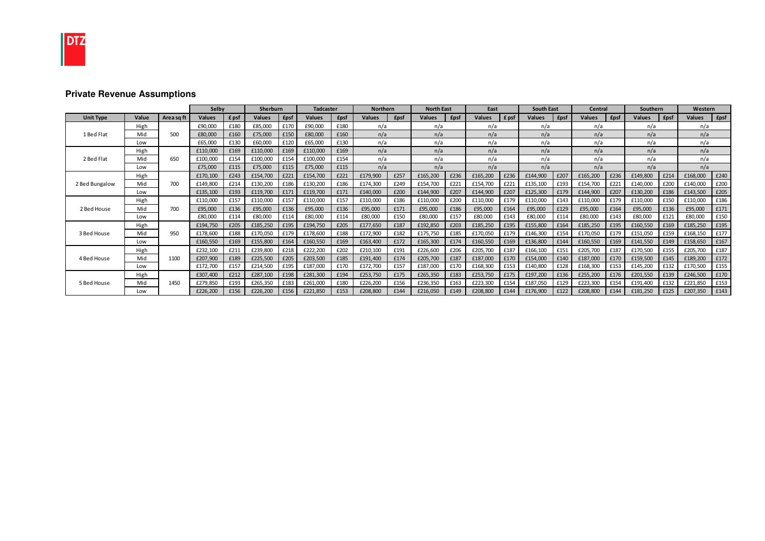DTZ

## Private Revenue Assumptions

| | | | Selby | | Sherburn | | Tadcaster | | Northern | | North East | | East | | South East | | Central | | Southern | | Western | |
|---|---|---|---|---|---|---|---|---|---|---|---|---|---|---|---|---|---|---|---|---|---|---|
| Unit Type | Value | Area sq ft | Values | £ psf | Values | £psf | Values | £psf | Values | £psf | Values | £psf | Values | £ psf | Values | £psf | Values | £psf | Values | £psf | Values | £psf |
| 1 Bed Flat | High | 500 | £90,000 | £180 | £85,000 | £170 | £90,000 | £180 | n/a | | n/a | | n/a | | n/a | | n/a | | n/a | | n/a | |
| | Mid | | £80,000 | £160 | £75,000 | £150 | £80,000 | £160 | n/a | | n/a | | n/a | | n/a | | n/a | | n/a | | n/a | |
| | Low | | £65,000 | £130 | £60,000 | £120 | £65,000 | £130 | n/a | | n/a | | n/a | | n/a | | n/a | | n/a | | n/a | |
| 2 Bed Flat | High | 650 | £110,000 | £169 | £110,000 | £169 | £110,000 | £169 | n/a | | n/a | | n/a | | n/a | | n/a | | n/a | | n/a | |
| | Mid | | £100,000 | £154 | £100,000 | £154 | £100,000 | £154 | n/a | | n/a | | n/a | | n/a | | n/a | | n/a | | n/a | |
| | Low | | £75,000 | £115 | £75,000 | £115 | £75,000 | £115 | n/a | | n/a | | n/a | | n/a | | n/a | | n/a | | n/a | |
| 2 Bed Bungalow | High | 700 | £170,100 | £243 | £154,700 | £221 | £154,700 | £221 | £179,900 | £257 | £165,200 | £236 | £165,200 | £236 | £144,900 | £207 | £165,200 | £236 | £149,800 | £214 | £168,000 | £240 |
| | Mid | | £149,800 | £214 | £130,200 | £186 | £130,200 | £186 | £174,300 | £249 | £154,700 | £221 | £154,700 | £221 | £135,100 | £193 | £154,700 | £221 | £140,000 | £200 | £140,000 | £200 |
| | Low | | £135,100 | £193 | £119,700 | £171 | £119,700 | £171 | £140,000 | £200 | £144,900 | £207 | £144,900 | £207 | £125,300 | £179 | £144,900 | £207 | £130,200 | £186 | £143,500 | £205 |
| 2 Bed House | High | 700 | £110,000 | £157 | £110,000 | £157 | £110,000 | £157 | £110,000 | £186 | £110,000 | £200 | £110,000 | £179 | £110,000 | £143 | £110,000 | £179 | £110,000 | £150 | £110,000 | £186 |
| | Mid | | £95,000 | £136 | £95,000 | £136 | £95,000 | £136 | £95,000 | £171 | £95,000 | £186 | £95,000 | £164 | £95,000 | £129 | £95,000 | £164 | £95,000 | £136 | £95,000 | £171 |
| | Low | | £80,000 | £114 | £80,000 | £114 | £80,000 | £114 | £80,000 | £150 | £80,000 | £157 | £80,000 | £143 | £80,000 | £114 | £80,000 | £143 | £80,000 | £121 | £80,000 | £150 |
| 3 Bed House | High | 950 | £194,750 | £205 | £185,250 | £195 | £194,750 | £205 | £177,650 | £187 | £192,850 | £203 | £185,250 | £195 | £155,800 | £164 | £185,250 | £195 | £160,550 | £169 | £185,250 | £195 |
| | Mid | | £178,600 | £188 | £170,050 | £179 | £178,600 | £188 | £172,900 | £182 | £175,750 | £185 | £170,050 | £179 | £146,300 | £154 | £170,050 | £179 | £151,050 | £159 | £168,150 | £177 |
| | Low | | £160,550 | £169 | £155,800 | £164 | £160,550 | £169 | £163,400 | £172 | £165,300 | £174 | £160,550 | £169 | £136,800 | £144 | £160,550 | £169 | £141,550 | £149 | £158,650 | £167 |
| 4 Bed House | High | 1100 | £232,100 | £211 | £239,800 | £218 | £222,200 | £202 | £210,100 | £191 | £226,600 | £206 | £205,700 | £187 | £166,100 | £151 | £205,700 | £187 | £170,500 | £155 | £205,700 | £187 |
| | Mid | | £207,900 | £189 | £225,500 | £205 | £203,500 | £185 | £191,400 | £174 | £205,700 | £187 | £187,000 | £170 | £154,000 | £140 | £187,000 | £170 | £159,500 | £145 | £189,200 | £172 |
| | Low | | £172,700 | £157 | £214,500 | £195 | £187,000 | £170 | £172,700 | £157 | £187,000 | £170 | £168,300 | £153 | £140,800 | £128 | £168,300 | £153 | £145,200 | £132 | £170,500 | £155 |
| 5 Bed House | High | 1450 | £307,400 | £212 | £287,100 | £198 | £281,300 | £194 | £253,750 | £175 | £265,350 | £183 | £253,750 | £175 | £197,200 | £136 | £255,200 | £176 | £201,550 | £139 | £246,500 | £170 |
| | Mid | | £279,850 | £193 | £265,350 | £183 | £261,000 | £180 | £226,200 | £156 | £236,350 | £163 | £223,300 | £154 | £187,050 | £129 | £223,300 | £154 | £191,400 | £132 | £221,850 | £153 |
| | Low | | £226,200 | £156 | £226,200 | £156 | £221,850 | £153 | £208,800 | £144 | £216,050 | £149 | £208,800 | £144 | £176,900 | £122 | £208,800 | £144 | £181,250 | £125 | £207,350 | £143 |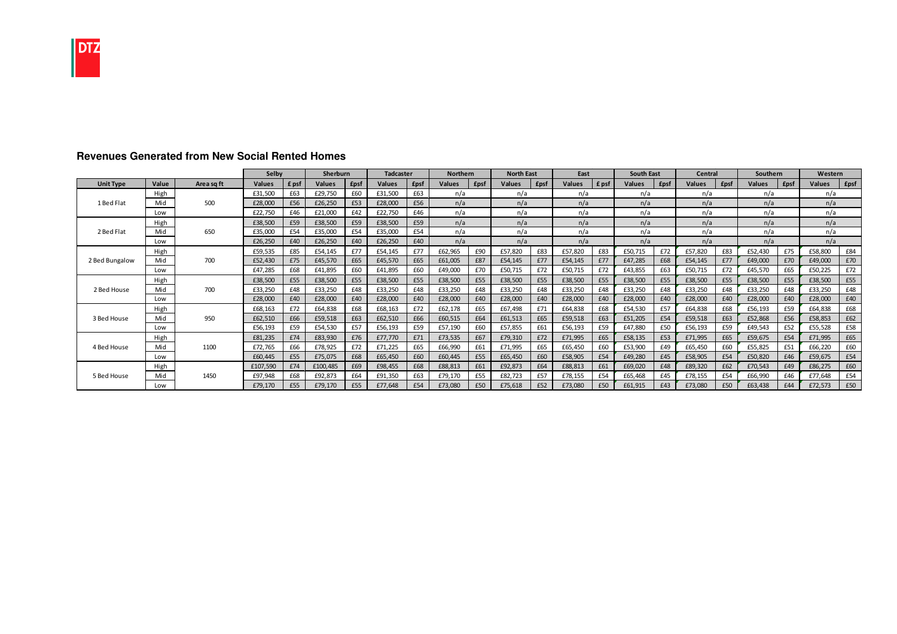## Revenues Generated from New Social Rented Homes

| | | | Selby | | Sherburn | | Tadcaster | | Northern | | North East | | East | | South East | | Central | | Southern | | Western | |
|---|---|---|---|---|---|---|---|---|---|---|---|---|---|---|---|---|---|---|---|---|---|---|
| Unit Type | Value | Area sq ft | Values | £ psf | Values | £psf | Values | £psf | Values | £psf | Values | £psf | Values | £ psf | Values | £psf | Values | £psf | Values | £psf | Values | £psf |
| 1 Bed Flat | High | 500 | £31,500 | £63 | £29,750 | £60 | £31,500 | £63 | n/a | | n/a | | n/a | | n/a | | n/a | | n/a | | n/a | |
| | Mid | | £28,000 | £56 | £26,250 | £53 | £28,000 | £56 | n/a | | n/a | | n/a | | n/a | | n/a | | n/a | | n/a | |
| | Low | | £22,750 | £46 | £21,000 | £42 | £22,750 | £46 | n/a | | n/a | | n/a | | n/a | | n/a | | n/a | | n/a | |
| 2 Bed Flat | High | 650 | £38,500 | £59 | £38,500 | £59 | £38,500 | £59 | n/a | | n/a | | n/a | | n/a | | n/a | | n/a | | n/a | |
| | Mid | | £35,000 | £54 | £35,000 | £54 | £35,000 | £54 | n/a | | n/a | | n/a | | n/a | | n/a | | n/a | | n/a | |
| | Low | | £26,250 | £40 | £26,250 | £40 | £26,250 | £40 | n/a | | n/a | | n/a | | n/a | | n/a | | n/a | | n/a | |
| 2 Bed Bungalow | High | 700 | £59,535 | £85 | £54,145 | £77 | £54,145 | £77 | £62,965 | £90 | £57,820 | £83 | £57,820 | £83 | £50,715 | £72 | £57,820 | £83 | £52,430 | £75 | £58,800 | £84 |
| | Mid | | £52,430 | £75 | £45,570 | £65 | £45,570 | £65 | £61,005 | £87 | £54,145 | £77 | £54,145 | £77 | £47,285 | £68 | £54,145 | £77 | £49,000 | £70 | £49,000 | £70 |
| | Low | | £47,285 | £68 | £41,895 | £60 | £41,895 | £60 | £49,000 | £70 | £50,715 | £72 | £50,715 | £72 | £43,855 | £63 | £50,715 | £72 | £45,570 | £65 | £50,225 | £72 |
| 2 Bed House | High | 700 | £38,500 | £55 | £38,500 | £55 | £38,500 | £55 | £38,500 | £55 | £38,500 | £55 | £38,500 | £55 | £38,500 | £55 | £38,500 | £55 | £38,500 | £55 | £38,500 | £55 |
| | Mid | | £33,250 | £48 | £33,250 | £48 | £33,250 | £48 | £33,250 | £48 | £33,250 | £48 | £33,250 | £48 | £33,250 | £48 | £33,250 | £48 | £33,250 | £48 | £33,250 | £48 |
| | Low | | £28,000 | £40 | £28,000 | £40 | £28,000 | £40 | £28,000 | £40 | £28,000 | £40 | £28,000 | £40 | £28,000 | £40 | £28,000 | £40 | £28,000 | £40 | £28,000 | £40 |
| 3 Bed House | High | 950 | £68,163 | £72 | £64,838 | £68 | £68,163 | £72 | £62,178 | £65 | £67,498 | £71 | £64,838 | £68 | £54,530 | £57 | £64,838 | £68 | £56,193 | £59 | £64,838 | £68 |
| | Mid | | £62,510 | £66 | £59,518 | £63 | £62,510 | £66 | £60,515 | £64 | £61,513 | £65 | £59,518 | £63 | £51,205 | £54 | £59,518 | £63 | £52,868 | £56 | £58,853 | £62 |
| | Low | | £56,193 | £59 | £54,530 | £57 | £56,193 | £59 | £57,190 | £60 | £57,855 | £61 | £56,193 | £59 | £47,880 | £50 | £56,193 | £59 | £49,543 | £52 | £55,528 | £58 |
| 4 Bed House | High | 1100 | £81,235 | £74 | £83,930 | £76 | £77,770 | £71 | £73,535 | £67 | £79,310 | £72 | £71,995 | £65 | £58,135 | £53 | £71,995 | £65 | £59,675 | £54 | £71,995 | £65 |
| | Mid | | £72,765 | £66 | £78,925 | £72 | £71,225 | £65 | £66,990 | £61 | £71,995 | £65 | £65,450 | £60 | £53,900 | £49 | £65,450 | £60 | £55,825 | £51 | £66,220 | £60 |
| | Low | | £60,445 | £55 | £75,075 | £68 | £65,450 | £60 | £60,445 | £55 | £65,450 | £60 | £58,905 | £54 | £49,280 | £45 | £58,905 | £54 | £50,820 | £46 | £59,675 | £54 |
| 5 Bed House | High | 1450 | £107,590 | £74 | £100,485 | £69 | £98,455 | £68 | £88,813 | £61 | £92,873 | £64 | £88,813 | £61 | £69,020 | £48 | £89,320 | £62 | £70,543 | £49 | £86,275 | £60 |
| | Mid | | £97,948 | £68 | £92,873 | £64 | £91,350 | £63 | £79,170 | £55 | £82,723 | £57 | £78,155 | £54 | £65,468 | £45 | £78,155 | £54 | £66,990 | £46 | £77,648 | £54 |
| | Low | | £79,170 | £55 | £79,170 | £55 | £77,648 | £54 | £73,080 | £50 | £75,618 | £52 | £73,080 | £50 | £61,915 | £43 | £73,080 | £50 | £63,438 | £44 | £72,573 | £50 |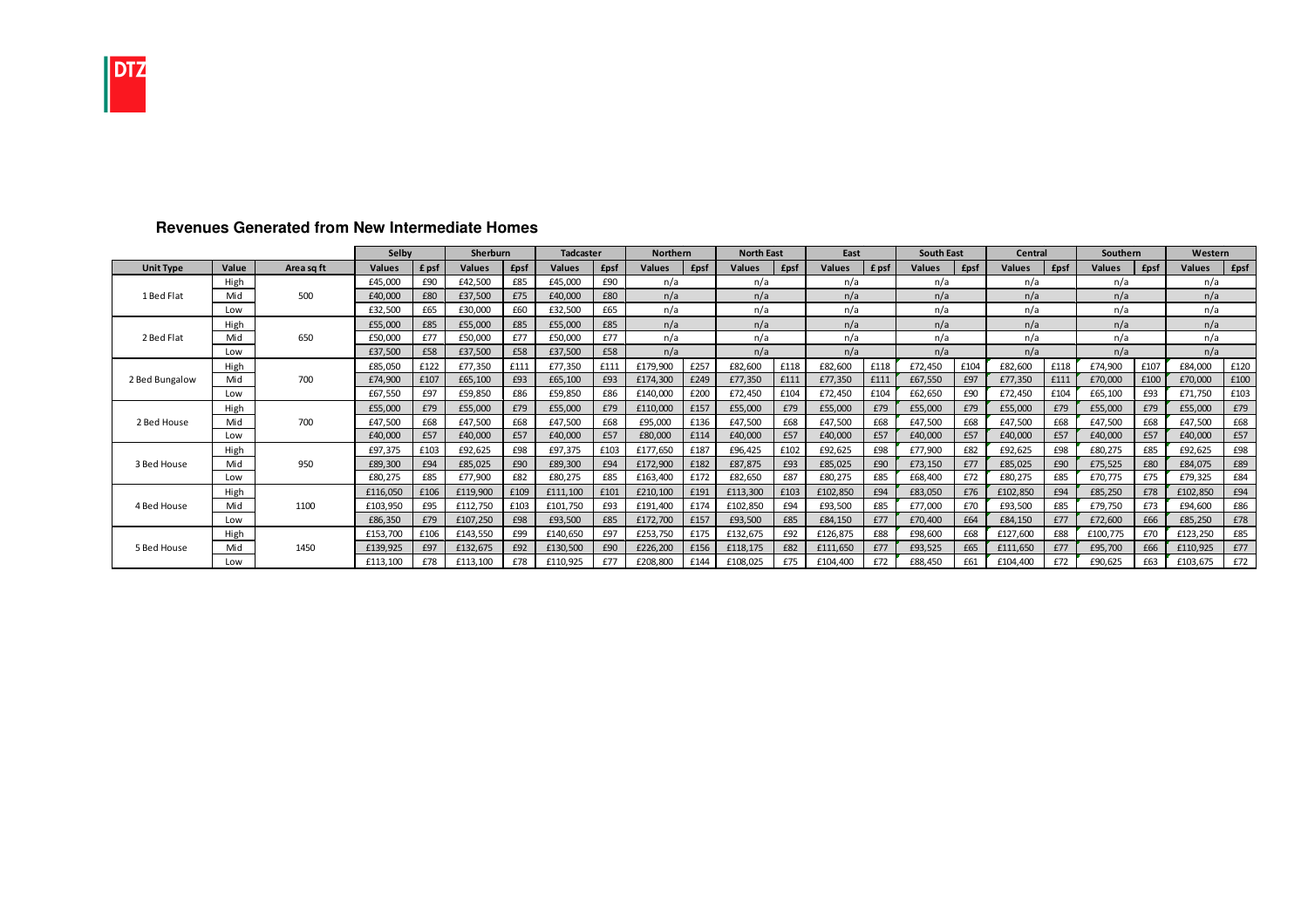DTZ

## Revenues Generated from New Intermediate Homes

| | | | Selby | | Sherburn | | Tadcaster | | Northern | | North East | | East | | South East | | Central | | Southern | | Western | |
|---|---|---|---|---|---|---|---|---|---|---|---|---|---|---|---|---|---|---|---|---|---|---|
| **Unit Type** | **Value** | **Area sq ft** | **Values** | **£ psf** | **Values** | **£psf** | **Values** | **£psf** | **Values** | **£psf** | **Values** | **£psf** | **Values** | **£ psf** | **Values** | **£psf** | **Values** | **£psf** | **Values** | **£psf** | **Values** | **£psf** |
| 1 Bed Flat | High | 500 | £45,000 | £90 | £42,500 | £85 | £45,000 | £90 | n/a | | n/a | | n/a | | n/a | | n/a | | n/a | | n/a | |
| | Mid | | £40,000 | £80 | £37,500 | £75 | £40,000 | £80 | n/a | | n/a | | n/a | | n/a | | n/a | | n/a | | n/a | |
| | Low | | £32,500 | £65 | £30,000 | £60 | £32,500 | £65 | n/a | | n/a | | n/a | | n/a | | n/a | | n/a | | n/a | |
| 2 Bed Flat | High | 650 | £55,000 | £85 | £55,000 | £85 | £55,000 | £85 | n/a | | n/a | | n/a | | n/a | | n/a | | n/a | | n/a | |
| | Mid | | £50,000 | £77 | £50,000 | £77 | £50,000 | £77 | n/a | | n/a | | n/a | | n/a | | n/a | | n/a | | n/a | |
| | Low | | £37,500 | £58 | £37,500 | £58 | £37,500 | £58 | n/a | | n/a | | n/a | | n/a | | n/a | | n/a | | n/a | |
| 2 Bed Bungalow | High | 700 | £85,050 | £122 | £77,350 | £111 | £77,350 | £111 | £179,900 | £257 | £82,600 | £118 | £82,600 | £118 | £72,450 | £104 | £82,600 | £118 | £74,900 | £107 | £84,000 | £120 |
| | Mid | | £74,900 | £107 | £65,100 | £93 | £65,100 | £93 | £174,300 | £249 | £77,350 | £111 | £77,350 | £111 | £67,550 | £97 | £77,350 | £111 | £70,000 | £100 | £70,000 | £100 |
| | Low | | £67,550 | £97 | £59,850 | £86 | £59,850 | £86 | £140,000 | £200 | £72,450 | £104 | £72,450 | £104 | £62,650 | £90 | £72,450 | £104 | £65,100 | £93 | £71,750 | £103 |
| 2 Bed House | High | 700 | £55,000 | £79 | £55,000 | £79 | £55,000 | £79 | £110,000 | £157 | £55,000 | £79 | £55,000 | £79 | £55,000 | £79 | £55,000 | £79 | £55,000 | £79 | £55,000 | £79 |
| | Mid | | £47,500 | £68 | £47,500 | £68 | £47,500 | £68 | £95,000 | £136 | £47,500 | £68 | £47,500 | £68 | £47,500 | £68 | £47,500 | £68 | £47,500 | £68 | £47,500 | £68 |
| | Low | | £40,000 | £57 | £40,000 | £57 | £40,000 | £57 | £80,000 | £114 | £40,000 | £57 | £40,000 | £57 | £40,000 | £57 | £40,000 | £57 | £40,000 | £57 | £40,000 | £57 |
| 3 Bed House | High | 950 | £97,375 | £103 | £92,625 | £98 | £97,375 | £103 | £177,650 | £187 | £96,425 | £102 | £92,625 | £98 | £77,900 | £82 | £92,625 | £98 | £80,275 | £85 | £92,625 | £98 |
| | Mid | | £89,300 | £94 | £85,025 | £90 | £89,300 | £94 | £172,900 | £182 | £87,875 | £93 | £85,025 | £90 | £73,150 | £77 | £85,025 | £90 | £75,525 | £80 | £84,075 | £89 |
| | Low | | £80,275 | £85 | £77,900 | £82 | £80,275 | £85 | £163,400 | £172 | £82,650 | £87 | £80,275 | £85 | £68,400 | £72 | £80,275 | £85 | £70,775 | £75 | £79,325 | £84 |
| 4 Bed House | High | 1100 | £116,050 | £106 | £119,900 | £109 | £111,100 | £101 | £210,100 | £191 | £113,300 | £103 | £102,850 | £94 | £83,050 | £76 | £102,850 | £94 | £85,250 | £78 | £102,850 | £94 |
| | Mid | | £103,950 | £95 | £112,750 | £103 | £101,750 | £93 | £191,400 | £174 | £102,850 | £94 | £93,500 | £85 | £77,000 | £70 | £93,500 | £85 | £79,750 | £73 | £94,600 | £86 |
| | Low | | £86,350 | £79 | £107,250 | £98 | £93,500 | £85 | £172,700 | £157 | £93,500 | £85 | £84,150 | £77 | £70,400 | £64 | £84,150 | £77 | £72,600 | £66 | £85,250 | £78 |
| 5 Bed House | High | 1450 | £153,700 | £106 | £143,550 | £99 | £140,650 | £97 | £253,750 | £175 | £132,675 | £92 | £126,875 | £88 | £98,600 | £68 | £127,600 | £88 | £100,775 | £70 | £123,250 | £85 |
| | Mid | | £139,925 | £97 | £132,675 | £92 | £130,500 | £90 | £226,200 | £156 | £118,175 | £82 | £111,650 | £77 | £93,525 | £65 | £111,650 | £77 | £95,700 | £66 | £110,925 | £77 |
| | Low | | £113,100 | £78 | £113,100 | £78 | £110,925 | £77 | £208,800 | £144 | £108,025 | £75 | £104,400 | £72 | £88,450 | £61 | £104,400 | £72 | £90,625 | £63 | £103,675 | £72 |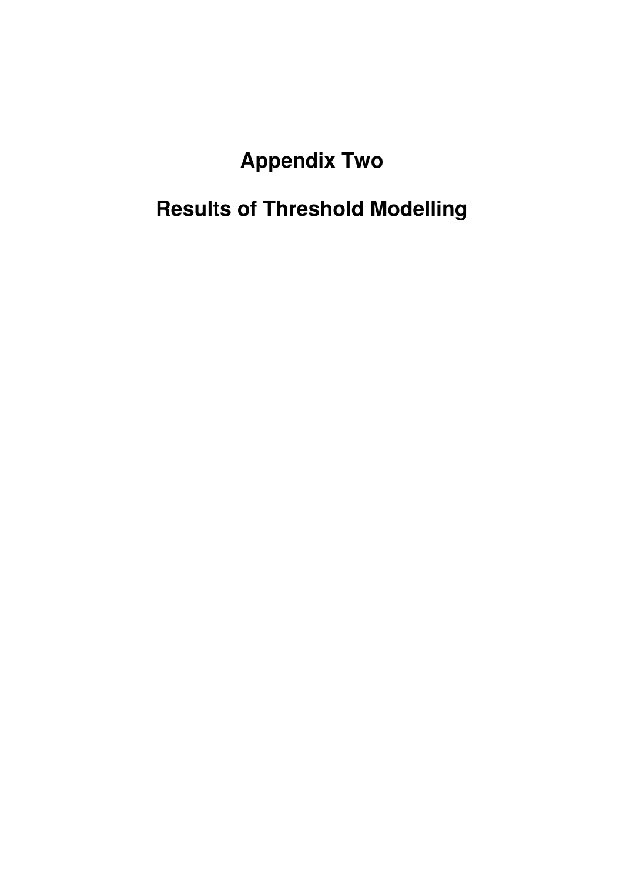# Appendix Two

# Results of Threshold Modelling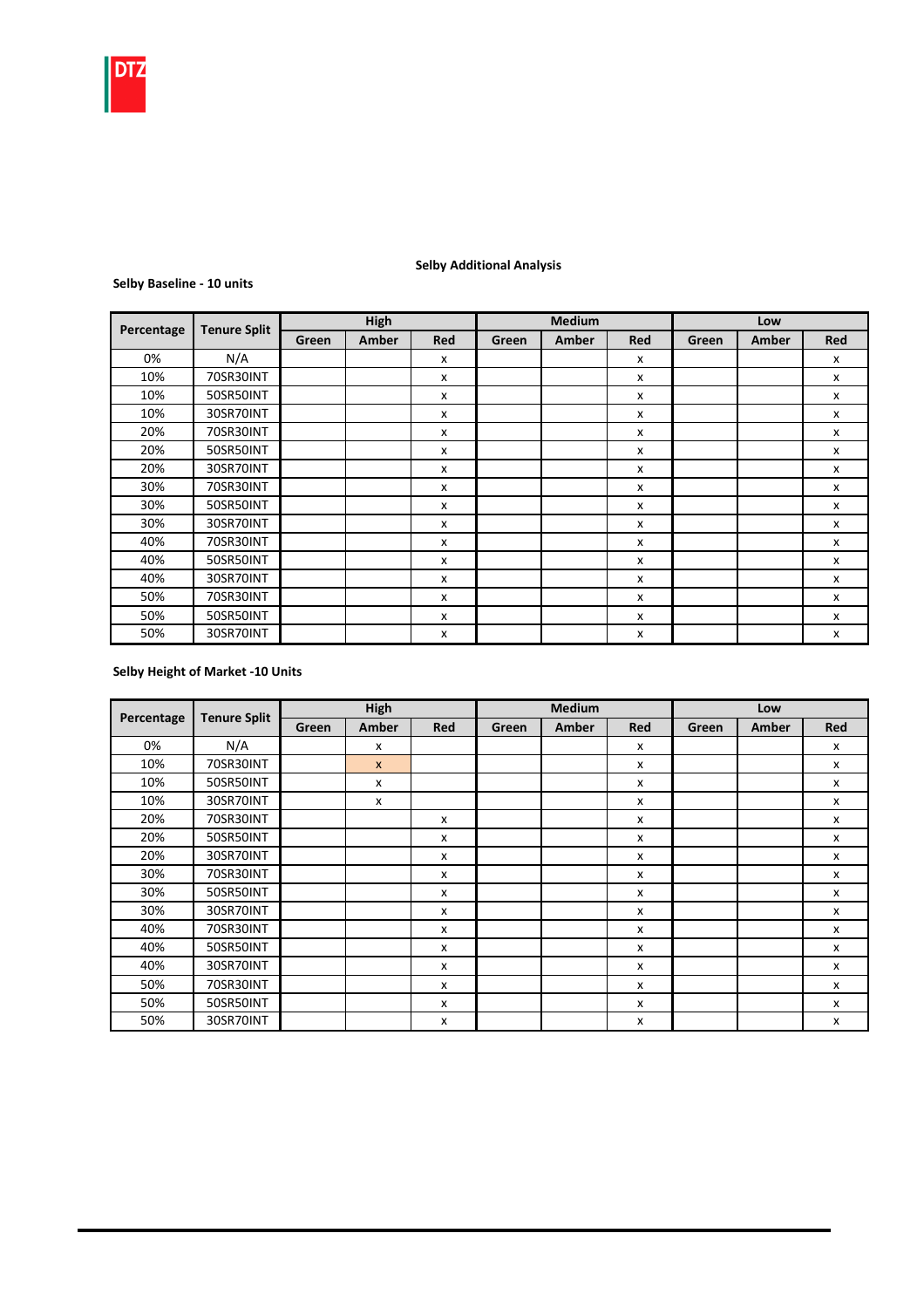**Selby Additional Analysis**

**Selby Baseline - 10 units**

| Percentage | Tenure Split | High | | | Medium | | | Low | | |
|---|---|---|---|---|---|---|---|---|---|---|
| | | Green | Amber | Red | Green | Amber | Red | Green | Amber | Red |
| 0% | N/A | | | x | | | x | | | x |
| 10% | 70SR30INT | | | x | | | x | | | x |
| 10% | 50SR50INT | | | x | | | x | | | x |
| 10% | 30SR70INT | | | x | | | x | | | x |
| 20% | 70SR30INT | | | x | | | x | | | x |
| 20% | 50SR50INT | | | x | | | x | | | x |
| 20% | 30SR70INT | | | x | | | x | | | x |
| 30% | 70SR30INT | | | x | | | x | | | x |
| 30% | 50SR50INT | | | x | | | x | | | x |
| 30% | 30SR70INT | | | x | | | x | | | x |
| 40% | 70SR30INT | | | x | | | x | | | x |
| 40% | 50SR50INT | | | x | | | x | | | x |
| 40% | 30SR70INT | | | x | | | x | | | x |
| 50% | 70SR30INT | | | x | | | x | | | x |
| 50% | 50SR50INT | | | x | | | x | | | x |
| 50% | 30SR70INT | | | x | | | x | | | x |

**Selby Height of Market -10 Units**

| Percentage | Tenure Split | High | | | Medium | | | Low | | |
|---|---|---|---|---|---|---|---|---|---|---|
| | | Green | Amber | Red | Green | Amber | Red | Green | Amber | Red |
| 0% | N/A | | x | | | | x | | | x |
| 10% | 70SR30INT | | x | | | | x | | | x |
| 10% | 50SR50INT | | x | | | | x | | | x |
| 10% | 30SR70INT | | x | | | | x | | | x |
| 20% | 70SR30INT | | | x | | | x | | | x |
| 20% | 50SR50INT | | | x | | | x | | | x |
| 20% | 30SR70INT | | | x | | | x | | | x |
| 30% | 70SR30INT | | | x | | | x | | | x |
| 30% | 50SR50INT | | | x | | | x | | | x |
| 30% | 30SR70INT | | | x | | | x | | | x |
| 40% | 70SR30INT | | | x | | | x | | | x |
| 40% | 50SR50INT | | | x | | | x | | | x |
| 40% | 30SR70INT | | | x | | | x | | | x |
| 50% | 70SR30INT | | | x | | | x | | | x |
| 50% | 50SR50INT | | | x | | | x | | | x |
| 50% | 30SR70INT | | | x | | | x | | | x |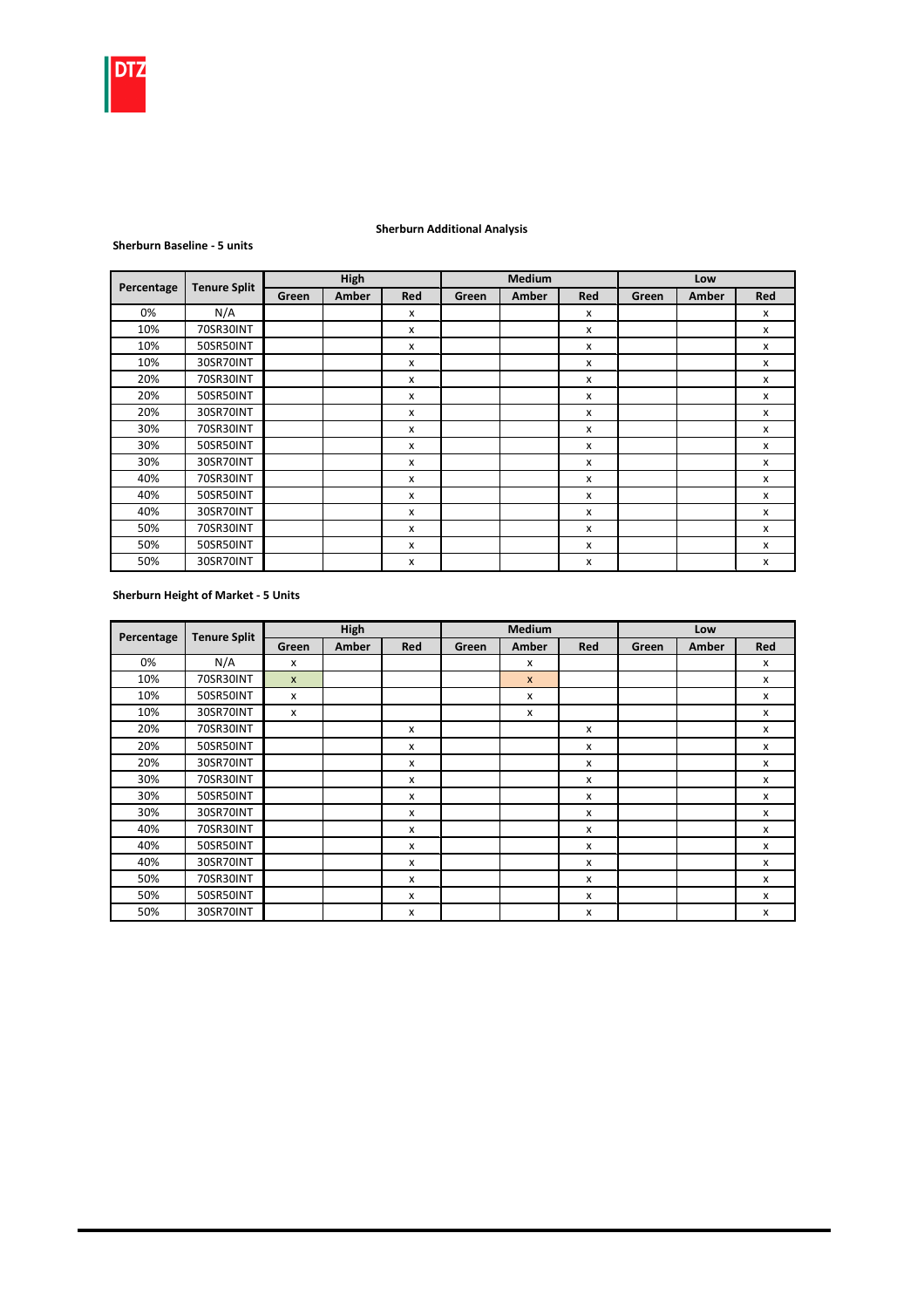### Sherburn Additional Analysis

**Sherburn Baseline - 5 units**

| Percentage | Tenure Split | High | | | Medium | | | Low | | |
|---|---|---|---|---|---|---|---|---|---|---|
| | | Green | Amber | Red | Green | Amber | Red | Green | Amber | Red |
| 0% | N/A | | | x | | | x | | | x |
| 10% | 70SR30INT | | | x | | | x | | | x |
| 10% | 50SR50INT | | | x | | | x | | | x |
| 10% | 30SR70INT | | | x | | | x | | | x |
| 20% | 70SR30INT | | | x | | | x | | | x |
| 20% | 50SR50INT | | | x | | | x | | | x |
| 20% | 30SR70INT | | | x | | | x | | | x |
| 30% | 70SR30INT | | | x | | | x | | | x |
| 30% | 50SR50INT | | | x | | | x | | | x |
| 30% | 30SR70INT | | | x | | | x | | | x |
| 40% | 70SR30INT | | | x | | | x | | | x |
| 40% | 50SR50INT | | | x | | | x | | | x |
| 40% | 30SR70INT | | | x | | | x | | | x |
| 50% | 70SR30INT | | | x | | | x | | | x |
| 50% | 50SR50INT | | | x | | | x | | | x |
| 50% | 30SR70INT | | | x | | | x | | | x |

**Sherburn Height of Market - 5 Units**

| Percentage | Tenure Split | High | | | Medium | | | Low | | |
|---|---|---|---|---|---|---|---|---|---|---|
| | | Green | Amber | Red | Green | Amber | Red | Green | Amber | Red |
| 0% | N/A | x | | | | x | | | | x |
| 10% | 70SR30INT | x | | | | x | | | | x |
| 10% | 50SR50INT | x | | | | x | | | | x |
| 10% | 30SR70INT | x | | | | x | | | | x |
| 20% | 70SR30INT | | | x | | | x | | | x |
| 20% | 50SR50INT | | | x | | | x | | | x |
| 20% | 30SR70INT | | | x | | | x | | | x |
| 30% | 70SR30INT | | | x | | | x | | | x |
| 30% | 50SR50INT | | | x | | | x | | | x |
| 30% | 30SR70INT | | | x | | | x | | | x |
| 40% | 70SR30INT | | | x | | | x | | | x |
| 40% | 50SR50INT | | | x | | | x | | | x |
| 40% | 30SR70INT | | | x | | | x | | | x |
| 50% | 70SR30INT | | | x | | | x | | | x |
| 50% | 50SR50INT | | | x | | | x | | | x |
| 50% | 30SR70INT | | | x | | | x | | | x |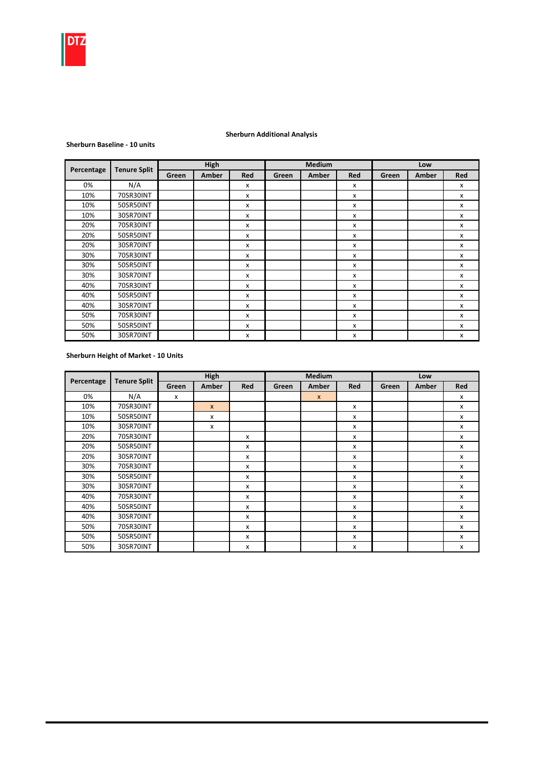**Sherburn Additional Analysis**

**Sherburn Baseline - 10 units**

| Percentage | Tenure Split | High | | | Medium | | | Low | | |
|---|---|---|---|---|---|---|---|---|---|---|
| | | Green | Amber | Red | Green | Amber | Red | Green | Amber | Red |
| 0% | N/A | | | x | | | x | | | x |
| 10% | 70SR30INT | | | x | | | x | | | x |
| 10% | 50SR50INT | | | x | | | x | | | x |
| 10% | 30SR70INT | | | x | | | x | | | x |
| 20% | 70SR30INT | | | x | | | x | | | x |
| 20% | 50SR50INT | | | x | | | x | | | x |
| 20% | 30SR70INT | | | x | | | x | | | x |
| 30% | 70SR30INT | | | x | | | x | | | x |
| 30% | 50SR50INT | | | x | | | x | | | x |
| 30% | 30SR70INT | | | x | | | x | | | x |
| 40% | 70SR30INT | | | x | | | x | | | x |
| 40% | 50SR50INT | | | x | | | x | | | x |
| 40% | 30SR70INT | | | x | | | x | | | x |
| 50% | 70SR30INT | | | x | | | x | | | x |
| 50% | 50SR50INT | | | x | | | x | | | x |
| 50% | 30SR70INT | | | x | | | x | | | x |

**Sherburn Height of Market - 10 Units**

| Percentage | Tenure Split | High | | | Medium | | | Low | | |
|---|---|---|---|---|---|---|---|---|---|---|
| | | Green | Amber | Red | Green | Amber | Red | Green | Amber | Red |
| 0% | N/A | x | | | | x | | | | x |
| 10% | 70SR30INT | | x | | | | x | | | x |
| 10% | 50SR50INT | | x | | | | x | | | x |
| 10% | 30SR70INT | | x | | | | x | | | x |
| 20% | 70SR30INT | | | x | | | x | | | x |
| 20% | 50SR50INT | | | x | | | x | | | x |
| 20% | 30SR70INT | | | x | | | x | | | x |
| 30% | 70SR30INT | | | x | | | x | | | x |
| 30% | 50SR50INT | | | x | | | x | | | x |
| 30% | 30SR70INT | | | x | | | x | | | x |
| 40% | 70SR30INT | | | x | | | x | | | x |
| 40% | 50SR50INT | | | x | | | x | | | x |
| 40% | 30SR70INT | | | x | | | x | | | x |
| 50% | 70SR30INT | | | x | | | x | | | x |
| 50% | 50SR50INT | | | x | | | x | | | x |
| 50% | 30SR70INT | | | x | | | x | | | x |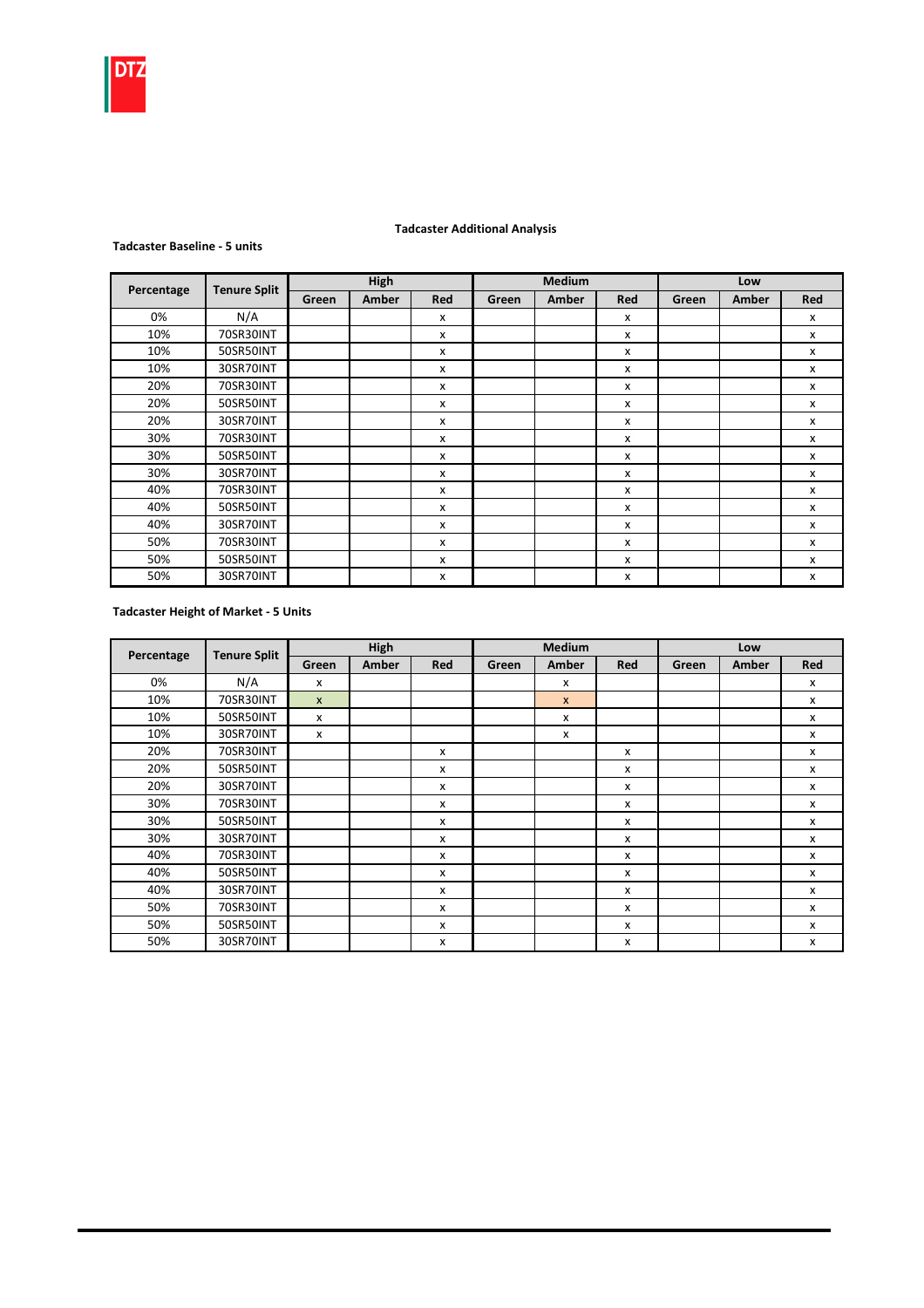**Tadcaster Additional Analysis**

**Tadcaster Baseline - 5 units**

| Percentage | Tenure Split | High | | | Medium | | | Low | | |
|---|---|---|---|---|---|---|---|---|---|---|
| | | Green | Amber | Red | Green | Amber | Red | Green | Amber | Red |
| 0% | N/A | | | x | | | x | | | x |
| 10% | 70SR30INT | | | x | | | x | | | x |
| 10% | 50SR50INT | | | x | | | x | | | x |
| 10% | 30SR70INT | | | x | | | x | | | x |
| 20% | 70SR30INT | | | x | | | x | | | x |
| 20% | 50SR50INT | | | x | | | x | | | x |
| 20% | 30SR70INT | | | x | | | x | | | x |
| 30% | 70SR30INT | | | x | | | x | | | x |
| 30% | 50SR50INT | | | x | | | x | | | x |
| 30% | 30SR70INT | | | x | | | x | | | x |
| 40% | 70SR30INT | | | x | | | x | | | x |
| 40% | 50SR50INT | | | x | | | x | | | x |
| 40% | 30SR70INT | | | x | | | x | | | x |
| 50% | 70SR30INT | | | x | | | x | | | x |
| 50% | 50SR50INT | | | x | | | x | | | x |
| 50% | 30SR70INT | | | x | | | x | | | x |

**Tadcaster Height of Market - 5 Units**

| Percentage | Tenure Split | High | | | Medium | | | Low | | |
|---|---|---|---|---|---|---|---|---|---|---|
| | | Green | Amber | Red | Green | Amber | Red | Green | Amber | Red |
| 0% | N/A | x | | | | x | | | | x |
| 10% | 70SR30INT | x | | | | x | | | | x |
| 10% | 50SR50INT | x | | | | x | | | | x |
| 10% | 30SR70INT | x | | | | x | | | | x |
| 20% | 70SR30INT | | | x | | | x | | | x |
| 20% | 50SR50INT | | | x | | | x | | | x |
| 20% | 30SR70INT | | | x | | | x | | | x |
| 30% | 70SR30INT | | | x | | | x | | | x |
| 30% | 50SR50INT | | | x | | | x | | | x |
| 30% | 30SR70INT | | | x | | | x | | | x |
| 40% | 70SR30INT | | | x | | | x | | | x |
| 40% | 50SR50INT | | | x | | | x | | | x |
| 40% | 30SR70INT | | | x | | | x | | | x |
| 50% | 70SR30INT | | | x | | | x | | | x |
| 50% | 50SR50INT | | | x | | | x | | | x |
| 50% | 30SR70INT | | | x | | | x | | | x |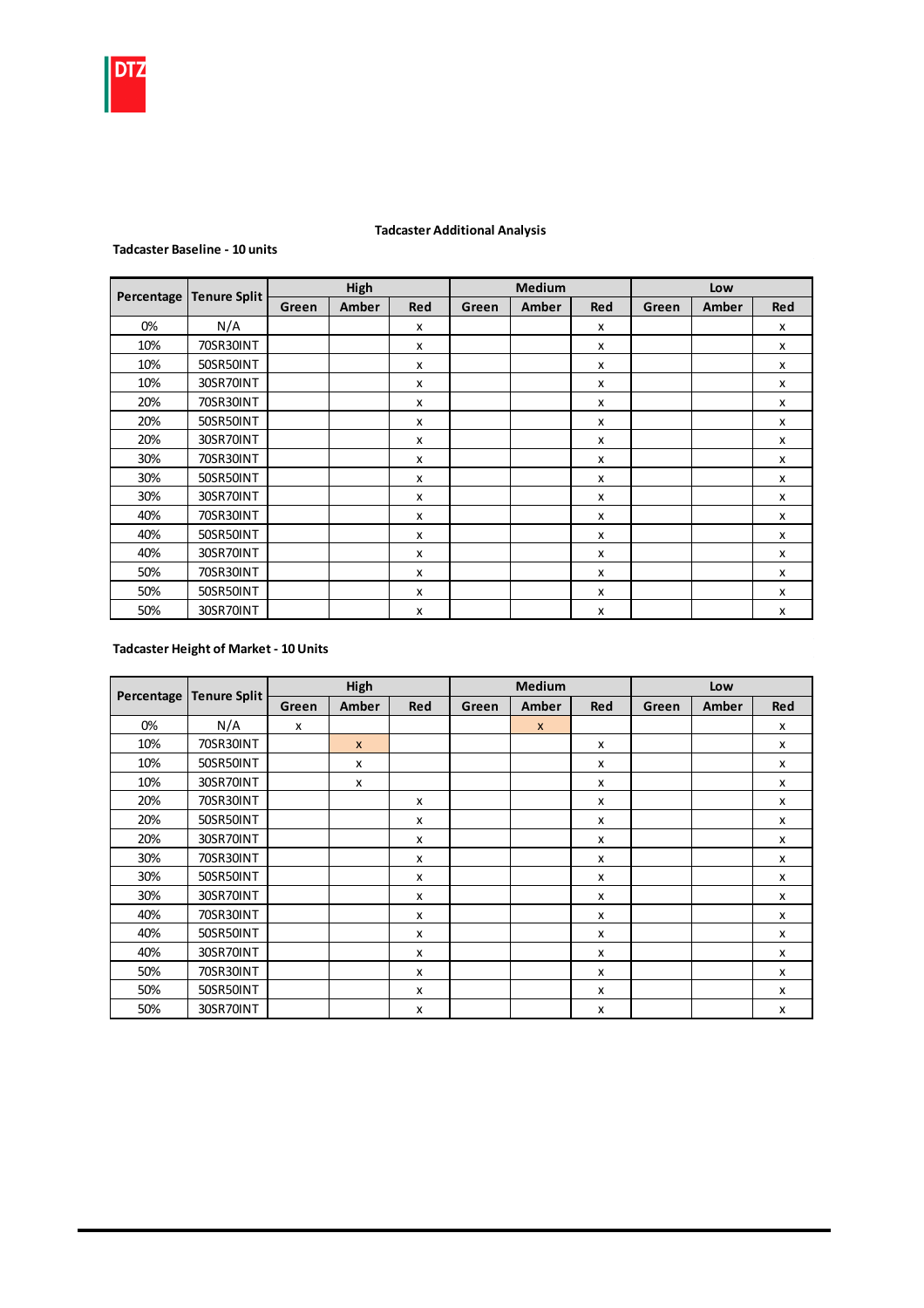### Tadcaster Additional Analysis

**Tadcaster Baseline - 10 units**

| Percentage | Tenure Split | High | | | Medium | | | Low | | |
|---|---|---|---|---|---|---|---|---|---|---|
| | | Green | Amber | Red | Green | Amber | Red | Green | Amber | Red |
| 0% | N/A | | | x | | | x | | | x |
| 10% | 70SR30INT | | | x | | | x | | | x |
| 10% | 50SR50INT | | | x | | | x | | | x |
| 10% | 30SR70INT | | | x | | | x | | | x |
| 20% | 70SR30INT | | | x | | | x | | | x |
| 20% | 50SR50INT | | | x | | | x | | | x |
| 20% | 30SR70INT | | | x | | | x | | | x |
| 30% | 70SR30INT | | | x | | | x | | | x |
| 30% | 50SR50INT | | | x | | | x | | | x |
| 30% | 30SR70INT | | | x | | | x | | | x |
| 40% | 70SR30INT | | | x | | | x | | | x |
| 40% | 50SR50INT | | | x | | | x | | | x |
| 40% | 30SR70INT | | | x | | | x | | | x |
| 50% | 70SR30INT | | | x | | | x | | | x |
| 50% | 50SR50INT | | | x | | | x | | | x |
| 50% | 30SR70INT | | | x | | | x | | | x |

**Tadcaster Height of Market - 10 Units**

| Percentage | Tenure Split | High | | | Medium | | | Low | | |
|---|---|---|---|---|---|---|---|---|---|---|
| | | Green | Amber | Red | Green | Amber | Red | Green | Amber | Red |
| 0% | N/A | x | | | | x | | | | x |
| 10% | 70SR30INT | | x | | | | x | | | x |
| 10% | 50SR50INT | | x | | | | x | | | x |
| 10% | 30SR70INT | | x | | | | x | | | x |
| 20% | 70SR30INT | | | x | | | x | | | x |
| 20% | 50SR50INT | | | x | | | x | | | x |
| 20% | 30SR70INT | | | x | | | x | | | x |
| 30% | 70SR30INT | | | x | | | x | | | x |
| 30% | 50SR50INT | | | x | | | x | | | x |
| 30% | 30SR70INT | | | x | | | x | | | x |
| 40% | 70SR30INT | | | x | | | x | | | x |
| 40% | 50SR50INT | | | x | | | x | | | x |
| 40% | 30SR70INT | | | x | | | x | | | x |
| 50% | 70SR30INT | | | x | | | x | | | x |
| 50% | 50SR50INT | | | x | | | x | | | x |
| 50% | 30SR70INT | | | x | | | x | | | x |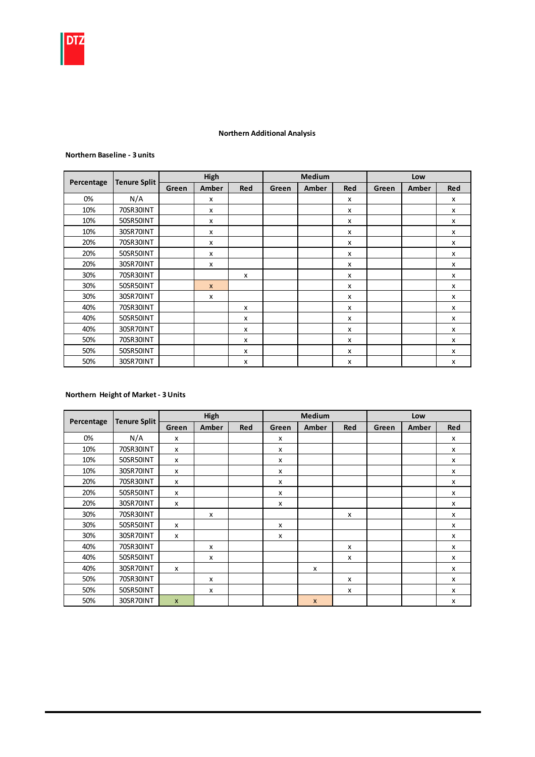## Northern Additional Analysis

**Northern Baseline - 3 units**

| Percentage | Tenure Split | High | | | Medium | | | Low | | |
|---|---|---|---|---|---|---|---|---|---|---|
| | | Green | Amber | Red | Green | Amber | Red | Green | Amber | Red |
| 0% | N/A | | x | | | | x | | | x |
| 10% | 70SR30INT | | x | | | | x | | | x |
| 10% | 50SR50INT | | x | | | | x | | | x |
| 10% | 30SR70INT | | x | | | | x | | | x |
| 20% | 70SR30INT | | x | | | | x | | | x |
| 20% | 50SR50INT | | x | | | | x | | | x |
| 20% | 30SR70INT | | x | | | | x | | | x |
| 30% | 70SR30INT | | | x | | | x | | | x |
| 30% | 50SR50INT | | x | | | | x | | | x |
| 30% | 30SR70INT | | x | | | | x | | | x |
| 40% | 70SR30INT | | | x | | | x | | | x |
| 40% | 50SR50INT | | | x | | | x | | | x |
| 40% | 30SR70INT | | | x | | | x | | | x |
| 50% | 70SR30INT | | | x | | | x | | | x |
| 50% | 50SR50INT | | | x | | | x | | | x |
| 50% | 30SR70INT | | | x | | | x | | | x |

**Northern Height of Market - 3 Units**

| Percentage | Tenure Split | High | | | Medium | | | Low | | |
|---|---|---|---|---|---|---|---|---|---|---|
| | | Green | Amber | Red | Green | Amber | Red | Green | Amber | Red |
| 0% | N/A | x | | | x | | | | | x |
| 10% | 70SR30INT | x | | | x | | | | | x |
| 10% | 50SR50INT | x | | | x | | | | | x |
| 10% | 30SR70INT | x | | | x | | | | | x |
| 20% | 70SR30INT | x | | | x | | | | | x |
| 20% | 50SR50INT | x | | | x | | | | | x |
| 20% | 30SR70INT | x | | | x | | | | | x |
| 30% | 70SR30INT | | x | | | | x | | | x |
| 30% | 50SR50INT | x | | | x | | | | | x |
| 30% | 30SR70INT | x | | | x | | | | | x |
| 40% | 70SR30INT | | x | | | | x | | | x |
| 40% | 50SR50INT | | x | | | | x | | | x |
| 40% | 30SR70INT | x | | | | x | | | | x |
| 50% | 70SR30INT | | x | | | | x | | | x |
| 50% | 50SR50INT | | x | | | | x | | | x |
| 50% | 30SR70INT | x | | | | x | | | | x |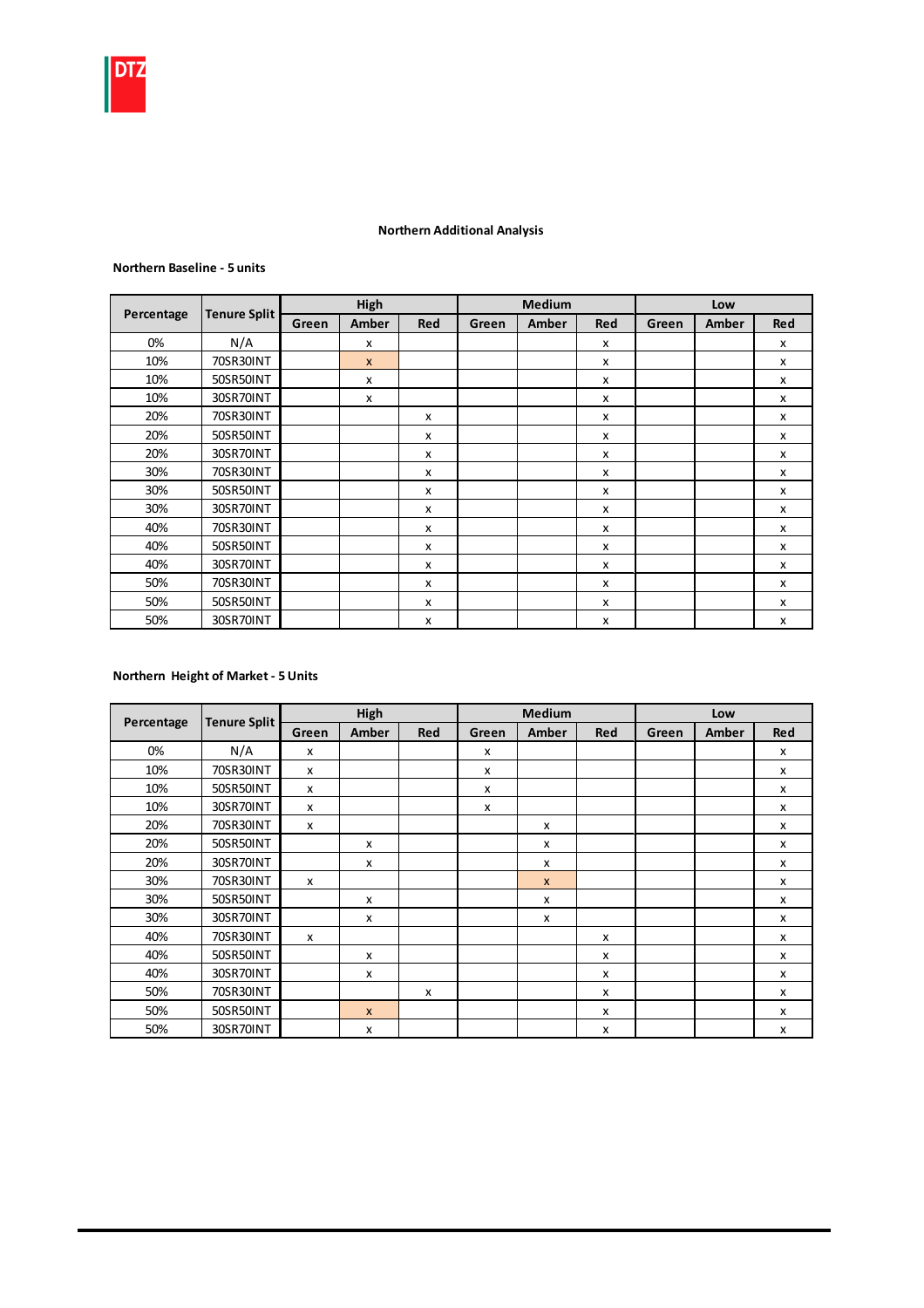## Northern Additional Analysis

**Northern Baseline - 5 units**

| Percentage | Tenure Split | High | | | Medium | | | Low | | |
|---|---|---|---|---|---|---|---|---|---|---|
| | | Green | Amber | Red | Green | Amber | Red | Green | Amber | Red |
| 0% | N/A | | x | | | | x | | | x |
| 10% | 70SR30INT | | x | | | | x | | | x |
| 10% | 50SR50INT | | x | | | | x | | | x |
| 10% | 30SR70INT | | x | | | | x | | | x |
| 20% | 70SR30INT | | | x | | | x | | | x |
| 20% | 50SR50INT | | | x | | | x | | | x |
| 20% | 30SR70INT | | | x | | | x | | | x |
| 30% | 70SR30INT | | | x | | | x | | | x |
| 30% | 50SR50INT | | | x | | | x | | | x |
| 30% | 30SR70INT | | | x | | | x | | | x |
| 40% | 70SR30INT | | | x | | | x | | | x |
| 40% | 50SR50INT | | | x | | | x | | | x |
| 40% | 30SR70INT | | | x | | | x | | | x |
| 50% | 70SR30INT | | | x | | | x | | | x |
| 50% | 50SR50INT | | | x | | | x | | | x |
| 50% | 30SR70INT | | | x | | | x | | | x |

**Northern Height of Market - 5 Units**

| Percentage | Tenure Split | High | | | Medium | | | Low | | |
|---|---|---|---|---|---|---|---|---|---|---|
| | | Green | Amber | Red | Green | Amber | Red | Green | Amber | Red |
| 0% | N/A | x | | | x | | | | | x |
| 10% | 70SR30INT | x | | | x | | | | | x |
| 10% | 50SR50INT | x | | | x | | | | | x |
| 10% | 30SR70INT | x | | | x | | | | | x |
| 20% | 70SR30INT | x | | | | x | | | | x |
| 20% | 50SR50INT | | x | | | x | | | | x |
| 20% | 30SR70INT | | x | | | x | | | | x |
| 30% | 70SR30INT | x | | | | x | | | | x |
| 30% | 50SR50INT | | x | | | x | | | | x |
| 30% | 30SR70INT | | x | | | x | | | | x |
| 40% | 70SR30INT | x | | | | | x | | | x |
| 40% | 50SR50INT | | x | | | | x | | | x |
| 40% | 30SR70INT | | x | | | | x | | | x |
| 50% | 70SR30INT | | | x | | | x | | | x |
| 50% | 50SR50INT | | x | | | | x | | | x |
| 50% | 30SR70INT | | x | | | | x | | | x |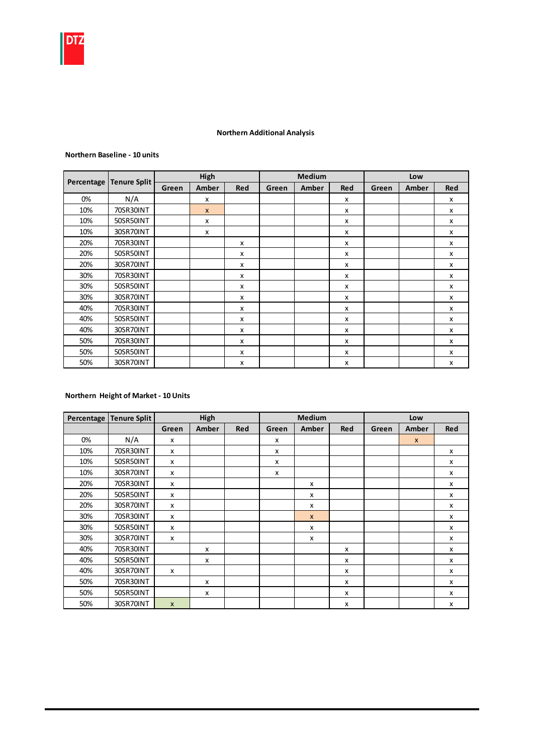**Northern Additional Analysis**

**Northern Baseline - 10 units**

| Percentage | Tenure Split | High | | | Medium | | | Low | | |
|---|---|---|---|---|---|---|---|---|---|---|
| | | Green | Amber | Red | Green | Amber | Red | Green | Amber | Red |
| 0% | N/A | | x | | | | x | | | x |
| 10% | 70SR30INT | | x | | | | x | | | x |
| 10% | 50SR50INT | | x | | | | x | | | x |
| 10% | 30SR70INT | | x | | | | x | | | x |
| 20% | 70SR30INT | | | x | | | x | | | x |
| 20% | 50SR50INT | | | x | | | x | | | x |
| 20% | 30SR70INT | | | x | | | x | | | x |
| 30% | 70SR30INT | | | x | | | x | | | x |
| 30% | 50SR50INT | | | x | | | x | | | x |
| 30% | 30SR70INT | | | x | | | x | | | x |
| 40% | 70SR30INT | | | x | | | x | | | x |
| 40% | 50SR50INT | | | x | | | x | | | x |
| 40% | 30SR70INT | | | x | | | x | | | x |
| 50% | 70SR30INT | | | x | | | x | | | x |
| 50% | 50SR50INT | | | x | | | x | | | x |
| 50% | 30SR70INT | | | x | | | x | | | x |

**Northern Height of Market - 10 Units**

| Percentage | Tenure Split | High | | | Medium | | | Low | | |
|---|---|---|---|---|---|---|---|---|---|---|
| | | Green | Amber | Red | Green | Amber | Red | Green | Amber | Red |
| 0% | N/A | x | | | x | | | | x | |
| 10% | 70SR30INT | x | | | x | | | | | x |
| 10% | 50SR50INT | x | | | x | | | | | x |
| 10% | 30SR70INT | x | | | x | | | | | x |
| 20% | 70SR30INT | x | | | | x | | | | x |
| 20% | 50SR50INT | x | | | | x | | | | x |
| 20% | 30SR70INT | x | | | | x | | | | x |
| 30% | 70SR30INT | x | | | | x | | | | x |
| 30% | 50SR50INT | x | | | | x | | | | x |
| 30% | 30SR70INT | x | | | | x | | | | x |
| 40% | 70SR30INT | | x | | | | x | | | x |
| 40% | 50SR50INT | | x | | | | x | | | x |
| 40% | 30SR70INT | x | | | | | x | | | x |
| 50% | 70SR30INT | | x | | | | x | | | x |
| 50% | 50SR50INT | | x | | | | x | | | x |
| 50% | 30SR70INT | x | | | | | x | | | x |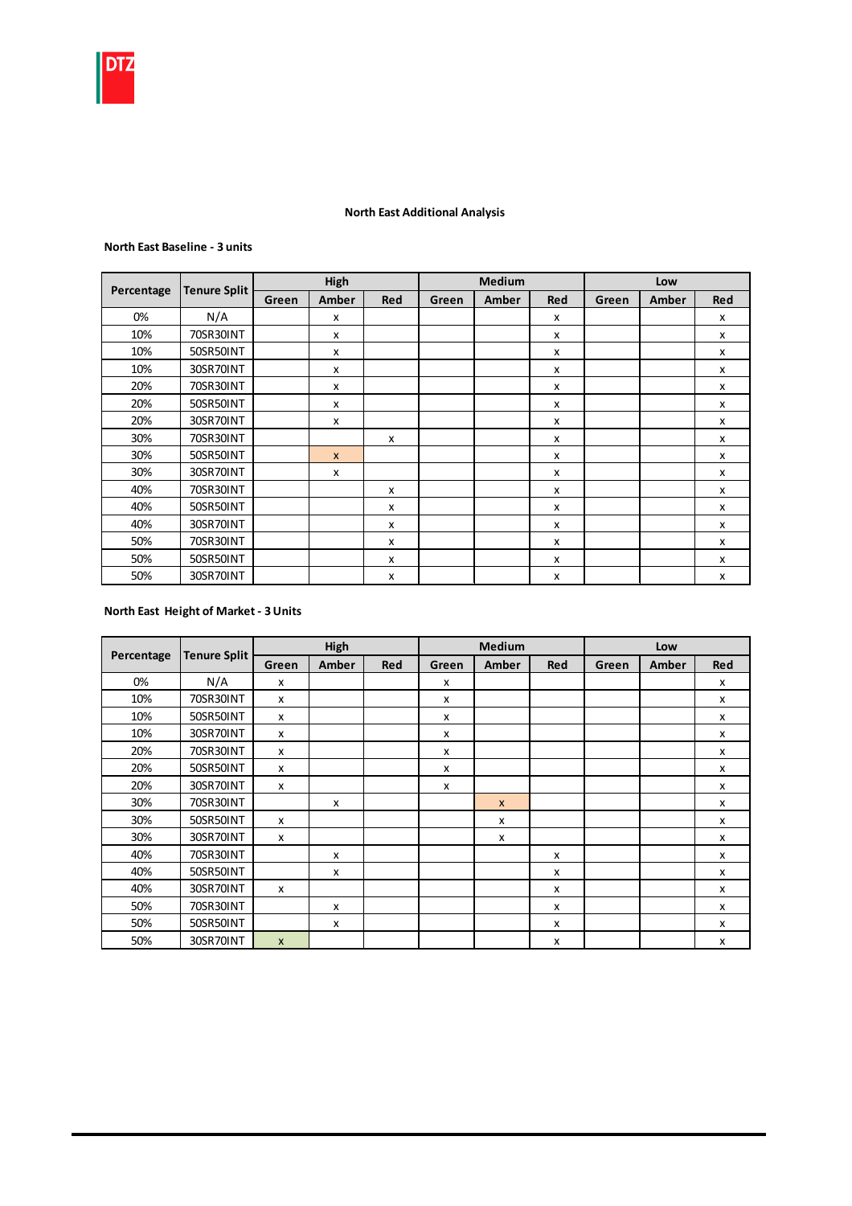**North East Additional Analysis**

**North East Baseline - 3 units**

| Percentage | Tenure Split | High | | | Medium | | | Low | | |
|---|---|---|---|---|---|---|---|---|---|---|
| | | Green | Amber | Red | Green | Amber | Red | Green | Amber | Red |
| 0% | N/A | | x | | | | x | | | x |
| 10% | 70SR30INT | | x | | | | x | | | x |
| 10% | 50SR50INT | | x | | | | x | | | x |
| 10% | 30SR70INT | | x | | | | x | | | x |
| 20% | 70SR30INT | | x | | | | x | | | x |
| 20% | 50SR50INT | | x | | | | x | | | x |
| 20% | 30SR70INT | | x | | | | x | | | x |
| 30% | 70SR30INT | | | x | | | x | | | x |
| 30% | 50SR50INT | | x | | | | x | | | x |
| 30% | 30SR70INT | | x | | | | x | | | x |
| 40% | 70SR30INT | | | x | | | x | | | x |
| 40% | 50SR50INT | | | x | | | x | | | x |
| 40% | 30SR70INT | | | x | | | x | | | x |
| 50% | 70SR30INT | | | x | | | x | | | x |
| 50% | 50SR50INT | | | x | | | x | | | x |
| 50% | 30SR70INT | | | x | | | x | | | x |

**North East Height of Market - 3 Units**

| Percentage | Tenure Split | High | | | Medium | | | Low | | |
|---|---|---|---|---|---|---|---|---|---|---|
| | | Green | Amber | Red | Green | Amber | Red | Green | Amber | Red |
| 0% | N/A | x | | | x | | | | | x |
| 10% | 70SR30INT | x | | | x | | | | | x |
| 10% | 50SR50INT | x | | | x | | | | | x |
| 10% | 30SR70INT | x | | | x | | | | | x |
| 20% | 70SR30INT | x | | | x | | | | | x |
| 20% | 50SR50INT | x | | | x | | | | | x |
| 20% | 30SR70INT | x | | | x | | | | | x |
| 30% | 70SR30INT | | x | | | x | | | | x |
| 30% | 50SR50INT | x | | | | x | | | | x |
| 30% | 30SR70INT | x | | | | x | | | | x |
| 40% | 70SR30INT | | x | | | | x | | | x |
| 40% | 50SR50INT | | x | | | | x | | | x |
| 40% | 30SR70INT | x | | | | | x | | | x |
| 50% | 70SR30INT | | x | | | | x | | | x |
| 50% | 50SR50INT | | x | | | | x | | | x |
| 50% | 30SR70INT | x | | | | | x | | | x |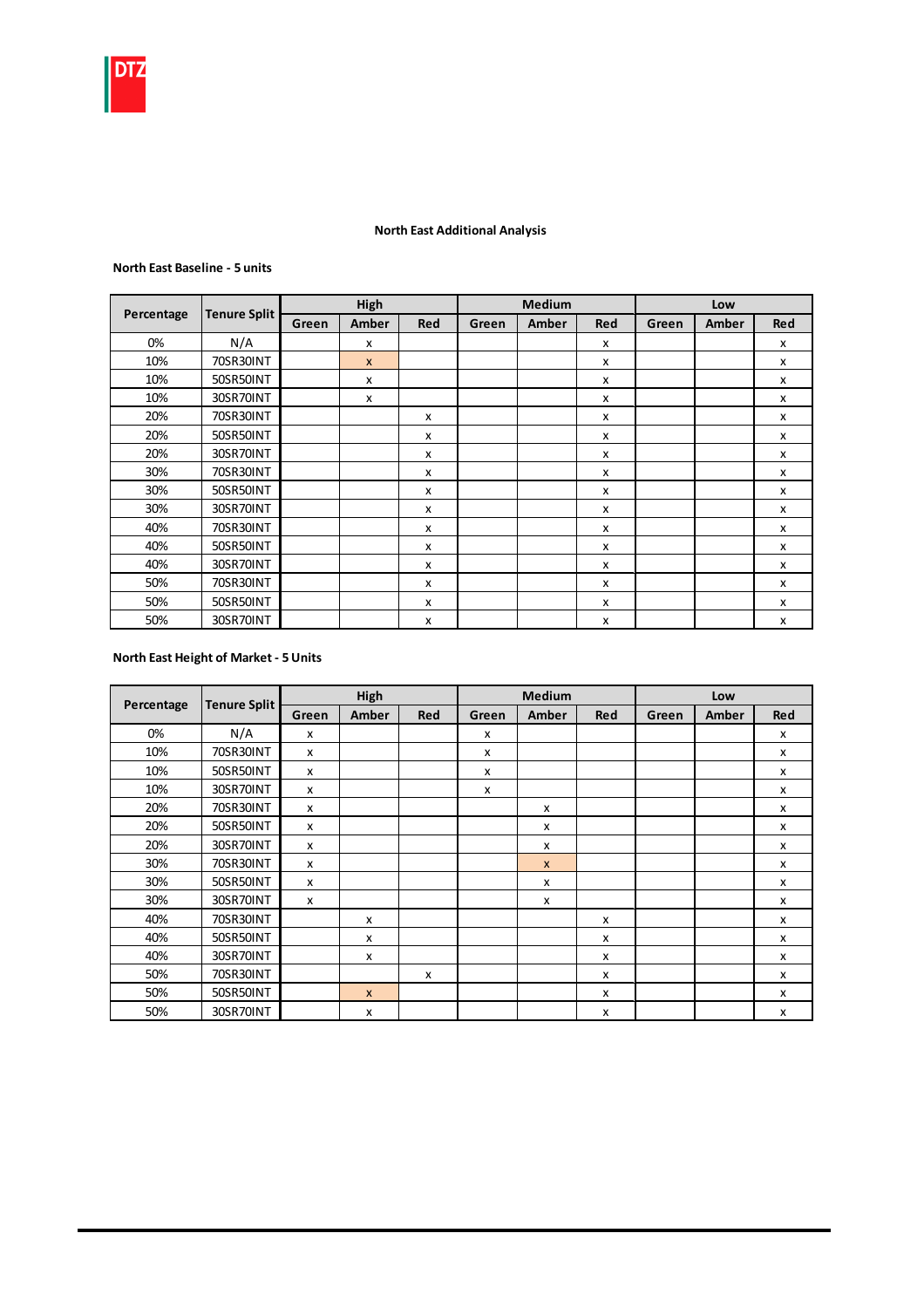## North East Additional Analysis

**North East Baseline - 5 units**

| Percentage | Tenure Split | High | | | Medium | | | Low | | |
|---|---|---|---|---|---|---|---|---|---|---|
| | | Green | Amber | Red | Green | Amber | Red | Green | Amber | Red |
| 0% | N/A | | x | | | | x | | | x |
| 10% | 70SR30INT | | x | | | | x | | | x |
| 10% | 50SR50INT | | x | | | | x | | | x |
| 10% | 30SR70INT | | x | | | | x | | | x |
| 20% | 70SR30INT | | | x | | | x | | | x |
| 20% | 50SR50INT | | | x | | | x | | | x |
| 20% | 30SR70INT | | | x | | | x | | | x |
| 30% | 70SR30INT | | | x | | | x | | | x |
| 30% | 50SR50INT | | | x | | | x | | | x |
| 30% | 30SR70INT | | | x | | | x | | | x |
| 40% | 70SR30INT | | | x | | | x | | | x |
| 40% | 50SR50INT | | | x | | | x | | | x |
| 40% | 30SR70INT | | | x | | | x | | | x |
| 50% | 70SR30INT | | | x | | | x | | | x |
| 50% | 50SR50INT | | | x | | | x | | | x |
| 50% | 30SR70INT | | | x | | | x | | | x |

**North East Height of Market - 5 Units**

| Percentage | Tenure Split | High | | | Medium | | | Low | | |
|---|---|---|---|---|---|---|---|---|---|---|
| | | Green | Amber | Red | Green | Amber | Red | Green | Amber | Red |
| 0% | N/A | x | | | x | | | | | x |
| 10% | 70SR30INT | x | | | x | | | | | x |
| 10% | 50SR50INT | x | | | x | | | | | x |
| 10% | 30SR70INT | x | | | x | | | | | x |
| 20% | 70SR30INT | x | | | | x | | | | x |
| 20% | 50SR50INT | x | | | | x | | | | x |
| 20% | 30SR70INT | x | | | | x | | | | x |
| 30% | 70SR30INT | x | | | | x | | | | x |
| 30% | 50SR50INT | x | | | | x | | | | x |
| 30% | 30SR70INT | x | | | | x | | | | x |
| 40% | 70SR30INT | | x | | | | x | | | x |
| 40% | 50SR50INT | | x | | | | x | | | x |
| 40% | 30SR70INT | | x | | | | x | | | x |
| 50% | 70SR30INT | | | x | | | x | | | x |
| 50% | 50SR50INT | | x | | | | x | | | x |
| 50% | 30SR70INT | | x | | | | x | | | x |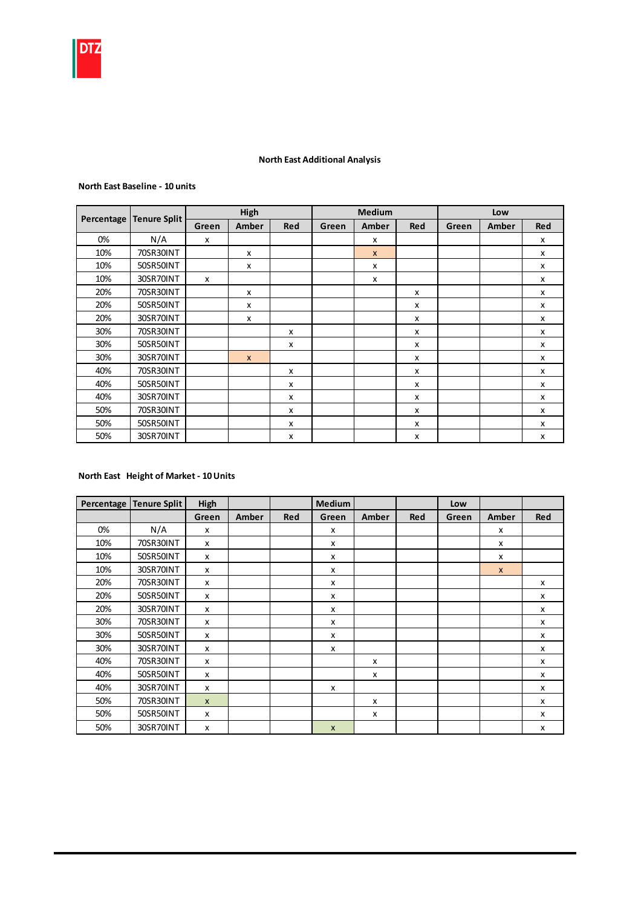## North East Additional Analysis

**North East Baseline - 10 units**

| Percentage | Tenure Split | High | | | Medium | | | Low | | |
|---|---|---|---|---|---|---|---|---|---|---|
| | | Green | Amber | Red | Green | Amber | Red | Green | Amber | Red |
| 0% | N/A | x | | | | x | | | | x |
| 10% | 70SR30INT | | x | | | x | | | | x |
| 10% | 50SR50INT | | x | | | x | | | | x |
| 10% | 30SR70INT | x | | | | x | | | | x |
| 20% | 70SR30INT | | x | | | | x | | | x |
| 20% | 50SR50INT | | x | | | | x | | | x |
| 20% | 30SR70INT | | x | | | | x | | | x |
| 30% | 70SR30INT | | | x | | | x | | | x |
| 30% | 50SR50INT | | | x | | | x | | | x |
| 30% | 30SR70INT | | x | | | | x | | | x |
| 40% | 70SR30INT | | | x | | | x | | | x |
| 40% | 50SR50INT | | | x | | | x | | | x |
| 40% | 30SR70INT | | | x | | | x | | | x |
| 50% | 70SR30INT | | | x | | | x | | | x |
| 50% | 50SR50INT | | | x | | | x | | | x |
| 50% | 30SR70INT | | | x | | | x | | | x |

**North East Height of Market - 10 Units**

| Percentage | Tenure Split | High | | | Medium | | | Low | | |
|---|---|---|---|---|---|---|---|---|---|---|
| | | Green | Amber | Red | Green | Amber | Red | Green | Amber | Red |
| 0% | N/A | x | | | x | | | | x | |
| 10% | 70SR30INT | x | | | x | | | | x | |
| 10% | 50SR50INT | x | | | x | | | | x | |
| 10% | 30SR70INT | x | | | x | | | | x | |
| 20% | 70SR30INT | x | | | x | | | | | x |
| 20% | 50SR50INT | x | | | x | | | | | x |
| 20% | 30SR70INT | x | | | x | | | | | x |
| 30% | 70SR30INT | x | | | x | | | | | x |
| 30% | 50SR50INT | x | | | x | | | | | x |
| 30% | 30SR70INT | x | | | x | | | | | x |
| 40% | 70SR30INT | x | | | | x | | | | x |
| 40% | 50SR50INT | x | | | | x | | | | x |
| 40% | 30SR70INT | x | | | x | | | | | x |
| 50% | 70SR30INT | x | | | | x | | | | x |
| 50% | 50SR50INT | x | | | | x | | | | x |
| 50% | 30SR70INT | x | | | x | | | | | x |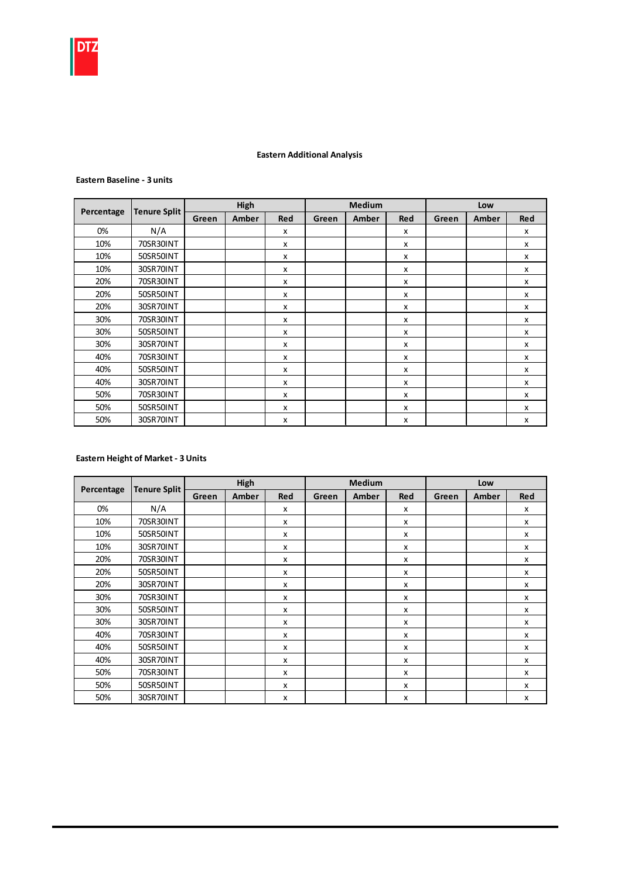## Eastern Additional Analysis

**Eastern Baseline - 3 units**

| Percentage | Tenure Split | High | | | Medium | | | Low | | |
|---|---|---|---|---|---|---|---|---|---|---|
| | | Green | Amber | Red | Green | Amber | Red | Green | Amber | Red |
| 0% | N/A | | | x | | | x | | | x |
| 10% | 70SR30INT | | | x | | | x | | | x |
| 10% | 50SR50INT | | | x | | | x | | | x |
| 10% | 30SR70INT | | | x | | | x | | | x |
| 20% | 70SR30INT | | | x | | | x | | | x |
| 20% | 50SR50INT | | | x | | | x | | | x |
| 20% | 30SR70INT | | | x | | | x | | | x |
| 30% | 70SR30INT | | | x | | | x | | | x |
| 30% | 50SR50INT | | | x | | | x | | | x |
| 30% | 30SR70INT | | | x | | | x | | | x |
| 40% | 70SR30INT | | | x | | | x | | | x |
| 40% | 50SR50INT | | | x | | | x | | | x |
| 40% | 30SR70INT | | | x | | | x | | | x |
| 50% | 70SR30INT | | | x | | | x | | | x |
| 50% | 50SR50INT | | | x | | | x | | | x |
| 50% | 30SR70INT | | | x | | | x | | | x |

**Eastern Height of Market - 3 Units**

| Percentage | Tenure Split | High | | | Medium | | | Low | | |
|---|---|---|---|---|---|---|---|---|---|---|
| | | Green | Amber | Red | Green | Amber | Red | Green | Amber | Red |
| 0% | N/A | | | x | | | x | | | x |
| 10% | 70SR30INT | | | x | | | x | | | x |
| 10% | 50SR50INT | | | x | | | x | | | x |
| 10% | 30SR70INT | | | x | | | x | | | x |
| 20% | 70SR30INT | | | x | | | x | | | x |
| 20% | 50SR50INT | | | x | | | x | | | x |
| 20% | 30SR70INT | | | x | | | x | | | x |
| 30% | 70SR30INT | | | x | | | x | | | x |
| 30% | 50SR50INT | | | x | | | x | | | x |
| 30% | 30SR70INT | | | x | | | x | | | x |
| 40% | 70SR30INT | | | x | | | x | | | x |
| 40% | 50SR50INT | | | x | | | x | | | x |
| 40% | 30SR70INT | | | x | | | x | | | x |
| 50% | 70SR30INT | | | x | | | x | | | x |
| 50% | 50SR50INT | | | x | | | x | | | x |
| 50% | 30SR70INT | | | x | | | x | | | x |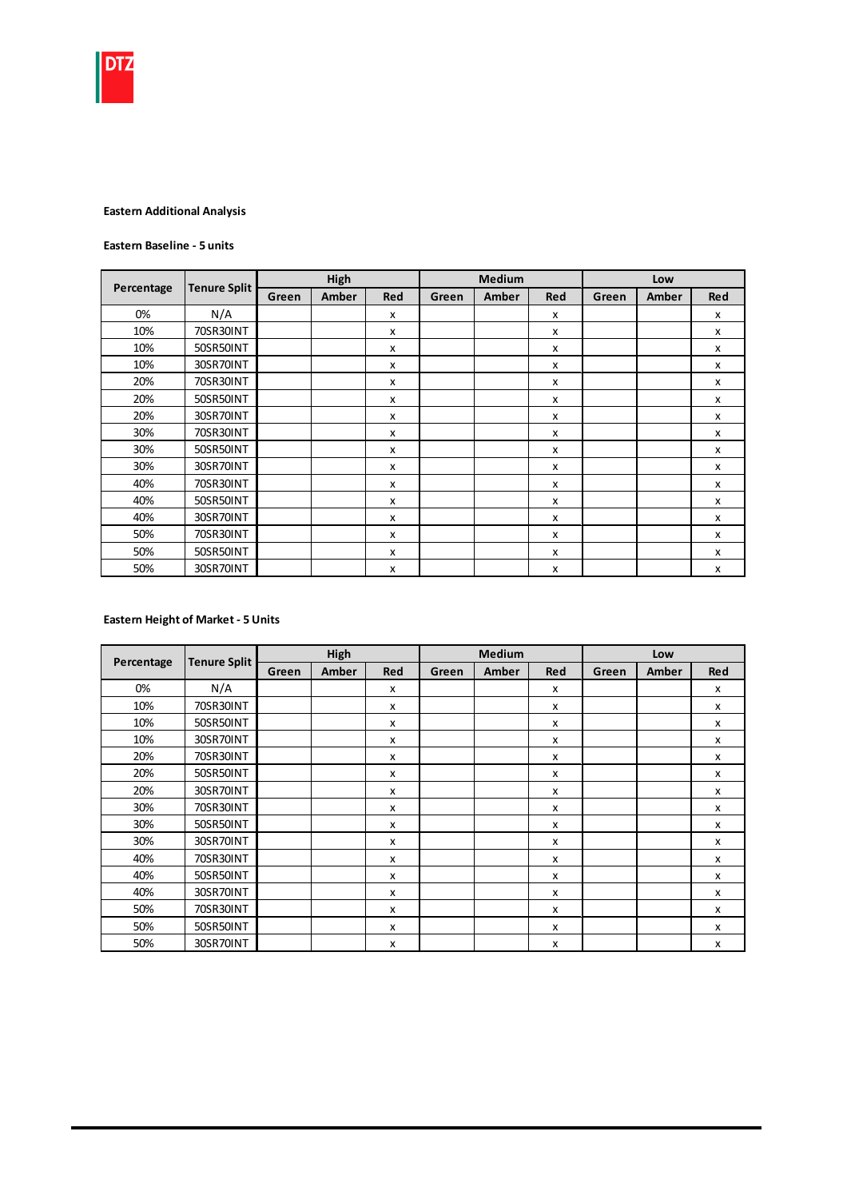**Eastern Additional Analysis**

**Eastern Baseline - 5 units**

| Percentage | Tenure Split | High | | | Medium | | | Low | | |
|---|---|---|---|---|---|---|---|---|---|---|
| | | Green | Amber | Red | Green | Amber | Red | Green | Amber | Red |
| 0% | N/A | | | x | | | x | | | x |
| 10% | 70SR30INT | | | x | | | x | | | x |
| 10% | 50SR50INT | | | x | | | x | | | x |
| 10% | 30SR70INT | | | x | | | x | | | x |
| 20% | 70SR30INT | | | x | | | x | | | x |
| 20% | 50SR50INT | | | x | | | x | | | x |
| 20% | 30SR70INT | | | x | | | x | | | x |
| 30% | 70SR30INT | | | x | | | x | | | x |
| 30% | 50SR50INT | | | x | | | x | | | x |
| 30% | 30SR70INT | | | x | | | x | | | x |
| 40% | 70SR30INT | | | x | | | x | | | x |
| 40% | 50SR50INT | | | x | | | x | | | x |
| 40% | 30SR70INT | | | x | | | x | | | x |
| 50% | 70SR30INT | | | x | | | x | | | x |
| 50% | 50SR50INT | | | x | | | x | | | x |
| 50% | 30SR70INT | | | x | | | x | | | x |

**Eastern Height of Market - 5 Units**

| Percentage | Tenure Split | High | | | Medium | | | Low | | |
|---|---|---|---|---|---|---|---|---|---|---|
| | | Green | Amber | Red | Green | Amber | Red | Green | Amber | Red |
| 0% | N/A | | | x | | | x | | | x |
| 10% | 70SR30INT | | | x | | | x | | | x |
| 10% | 50SR50INT | | | x | | | x | | | x |
| 10% | 30SR70INT | | | x | | | x | | | x |
| 20% | 70SR30INT | | | x | | | x | | | x |
| 20% | 50SR50INT | | | x | | | x | | | x |
| 20% | 30SR70INT | | | x | | | x | | | x |
| 30% | 70SR30INT | | | x | | | x | | | x |
| 30% | 50SR50INT | | | x | | | x | | | x |
| 30% | 30SR70INT | | | x | | | x | | | x |
| 40% | 70SR30INT | | | x | | | x | | | x |
| 40% | 50SR50INT | | | x | | | x | | | x |
| 40% | 30SR70INT | | | x | | | x | | | x |
| 50% | 70SR30INT | | | x | | | x | | | x |
| 50% | 50SR50INT | | | x | | | x | | | x |
| 50% | 30SR70INT | | | x | | | x | | | x |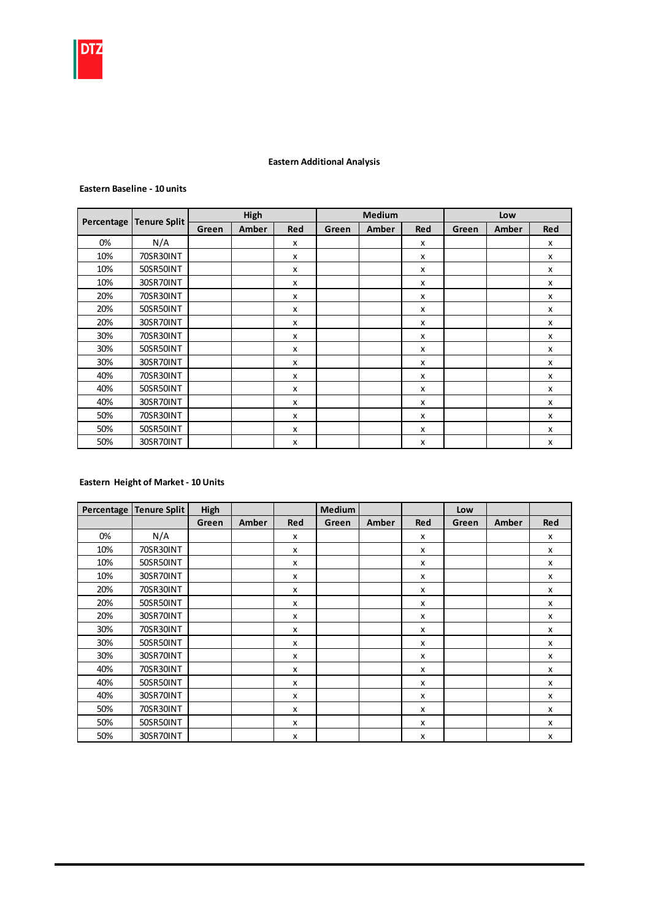### Eastern Additional Analysis

**Eastern Baseline - 10 units**

| Percentage | Tenure Split | High | | | Medium | | | Low | | |
|---|---|---|---|---|---|---|---|---|---|---|
| | | Green | Amber | Red | Green | Amber | Red | Green | Amber | Red |
| 0% | N/A | | | x | | | x | | | x |
| 10% | 70SR30INT | | | x | | | x | | | x |
| 10% | 50SR50INT | | | x | | | x | | | x |
| 10% | 30SR70INT | | | x | | | x | | | x |
| 20% | 70SR30INT | | | x | | | x | | | x |
| 20% | 50SR50INT | | | x | | | x | | | x |
| 20% | 30SR70INT | | | x | | | x | | | x |
| 30% | 70SR30INT | | | x | | | x | | | x |
| 30% | 50SR50INT | | | x | | | x | | | x |
| 30% | 30SR70INT | | | x | | | x | | | x |
| 40% | 70SR30INT | | | x | | | x | | | x |
| 40% | 50SR50INT | | | x | | | x | | | x |
| 40% | 30SR70INT | | | x | | | x | | | x |
| 50% | 70SR30INT | | | x | | | x | | | x |
| 50% | 50SR50INT | | | x | | | x | | | x |
| 50% | 30SR70INT | | | x | | | x | | | x |

**Eastern Height of Market - 10 Units**

| Percentage | Tenure Split | High | | | Medium | | | Low | | |
|---|---|---|---|---|---|---|---|---|---|---|
| | | Green | Amber | Red | Green | Amber | Red | Green | Amber | Red |
| 0% | N/A | | | x | | | x | | | x |
| 10% | 70SR30INT | | | x | | | x | | | x |
| 10% | 50SR50INT | | | x | | | x | | | x |
| 10% | 30SR70INT | | | x | | | x | | | x |
| 20% | 70SR30INT | | | x | | | x | | | x |
| 20% | 50SR50INT | | | x | | | x | | | x |
| 20% | 30SR70INT | | | x | | | x | | | x |
| 30% | 70SR30INT | | | x | | | x | | | x |
| 30% | 50SR50INT | | | x | | | x | | | x |
| 30% | 30SR70INT | | | x | | | x | | | x |
| 40% | 70SR30INT | | | x | | | x | | | x |
| 40% | 50SR50INT | | | x | | | x | | | x |
| 40% | 30SR70INT | | | x | | | x | | | x |
| 50% | 70SR30INT | | | x | | | x | | | x |
| 50% | 50SR50INT | | | x | | | x | | | x |
| 50% | 30SR70INT | | | x | | | x | | | x |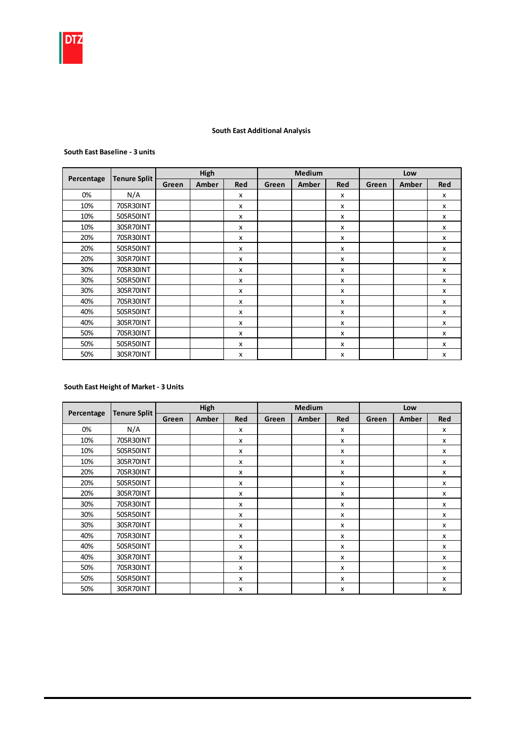## South East Additional Analysis

**South East Baseline - 3 units**

| Percentage | Tenure Split | High | | | Medium | | | Low | | |
|---|---|---|---|---|---|---|---|---|---|---|
| | | Green | Amber | Red | Green | Amber | Red | Green | Amber | Red |
| 0% | N/A | | | x | | | x | | | x |
| 10% | 70SR30INT | | | x | | | x | | | x |
| 10% | 50SR50INT | | | x | | | x | | | x |
| 10% | 30SR70INT | | | x | | | x | | | x |
| 20% | 70SR30INT | | | x | | | x | | | x |
| 20% | 50SR50INT | | | x | | | x | | | x |
| 20% | 30SR70INT | | | x | | | x | | | x |
| 30% | 70SR30INT | | | x | | | x | | | x |
| 30% | 50SR50INT | | | x | | | x | | | x |
| 30% | 30SR70INT | | | x | | | x | | | x |
| 40% | 70SR30INT | | | x | | | x | | | x |
| 40% | 50SR50INT | | | x | | | x | | | x |
| 40% | 30SR70INT | | | x | | | x | | | x |
| 50% | 70SR30INT | | | x | | | x | | | x |
| 50% | 50SR50INT | | | x | | | x | | | x |
| 50% | 30SR70INT | | | x | | | x | | | x |

**South East Height of Market - 3 Units**

| Percentage | Tenure Split | High | | | Medium | | | Low | | |
|---|---|---|---|---|---|---|---|---|---|---|
| | | Green | Amber | Red | Green | Amber | Red | Green | Amber | Red |
| 0% | N/A | | | x | | | x | | | x |
| 10% | 70SR30INT | | | x | | | x | | | x |
| 10% | 50SR50INT | | | x | | | x | | | x |
| 10% | 30SR70INT | | | x | | | x | | | x |
| 20% | 70SR30INT | | | x | | | x | | | x |
| 20% | 50SR50INT | | | x | | | x | | | x |
| 20% | 30SR70INT | | | x | | | x | | | x |
| 30% | 70SR30INT | | | x | | | x | | | x |
| 30% | 50SR50INT | | | x | | | x | | | x |
| 30% | 30SR70INT | | | x | | | x | | | x |
| 40% | 70SR30INT | | | x | | | x | | | x |
| 40% | 50SR50INT | | | x | | | x | | | x |
| 40% | 30SR70INT | | | x | | | x | | | x |
| 50% | 70SR30INT | | | x | | | x | | | x |
| 50% | 50SR50INT | | | x | | | x | | | x |
| 50% | 30SR70INT | | | x | | | x | | | x |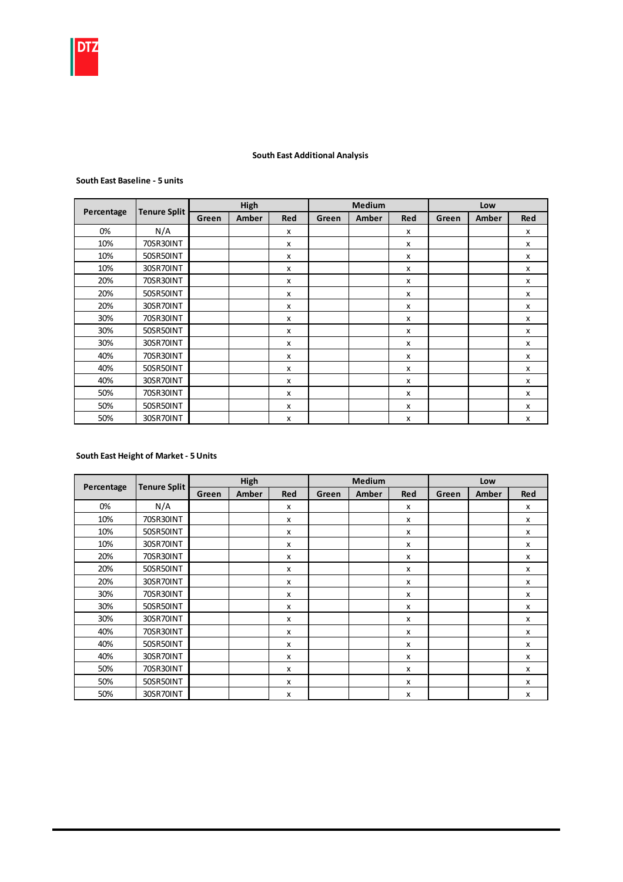## South East Additional Analysis

**South East Baseline - 5 units**

| Percentage | Tenure Split | High | | | Medium | | | Low | | |
|---|---|---|---|---|---|---|---|---|---|---|
| | | Green | Amber | Red | Green | Amber | Red | Green | Amber | Red |
| 0% | N/A | | | x | | | x | | | x |
| 10% | 70SR30INT | | | x | | | x | | | x |
| 10% | 50SR50INT | | | x | | | x | | | x |
| 10% | 30SR70INT | | | x | | | x | | | x |
| 20% | 70SR30INT | | | x | | | x | | | x |
| 20% | 50SR50INT | | | x | | | x | | | x |
| 20% | 30SR70INT | | | x | | | x | | | x |
| 30% | 70SR30INT | | | x | | | x | | | x |
| 30% | 50SR50INT | | | x | | | x | | | x |
| 30% | 30SR70INT | | | x | | | x | | | x |
| 40% | 70SR30INT | | | x | | | x | | | x |
| 40% | 50SR50INT | | | x | | | x | | | x |
| 40% | 30SR70INT | | | x | | | x | | | x |
| 50% | 70SR30INT | | | x | | | x | | | x |
| 50% | 50SR50INT | | | x | | | x | | | x |
| 50% | 30SR70INT | | | x | | | x | | | x |

**South East Height of Market - 5 Units**

| Percentage | Tenure Split | High | | | Medium | | | Low | | |
|---|---|---|---|---|---|---|---|---|---|---|
| | | Green | Amber | Red | Green | Amber | Red | Green | Amber | Red |
| 0% | N/A | | | x | | | x | | | x |
| 10% | 70SR30INT | | | x | | | x | | | x |
| 10% | 50SR50INT | | | x | | | x | | | x |
| 10% | 30SR70INT | | | x | | | x | | | x |
| 20% | 70SR30INT | | | x | | | x | | | x |
| 20% | 50SR50INT | | | x | | | x | | | x |
| 20% | 30SR70INT | | | x | | | x | | | x |
| 30% | 70SR30INT | | | x | | | x | | | x |
| 30% | 50SR50INT | | | x | | | x | | | x |
| 30% | 30SR70INT | | | x | | | x | | | x |
| 40% | 70SR30INT | | | x | | | x | | | x |
| 40% | 50SR50INT | | | x | | | x | | | x |
| 40% | 30SR70INT | | | x | | | x | | | x |
| 50% | 70SR30INT | | | x | | | x | | | x |
| 50% | 50SR50INT | | | x | | | x | | | x |
| 50% | 30SR70INT | | | x | | | x | | | x |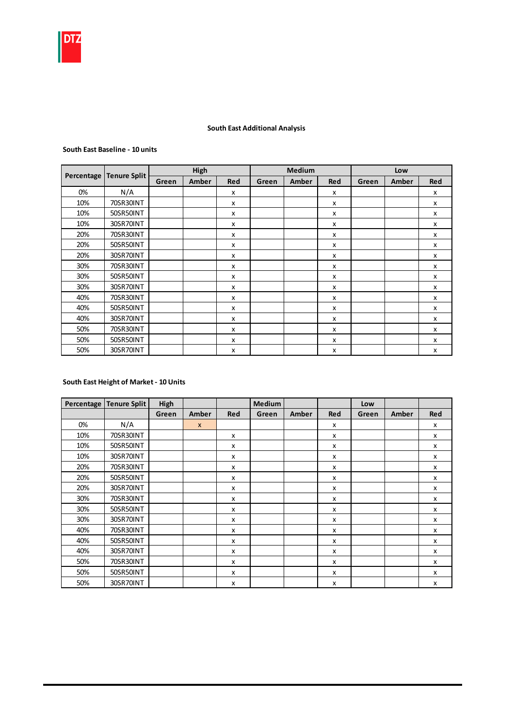## South East Additional Analysis

### South East Baseline - 10 units

| Percentage | Tenure Split | High | | | Medium | | | Low | | |
|---|---|---|---|---|---|---|---|---|---|---|
| | | Green | Amber | Red | Green | Amber | Red | Green | Amber | Red |
| 0% | N/A | | | x | | | x | | | x |
| 10% | 70SR30INT | | | x | | | x | | | x |
| 10% | 50SR50INT | | | x | | | x | | | x |
| 10% | 30SR70INT | | | x | | | x | | | x |
| 20% | 70SR30INT | | | x | | | x | | | x |
| 20% | 50SR50INT | | | x | | | x | | | x |
| 20% | 30SR70INT | | | x | | | x | | | x |
| 30% | 70SR30INT | | | x | | | x | | | x |
| 30% | 50SR50INT | | | x | | | x | | | x |
| 30% | 30SR70INT | | | x | | | x | | | x |
| 40% | 70SR30INT | | | x | | | x | | | x |
| 40% | 50SR50INT | | | x | | | x | | | x |
| 40% | 30SR70INT | | | x | | | x | | | x |
| 50% | 70SR30INT | | | x | | | x | | | x |
| 50% | 50SR50INT | | | x | | | x | | | x |
| 50% | 30SR70INT | | | x | | | x | | | x |

### South East Height of Market - 10 Units

| Percentage | Tenure Split | High | | | Medium | | | Low | | |
|---|---|---|---|---|---|---|---|---|---|---|
| | | Green | Amber | Red | Green | Amber | Red | Green | Amber | Red |
| 0% | N/A | | x | | | | x | | | x |
| 10% | 70SR30INT | | | x | | | x | | | x |
| 10% | 50SR50INT | | | x | | | x | | | x |
| 10% | 30SR70INT | | | x | | | x | | | x |
| 20% | 70SR30INT | | | x | | | x | | | x |
| 20% | 50SR50INT | | | x | | | x | | | x |
| 20% | 30SR70INT | | | x | | | x | | | x |
| 30% | 70SR30INT | | | x | | | x | | | x |
| 30% | 50SR50INT | | | x | | | x | | | x |
| 30% | 30SR70INT | | | x | | | x | | | x |
| 40% | 70SR30INT | | | x | | | x | | | x |
| 40% | 50SR50INT | | | x | | | x | | | x |
| 40% | 30SR70INT | | | x | | | x | | | x |
| 50% | 70SR30INT | | | x | | | x | | | x |
| 50% | 50SR50INT | | | x | | | x | | | x |
| 50% | 30SR70INT | | | x | | | x | | | x |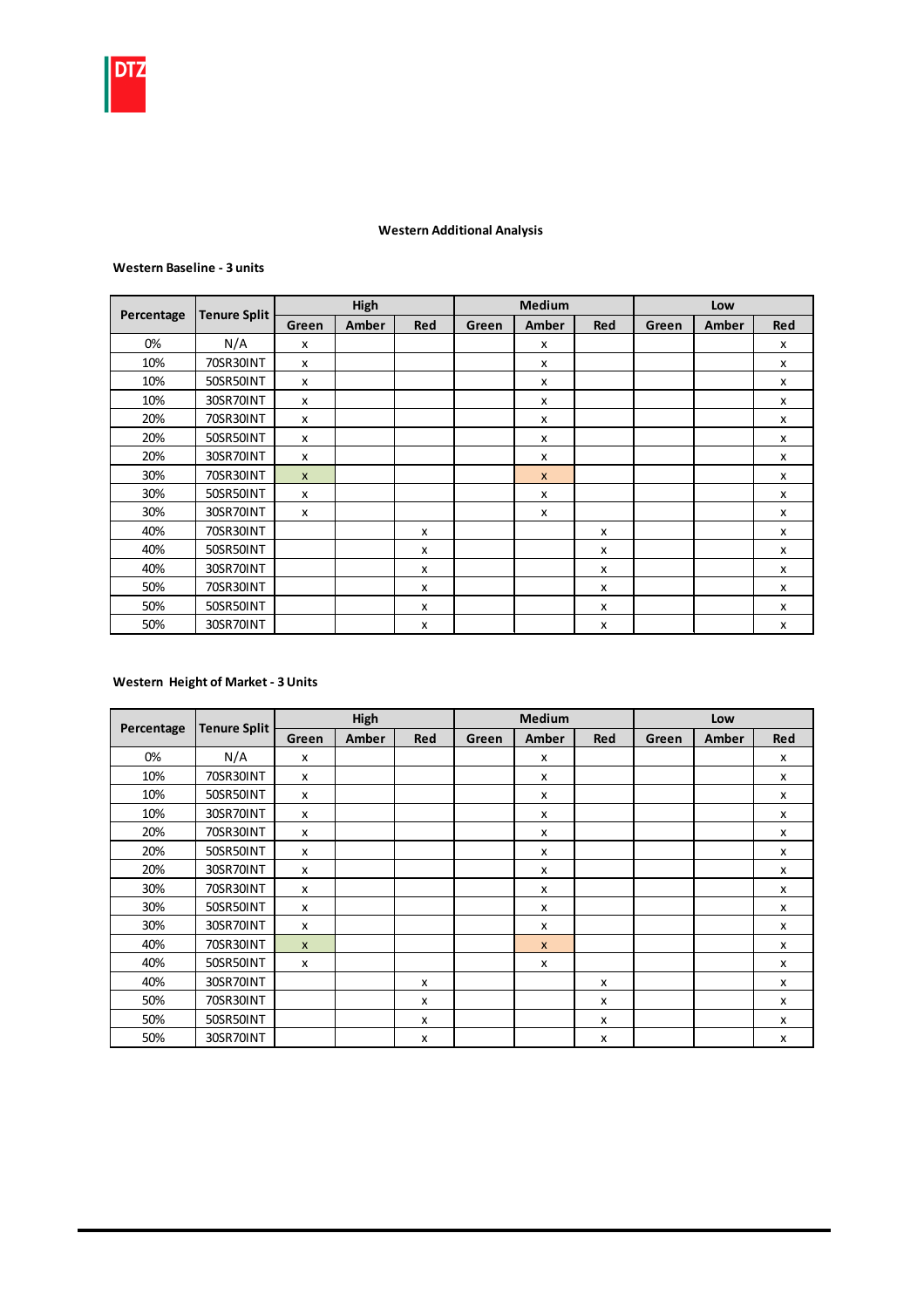### Western Additional Analysis

**Western Baseline - 3 units**

| Percentage | Tenure Split | High | | | Medium | | | Low | | |
|---|---|---|---|---|---|---|---|---|---|---|
| | | Green | Amber | Red | Green | Amber | Red | Green | Amber | Red |
| 0% | N/A | x | | | | x | | | | x |
| 10% | 70SR30INT | x | | | | x | | | | x |
| 10% | 50SR50INT | x | | | | x | | | | x |
| 10% | 30SR70INT | x | | | | x | | | | x |
| 20% | 70SR30INT | x | | | | x | | | | x |
| 20% | 50SR50INT | x | | | | x | | | | x |
| 20% | 30SR70INT | x | | | | x | | | | x |
| 30% | 70SR30INT | x | | | | x | | | | x |
| 30% | 50SR50INT | x | | | | x | | | | x |
| 30% | 30SR70INT | x | | | | x | | | | x |
| 40% | 70SR30INT | | | x | | | x | | | x |
| 40% | 50SR50INT | | | x | | | x | | | x |
| 40% | 30SR70INT | | | x | | | x | | | x |
| 50% | 70SR30INT | | | x | | | x | | | x |
| 50% | 50SR50INT | | | x | | | x | | | x |
| 50% | 30SR70INT | | | x | | | x | | | x |

**Western Height of Market - 3 Units**

| Percentage | Tenure Split | High | | | Medium | | | Low | | |
|---|---|---|---|---|---|---|---|---|---|---|
| | | Green | Amber | Red | Green | Amber | Red | Green | Amber | Red |
| 0% | N/A | x | | | | x | | | | x |
| 10% | 70SR30INT | x | | | | x | | | | x |
| 10% | 50SR50INT | x | | | | x | | | | x |
| 10% | 30SR70INT | x | | | | x | | | | x |
| 20% | 70SR30INT | x | | | | x | | | | x |
| 20% | 50SR50INT | x | | | | x | | | | x |
| 20% | 30SR70INT | x | | | | x | | | | x |
| 30% | 70SR30INT | x | | | | x | | | | x |
| 30% | 50SR50INT | x | | | | x | | | | x |
| 30% | 30SR70INT | x | | | | x | | | | x |
| 40% | 70SR30INT | x | | | | x | | | | x |
| 40% | 50SR50INT | x | | | | x | | | | x |
| 40% | 30SR70INT | | | x | | | x | | | x |
| 50% | 70SR30INT | | | x | | | x | | | x |
| 50% | 50SR50INT | | | x | | | x | | | x |
| 50% | 30SR70INT | | | x | | | x | | | x |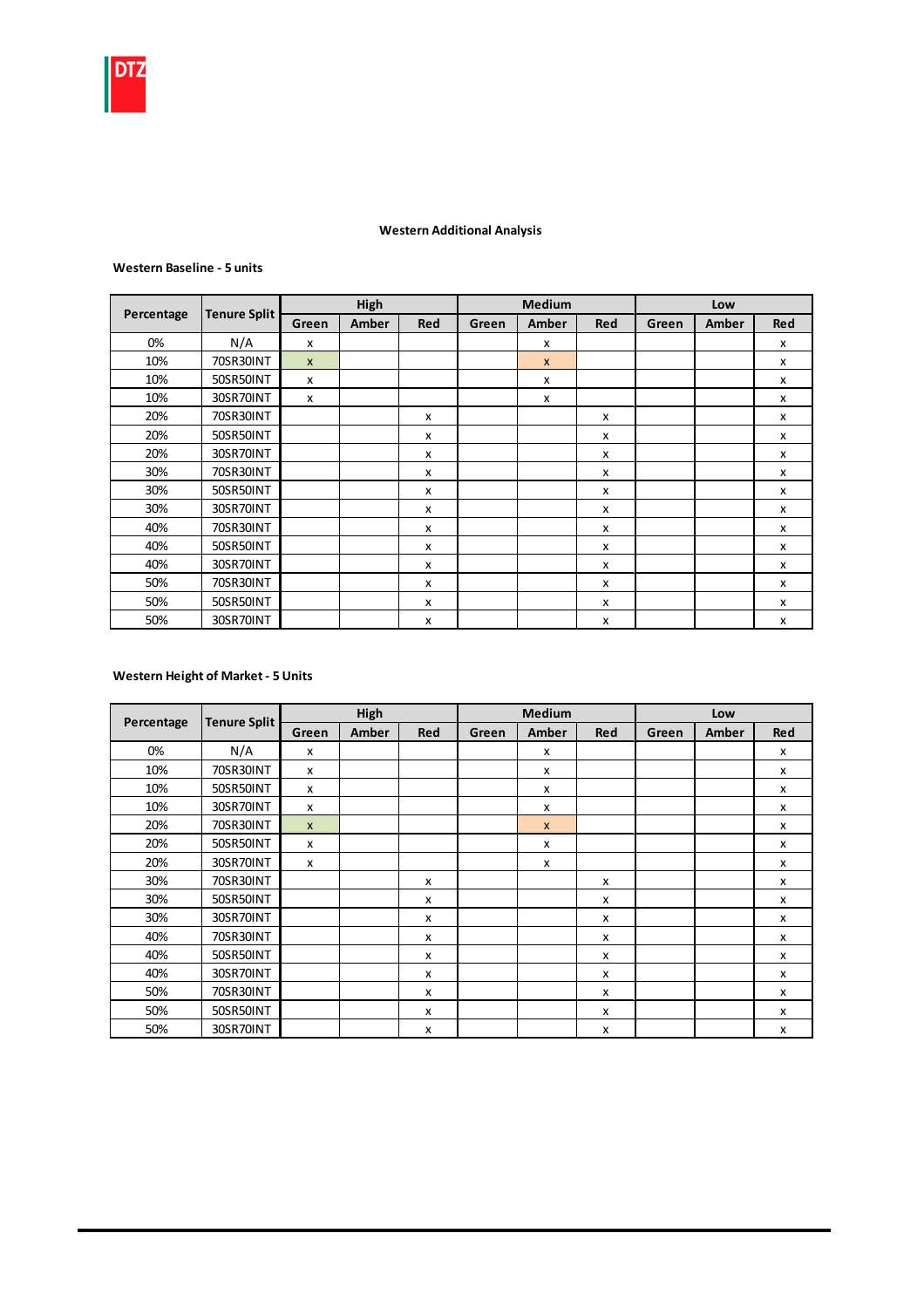**Western Additional Analysis**

**Western Baseline - 5 units**

| Percentage | Tenure Split | High | | | Medium | | | Low | | |
|---|---|---|---|---|---|---|---|---|---|---|
| | | Green | Amber | Red | Green | Amber | Red | Green | Amber | Red |
| 0% | N/A | x | | | | x | | | | x |
| 10% | 70SR30INT | x | | | | x | | | | x |
| 10% | 50SR50INT | x | | | | x | | | | x |
| 10% | 30SR70INT | x | | | | x | | | | x |
| 20% | 70SR30INT | | | x | | | x | | | x |
| 20% | 50SR50INT | | | x | | | x | | | x |
| 20% | 30SR70INT | | | x | | | x | | | x |
| 30% | 70SR30INT | | | x | | | x | | | x |
| 30% | 50SR50INT | | | x | | | x | | | x |
| 30% | 30SR70INT | | | x | | | x | | | x |
| 40% | 70SR30INT | | | x | | | x | | | x |
| 40% | 50SR50INT | | | x | | | x | | | x |
| 40% | 30SR70INT | | | x | | | x | | | x |
| 50% | 70SR30INT | | | x | | | x | | | x |
| 50% | 50SR50INT | | | x | | | x | | | x |
| 50% | 30SR70INT | | | x | | | x | | | x |

**Western Height of Market - 5 Units**

| Percentage | Tenure Split | High | | | Medium | | | Low | | |
|---|---|---|---|---|---|---|---|---|---|---|
| | | Green | Amber | Red | Green | Amber | Red | Green | Amber | Red |
| 0% | N/A | x | | | | x | | | | x |
| 10% | 70SR30INT | x | | | | x | | | | x |
| 10% | 50SR50INT | x | | | | x | | | | x |
| 10% | 30SR70INT | x | | | | x | | | | x |
| 20% | 70SR30INT | x | | | | x | | | | x |
| 20% | 50SR50INT | x | | | | x | | | | x |
| 20% | 30SR70INT | x | | | | x | | | | x |
| 30% | 70SR30INT | | | x | | | x | | | x |
| 30% | 50SR50INT | | | x | | | x | | | x |
| 30% | 30SR70INT | | | x | | | x | | | x |
| 40% | 70SR30INT | | | x | | | x | | | x |
| 40% | 50SR50INT | | | x | | | x | | | x |
| 40% | 30SR70INT | | | x | | | x | | | x |
| 50% | 70SR30INT | | | x | | | x | | | x |
| 50% | 50SR50INT | | | x | | | x | | | x |
| 50% | 30SR70INT | | | x | | | x | | | x |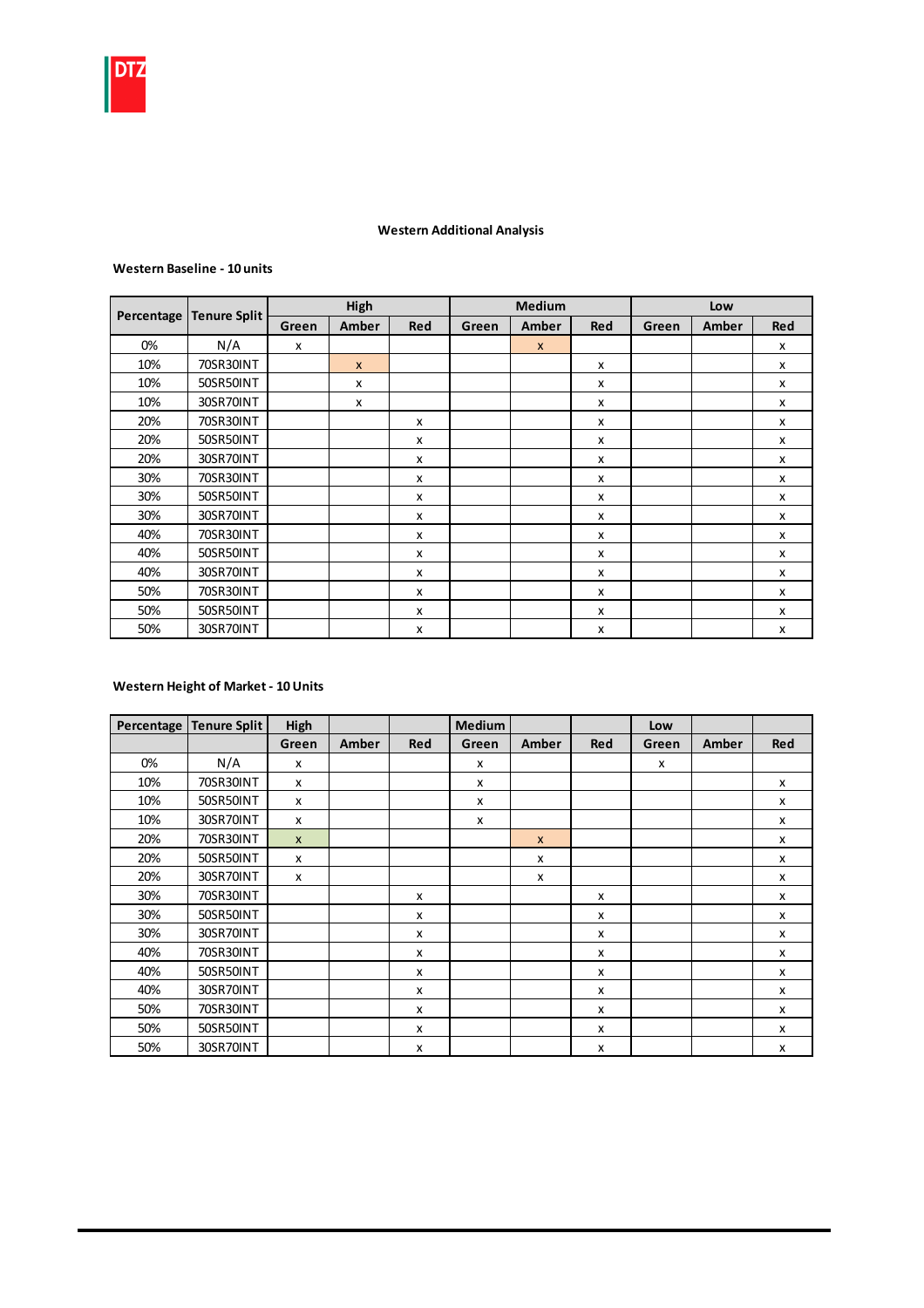### Western Additional Analysis

**Western Baseline - 10 units**

| Percentage | Tenure Split | High | | | Medium | | | Low | | |
|---|---|---|---|---|---|---|---|---|---|---|
| | | Green | Amber | Red | Green | Amber | Red | Green | Amber | Red |
| 0% | N/A | x | | | | x | | | | x |
| 10% | 70SR30INT | | x | | | | x | | | x |
| 10% | 50SR50INT | | x | | | | x | | | x |
| 10% | 30SR70INT | | x | | | | x | | | x |
| 20% | 70SR30INT | | | x | | | x | | | x |
| 20% | 50SR50INT | | | x | | | x | | | x |
| 20% | 30SR70INT | | | x | | | x | | | x |
| 30% | 70SR30INT | | | x | | | x | | | x |
| 30% | 50SR50INT | | | x | | | x | | | x |
| 30% | 30SR70INT | | | x | | | x | | | x |
| 40% | 70SR30INT | | | x | | | x | | | x |
| 40% | 50SR50INT | | | x | | | x | | | x |
| 40% | 30SR70INT | | | x | | | x | | | x |
| 50% | 70SR30INT | | | x | | | x | | | x |
| 50% | 50SR50INT | | | x | | | x | | | x |
| 50% | 30SR70INT | | | x | | | x | | | x |

**Western Height of Market - 10 Units**

| Percentage | Tenure Split | High | | | Medium | | | Low | | |
|---|---|---|---|---|---|---|---|---|---|---|
| | | Green | Amber | Red | Green | Amber | Red | Green | Amber | Red |
| 0% | N/A | x | | | x | | | x | | |
| 10% | 70SR30INT | x | | | x | | | | | x |
| 10% | 50SR50INT | x | | | x | | | | | x |
| 10% | 30SR70INT | x | | | x | | | | | x |
| 20% | 70SR30INT | x | | | | x | | | | x |
| 20% | 50SR50INT | x | | | | x | | | | x |
| 20% | 30SR70INT | x | | | | x | | | | x |
| 30% | 70SR30INT | | | x | | | x | | | x |
| 30% | 50SR50INT | | | x | | | x | | | x |
| 30% | 30SR70INT | | | x | | | x | | | x |
| 40% | 70SR30INT | | | x | | | x | | | x |
| 40% | 50SR50INT | | | x | | | x | | | x |
| 40% | 30SR70INT | | | x | | | x | | | x |
| 50% | 70SR30INT | | | x | | | x | | | x |
| 50% | 50SR50INT | | | x | | | x | | | x |
| 50% | 30SR70INT | | | x | | | x | | | x |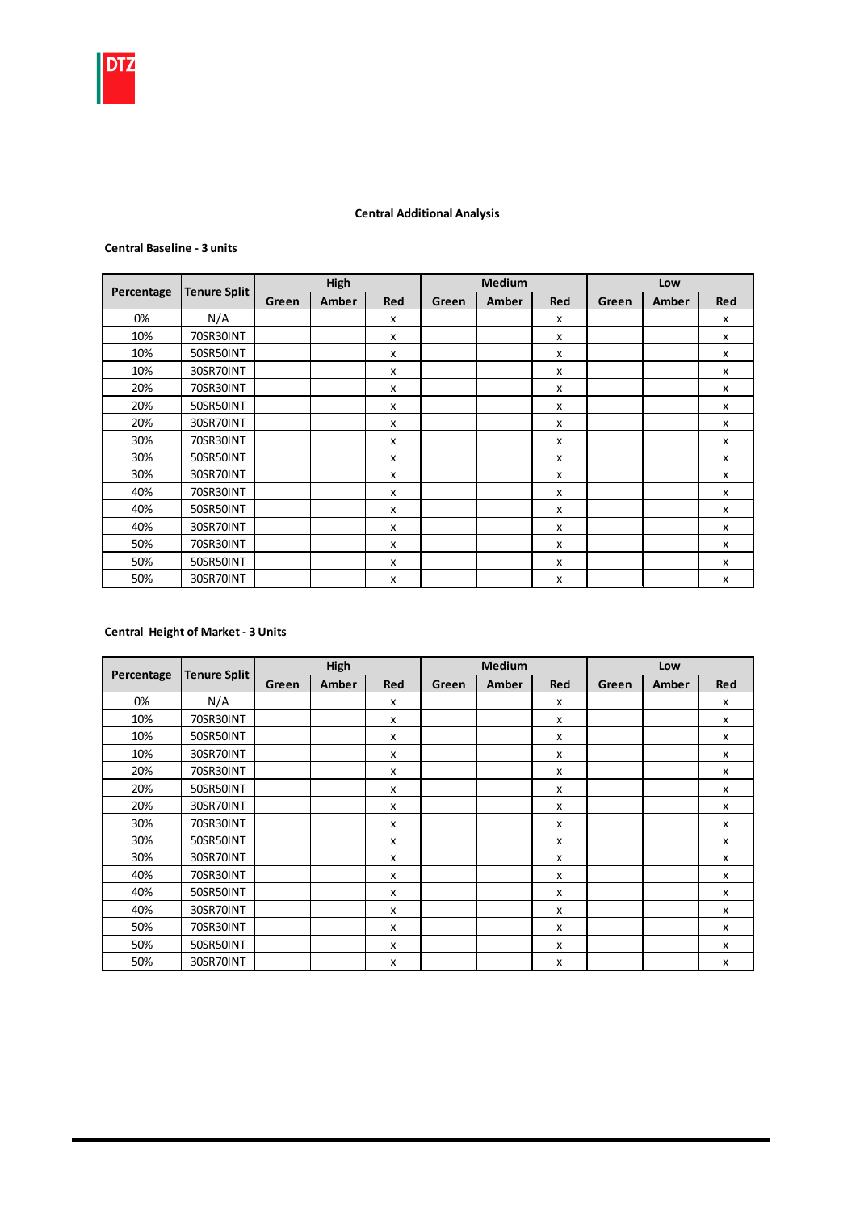## Central Additional Analysis

**Central Baseline - 3 units**

| Percentage | Tenure Split | High | | | Medium | | | Low | | |
|---|---|---|---|---|---|---|---|---|---|---|
| | | Green | Amber | Red | Green | Amber | Red | Green | Amber | Red |
| 0% | N/A | | | x | | | x | | | x |
| 10% | 70SR30INT | | | x | | | x | | | x |
| 10% | 50SR50INT | | | x | | | x | | | x |
| 10% | 30SR70INT | | | x | | | x | | | x |
| 20% | 70SR30INT | | | x | | | x | | | x |
| 20% | 50SR50INT | | | x | | | x | | | x |
| 20% | 30SR70INT | | | x | | | x | | | x |
| 30% | 70SR30INT | | | x | | | x | | | x |
| 30% | 50SR50INT | | | x | | | x | | | x |
| 30% | 30SR70INT | | | x | | | x | | | x |
| 40% | 70SR30INT | | | x | | | x | | | x |
| 40% | 50SR50INT | | | x | | | x | | | x |
| 40% | 30SR70INT | | | x | | | x | | | x |
| 50% | 70SR30INT | | | x | | | x | | | x |
| 50% | 50SR50INT | | | x | | | x | | | x |
| 50% | 30SR70INT | | | x | | | x | | | x |

**Central Height of Market - 3 Units**

| Percentage | Tenure Split | High | | | Medium | | | Low | | |
|---|---|---|---|---|---|---|---|---|---|---|
| | | Green | Amber | Red | Green | Amber | Red | Green | Amber | Red |
| 0% | N/A | | | x | | | x | | | x |
| 10% | 70SR30INT | | | x | | | x | | | x |
| 10% | 50SR50INT | | | x | | | x | | | x |
| 10% | 30SR70INT | | | x | | | x | | | x |
| 20% | 70SR30INT | | | x | | | x | | | x |
| 20% | 50SR50INT | | | x | | | x | | | x |
| 20% | 30SR70INT | | | x | | | x | | | x |
| 30% | 70SR30INT | | | x | | | x | | | x |
| 30% | 50SR50INT | | | x | | | x | | | x |
| 30% | 30SR70INT | | | x | | | x | | | x |
| 40% | 70SR30INT | | | x | | | x | | | x |
| 40% | 50SR50INT | | | x | | | x | | | x |
| 40% | 30SR70INT | | | x | | | x | | | x |
| 50% | 70SR30INT | | | x | | | x | | | x |
| 50% | 50SR50INT | | | x | | | x | | | x |
| 50% | 30SR70INT | | | x | | | x | | | x |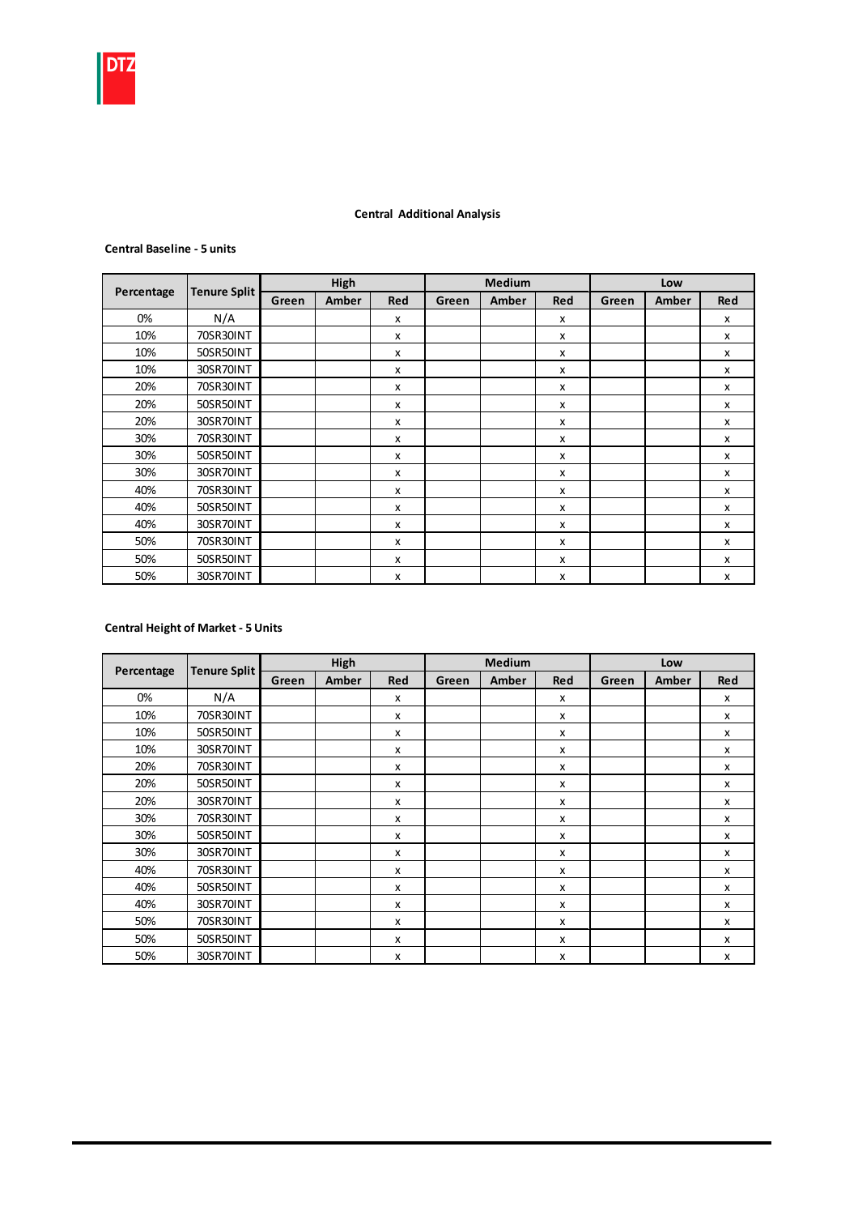## Central Additional Analysis

**Central Baseline - 5 units**

| Percentage | Tenure Split | High | | | Medium | | | Low | | |
|---|---|---|---|---|---|---|---|---|---|---|
| | | Green | Amber | Red | Green | Amber | Red | Green | Amber | Red |
| 0% | N/A | | | x | | | x | | | x |
| 10% | 70SR30INT | | | x | | | x | | | x |
| 10% | 50SR50INT | | | x | | | x | | | x |
| 10% | 30SR70INT | | | x | | | x | | | x |
| 20% | 70SR30INT | | | x | | | x | | | x |
| 20% | 50SR50INT | | | x | | | x | | | x |
| 20% | 30SR70INT | | | x | | | x | | | x |
| 30% | 70SR30INT | | | x | | | x | | | x |
| 30% | 50SR50INT | | | x | | | x | | | x |
| 30% | 30SR70INT | | | x | | | x | | | x |
| 40% | 70SR30INT | | | x | | | x | | | x |
| 40% | 50SR50INT | | | x | | | x | | | x |
| 40% | 30SR70INT | | | x | | | x | | | x |
| 50% | 70SR30INT | | | x | | | x | | | x |
| 50% | 50SR50INT | | | x | | | x | | | x |
| 50% | 30SR70INT | | | x | | | x | | | x |

**Central Height of Market - 5 Units**

| Percentage | Tenure Split | High | | | Medium | | | Low | | |
|---|---|---|---|---|---|---|---|---|---|---|
| | | Green | Amber | Red | Green | Amber | Red | Green | Amber | Red |
| 0% | N/A | | | x | | | x | | | x |
| 10% | 70SR30INT | | | x | | | x | | | x |
| 10% | 50SR50INT | | | x | | | x | | | x |
| 10% | 30SR70INT | | | x | | | x | | | x |
| 20% | 70SR30INT | | | x | | | x | | | x |
| 20% | 50SR50INT | | | x | | | x | | | x |
| 20% | 30SR70INT | | | x | | | x | | | x |
| 30% | 70SR30INT | | | x | | | x | | | x |
| 30% | 50SR50INT | | | x | | | x | | | x |
| 30% | 30SR70INT | | | x | | | x | | | x |
| 40% | 70SR30INT | | | x | | | x | | | x |
| 40% | 50SR50INT | | | x | | | x | | | x |
| 40% | 30SR70INT | | | x | | | x | | | x |
| 50% | 70SR30INT | | | x | | | x | | | x |
| 50% | 50SR50INT | | | x | | | x | | | x |
| 50% | 30SR70INT | | | x | | | x | | | x |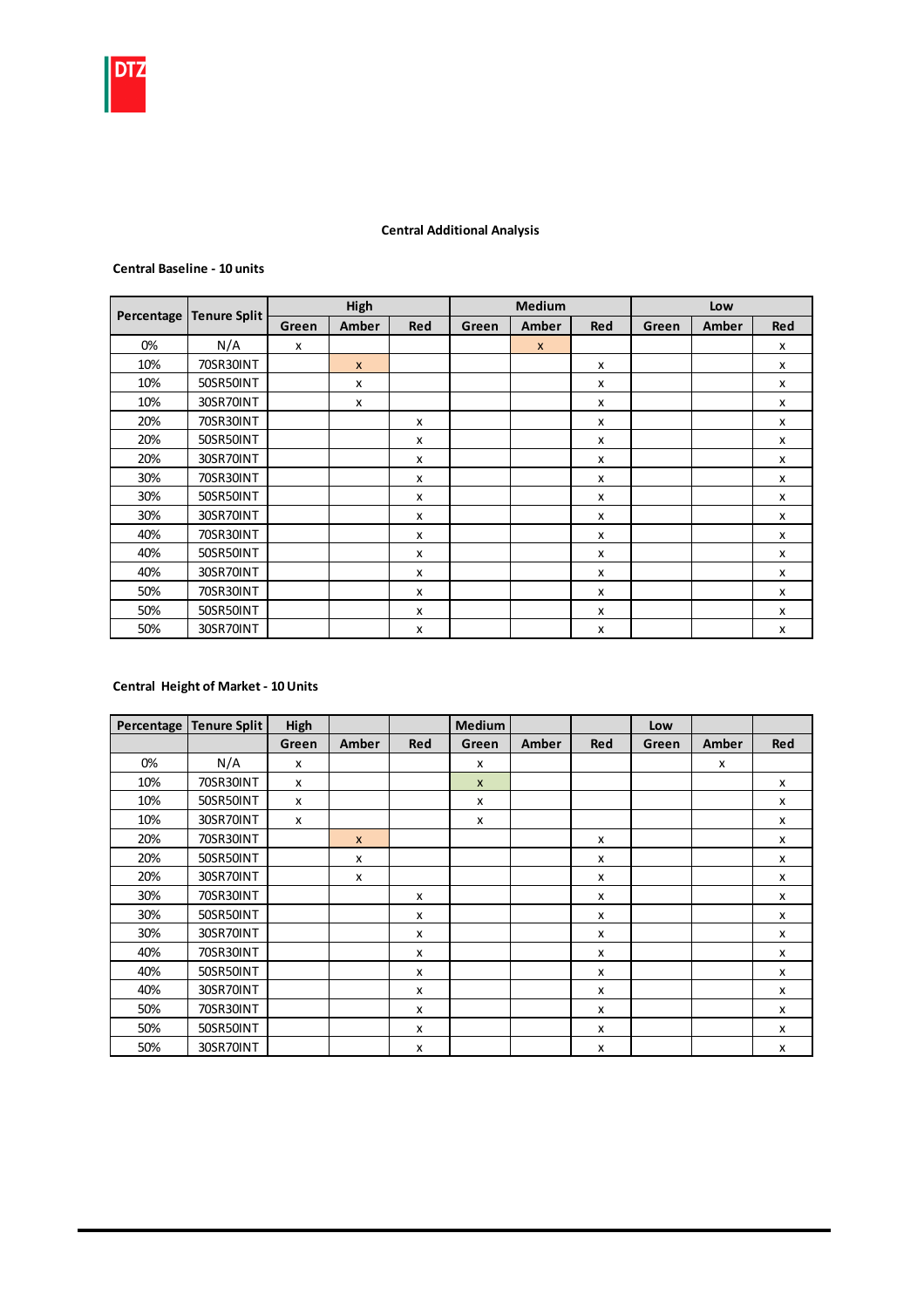## Central Additional Analysis

**Central Baseline - 10 units**

| Percentage | Tenure Split | High | | | Medium | | | Low | | |
|---|---|---|---|---|---|---|---|---|---|---|
| | | Green | Amber | Red | Green | Amber | Red | Green | Amber | Red |
| 0% | N/A | x | | | | x | | | | x |
| 10% | 70SR30INT | | x | | | | x | | | x |
| 10% | 50SR50INT | | x | | | | x | | | x |
| 10% | 30SR70INT | | x | | | | x | | | x |
| 20% | 70SR30INT | | | x | | | x | | | x |
| 20% | 50SR50INT | | | x | | | x | | | x |
| 20% | 30SR70INT | | | x | | | x | | | x |
| 30% | 70SR30INT | | | x | | | x | | | x |
| 30% | 50SR50INT | | | x | | | x | | | x |
| 30% | 30SR70INT | | | x | | | x | | | x |
| 40% | 70SR30INT | | | x | | | x | | | x |
| 40% | 50SR50INT | | | x | | | x | | | x |
| 40% | 30SR70INT | | | x | | | x | | | x |
| 50% | 70SR30INT | | | x | | | x | | | x |
| 50% | 50SR50INT | | | x | | | x | | | x |
| 50% | 30SR70INT | | | x | | | x | | | x |

**Central Height of Market - 10 Units**

| Percentage | Tenure Split | High | | | Medium | | | Low | | |
|---|---|---|---|---|---|---|---|---|---|---|
| | | Green | Amber | Red | Green | Amber | Red | Green | Amber | Red |
| 0% | N/A | x | | | x | | | | x | |
| 10% | 70SR30INT | x | | | x | | | | | x |
| 10% | 50SR50INT | x | | | x | | | | | x |
| 10% | 30SR70INT | x | | | x | | | | | x |
| 20% | 70SR30INT | | x | | | | x | | | x |
| 20% | 50SR50INT | | x | | | | x | | | x |
| 20% | 30SR70INT | | x | | | | x | | | x |
| 30% | 70SR30INT | | | x | | | x | | | x |
| 30% | 50SR50INT | | | x | | | x | | | x |
| 30% | 30SR70INT | | | x | | | x | | | x |
| 40% | 70SR30INT | | | x | | | x | | | x |
| 40% | 50SR50INT | | | x | | | x | | | x |
| 40% | 30SR70INT | | | x | | | x | | | x |
| 50% | 70SR30INT | | | x | | | x | | | x |
| 50% | 50SR50INT | | | x | | | x | | | x |
| 50% | 30SR70INT | | | x | | | x | | | x |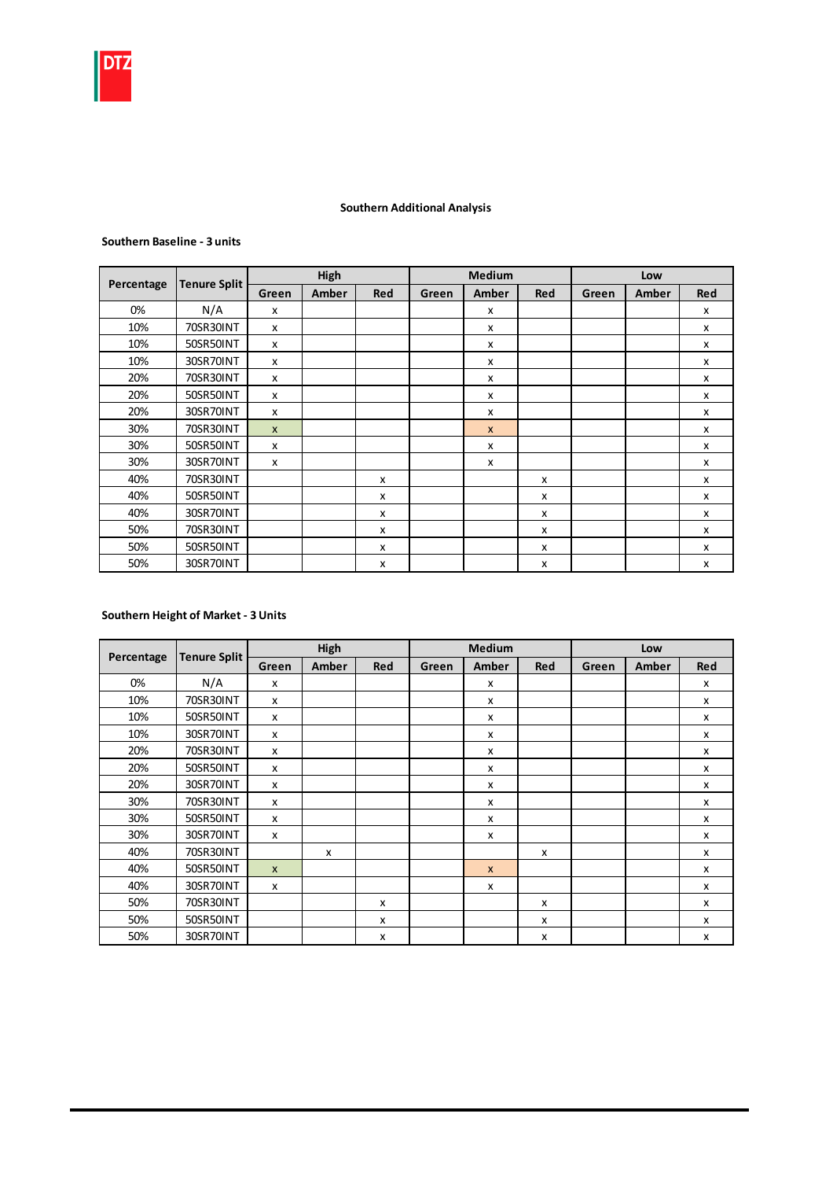**Southern Additional Analysis**

**Southern Baseline - 3 units**

| Percentage | Tenure Split | High | | | Medium | | | Low | | |
|---|---|---|---|---|---|---|---|---|---|---|
| | | Green | Amber | Red | Green | Amber | Red | Green | Amber | Red |
| 0% | N/A | x | | | | x | | | | x |
| 10% | 70SR30INT | x | | | | x | | | | x |
| 10% | 50SR50INT | x | | | | x | | | | x |
| 10% | 30SR70INT | x | | | | x | | | | x |
| 20% | 70SR30INT | x | | | | x | | | | x |
| 20% | 50SR50INT | x | | | | x | | | | x |
| 20% | 30SR70INT | x | | | | x | | | | x |
| 30% | 70SR30INT | x | | | | x | | | | x |
| 30% | 50SR50INT | x | | | | x | | | | x |
| 30% | 30SR70INT | x | | | | x | | | | x |
| 40% | 70SR30INT | | | x | | | x | | | x |
| 40% | 50SR50INT | | | x | | | x | | | x |
| 40% | 30SR70INT | | | x | | | x | | | x |
| 50% | 70SR30INT | | | x | | | x | | | x |
| 50% | 50SR50INT | | | x | | | x | | | x |
| 50% | 30SR70INT | | | x | | | x | | | x |

**Southern Height of Market - 3 Units**

| Percentage | Tenure Split | High | | | Medium | | | Low | | |
|---|---|---|---|---|---|---|---|---|---|---|
| | | Green | Amber | Red | Green | Amber | Red | Green | Amber | Red |
| 0% | N/A | x | | | | x | | | | x |
| 10% | 70SR30INT | x | | | | x | | | | x |
| 10% | 50SR50INT | x | | | | x | | | | x |
| 10% | 30SR70INT | x | | | | x | | | | x |
| 20% | 70SR30INT | x | | | | x | | | | x |
| 20% | 50SR50INT | x | | | | x | | | | x |
| 20% | 30SR70INT | x | | | | x | | | | x |
| 30% | 70SR30INT | x | | | | x | | | | x |
| 30% | 50SR50INT | x | | | | x | | | | x |
| 30% | 30SR70INT | x | | | | x | | | | x |
| 40% | 70SR30INT | | x | | | | x | | | x |
| 40% | 50SR50INT | x | | | | x | | | | x |
| 40% | 30SR70INT | x | | | | x | | | | x |
| 50% | 70SR30INT | | | x | | | x | | | x |
| 50% | 50SR50INT | | | x | | | x | | | x |
| 50% | 30SR70INT | | | x | | | x | | | x |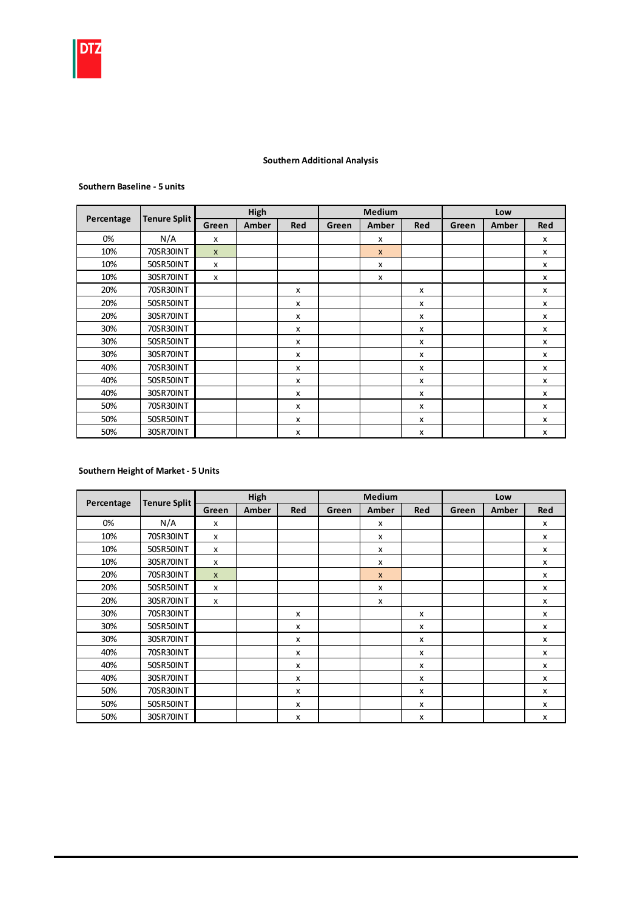### Southern Additional Analysis

**Southern Baseline - 5 units**

| Percentage | Tenure Split | High | | | Medium | | | Low | | |
|---|---|---|---|---|---|---|---|---|---|---|
| | | Green | Amber | Red | Green | Amber | Red | Green | Amber | Red |
| 0% | N/A | x | | | | x | | | | x |
| 10% | 70SR30INT | x | | | | x | | | | x |
| 10% | 50SR50INT | x | | | | x | | | | x |
| 10% | 30SR70INT | x | | | | x | | | | x |
| 20% | 70SR30INT | | | x | | | x | | | x |
| 20% | 50SR50INT | | | x | | | x | | | x |
| 20% | 30SR70INT | | | x | | | x | | | x |
| 30% | 70SR30INT | | | x | | | x | | | x |
| 30% | 50SR50INT | | | x | | | x | | | x |
| 30% | 30SR70INT | | | x | | | x | | | x |
| 40% | 70SR30INT | | | x | | | x | | | x |
| 40% | 50SR50INT | | | x | | | x | | | x |
| 40% | 30SR70INT | | | x | | | x | | | x |
| 50% | 70SR30INT | | | x | | | x | | | x |
| 50% | 50SR50INT | | | x | | | x | | | x |
| 50% | 30SR70INT | | | x | | | x | | | x |

**Southern Height of Market - 5 Units**

| Percentage | Tenure Split | High | | | Medium | | | Low | | |
|---|---|---|---|---|---|---|---|---|---|---|
| | | Green | Amber | Red | Green | Amber | Red | Green | Amber | Red |
| 0% | N/A | x | | | | x | | | | x |
| 10% | 70SR30INT | x | | | | x | | | | x |
| 10% | 50SR50INT | x | | | | x | | | | x |
| 10% | 30SR70INT | x | | | | x | | | | x |
| 20% | 70SR30INT | x | | | | x | | | | x |
| 20% | 50SR50INT | x | | | | x | | | | x |
| 20% | 30SR70INT | x | | | | x | | | | x |
| 30% | 70SR30INT | | | x | | | x | | | x |
| 30% | 50SR50INT | | | x | | | x | | | x |
| 30% | 30SR70INT | | | x | | | x | | | x |
| 40% | 70SR30INT | | | x | | | x | | | x |
| 40% | 50SR50INT | | | x | | | x | | | x |
| 40% | 30SR70INT | | | x | | | x | | | x |
| 50% | 70SR30INT | | | x | | | x | | | x |
| 50% | 50SR50INT | | | x | | | x | | | x |
| 50% | 30SR70INT | | | x | | | x | | | x |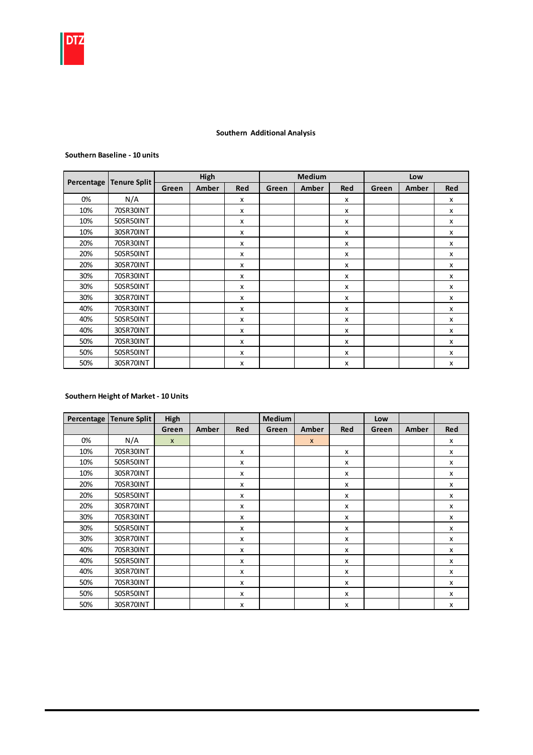DTZ

**Southern Additional Analysis**

**Southern Baseline - 10 units**

| Percentage | Tenure Split | High | | | Medium | | | Low | | |
|---|---|---|---|---|---|---|---|---|---|---|
| | | Green | Amber | Red | Green | Amber | Red | Green | Amber | Red |
| 0% | N/A | | | x | | | x | | | x |
| 10% | 70SR30INT | | | x | | | x | | | x |
| 10% | 50SR50INT | | | x | | | x | | | x |
| 10% | 30SR70INT | | | x | | | x | | | x |
| 20% | 70SR30INT | | | x | | | x | | | x |
| 20% | 50SR50INT | | | x | | | x | | | x |
| 20% | 30SR70INT | | | x | | | x | | | x |
| 30% | 70SR30INT | | | x | | | x | | | x |
| 30% | 50SR50INT | | | x | | | x | | | x |
| 30% | 30SR70INT | | | x | | | x | | | x |
| 40% | 70SR30INT | | | x | | | x | | | x |
| 40% | 50SR50INT | | | x | | | x | | | x |
| 40% | 30SR70INT | | | x | | | x | | | x |
| 50% | 70SR30INT | | | x | | | x | | | x |
| 50% | 50SR50INT | | | x | | | x | | | x |
| 50% | 30SR70INT | | | x | | | x | | | x |

**Southern Height of Market - 10 Units**

| Percentage | Tenure Split | High | | | Medium | | | Low | | |
|---|---|---|---|---|---|---|---|---|---|---|
| | | Green | Amber | Red | Green | Amber | Red | Green | Amber | Red |
| 0% | N/A | x | | | | x | | | | x |
| 10% | 70SR30INT | | | x | | | x | | | x |
| 10% | 50SR50INT | | | x | | | x | | | x |
| 10% | 30SR70INT | | | x | | | x | | | x |
| 20% | 70SR30INT | | | x | | | x | | | x |
| 20% | 50SR50INT | | | x | | | x | | | x |
| 20% | 30SR70INT | | | x | | | x | | | x |
| 30% | 70SR30INT | | | x | | | x | | | x |
| 30% | 50SR50INT | | | x | | | x | | | x |
| 30% | 30SR70INT | | | x | | | x | | | x |
| 40% | 70SR30INT | | | x | | | x | | | x |
| 40% | 50SR50INT | | | x | | | x | | | x |
| 40% | 30SR70INT | | | x | | | x | | | x |
| 50% | 70SR30INT | | | x | | | x | | | x |
| 50% | 50SR50INT | | | x | | | x | | | x |
| 50% | 30SR70INT | | | x | | | x | | | x |